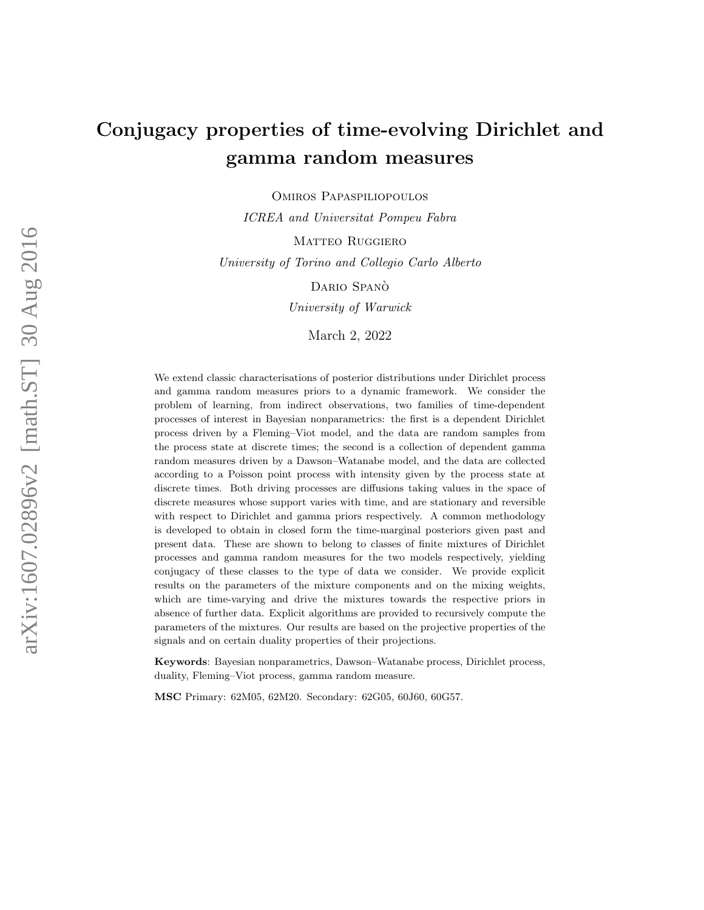# Conjugacy properties of time-evolving Dirichlet and gamma random measures

Omiros Papaspiliopoulos

*ICREA and Universitat Pompeu Fabra*

Matteo Ruggiero

*University of Torino and Collegio Carlo Alberto*

Dario Spanò

*University of Warwick*

March 2, 2022

We extend classic characterisations of posterior distributions under Dirichlet process and gamma random measures priors to a dynamic framework. We consider the problem of learning, from indirect observations, two families of time-dependent processes of interest in Bayesian nonparametrics: the first is a dependent Dirichlet process driven by a Fleming–Viot model, and the data are random samples from the process state at discrete times; the second is a collection of dependent gamma random measures driven by a Dawson–Watanabe model, and the data are collected according to a Poisson point process with intensity given by the process state at discrete times. Both driving processes are diffusions taking values in the space of discrete measures whose support varies with time, and are stationary and reversible with respect to Dirichlet and gamma priors respectively. A common methodology is developed to obtain in closed form the time-marginal posteriors given past and present data. These are shown to belong to classes of finite mixtures of Dirichlet processes and gamma random measures for the two models respectively, yielding conjugacy of these classes to the type of data we consider. We provide explicit results on the parameters of the mixture components and on the mixing weights, which are time-varying and drive the mixtures towards the respective priors in absence of further data. Explicit algorithms are provided to recursively compute the parameters of the mixtures. Our results are based on the projective properties of the signals and on certain duality properties of their projections.

**Keywords**: Bayesian nonparametrics, Dawson–Watanabe process, Dirichlet process, duality, Fleming–Viot process, gamma random measure.

**MSC** Primary: 62M05, 62M20. Secondary: 62G05, 60J60, 60G57.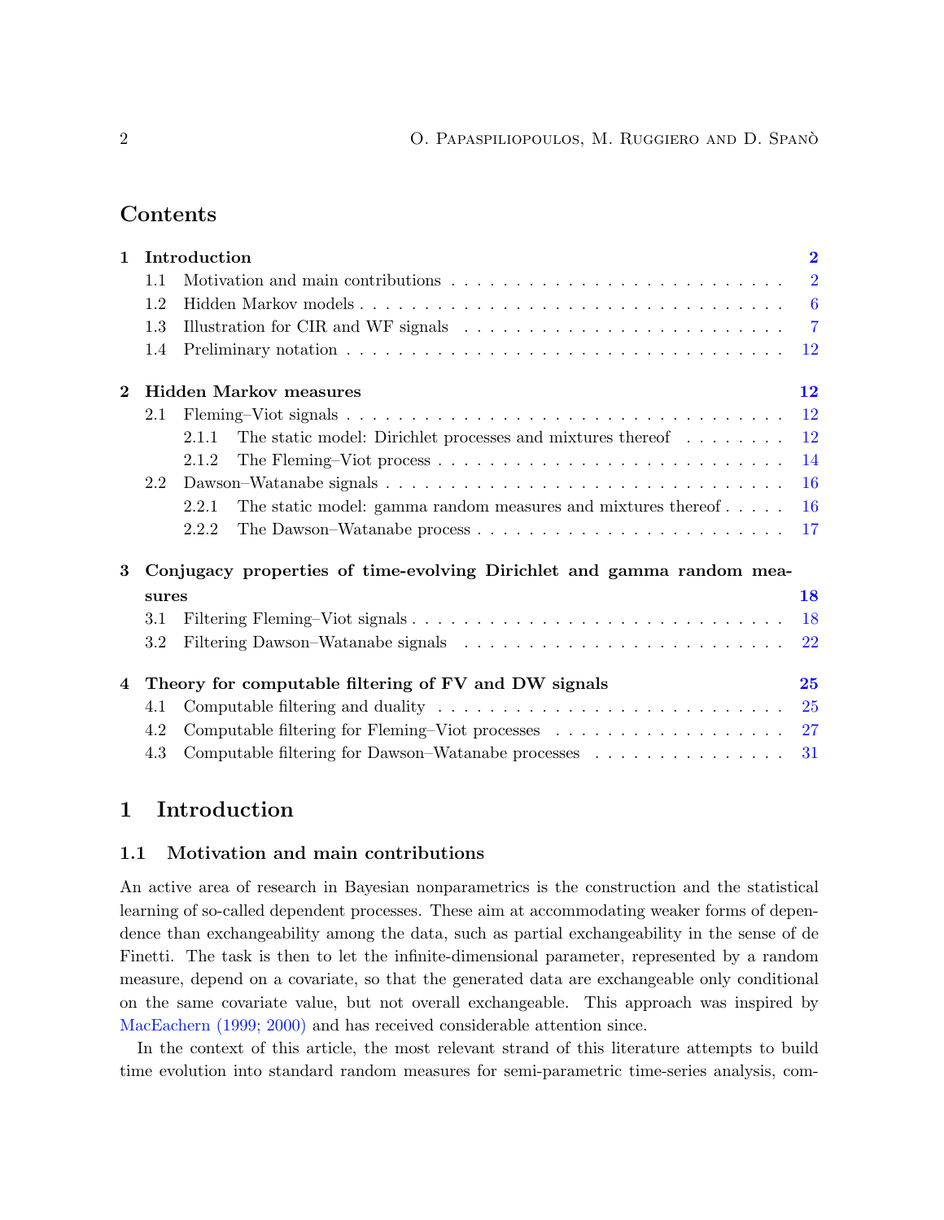## Contents

**1 Introduction** — 2
- 1.1 Motivation and main contributions — 2
- 1.2 Hidden Markov models — 6
- 1.3 Illustration for CIR and WF signals — 7
- 1.4 Preliminary notation — 12

**2 Hidden Markov measures** — 12
- 2.1 Fleming–Viot signals — 12
  - 2.1.1 The static model: Dirichlet processes and mixtures thereof — 12
  - 2.1.2 The Fleming–Viot process — 14
- 2.2 Dawson–Watanabe signals — 16
  - 2.2.1 The static model: gamma random measures and mixtures thereof — 16
  - 2.2.2 The Dawson–Watanabe process — 17

**3 Conjugacy properties of time-evolving Dirichlet and gamma random measures** — 18
- 3.1 Filtering Fleming–Viot signals — 18
- 3.2 Filtering Dawson–Watanabe signals — 22

**4 Theory for computable filtering of FV and DW signals** — 25
- 4.1 Computable filtering and duality — 25
- 4.2 Computable filtering for Fleming–Viot processes — 27
- 4.3 Computable filtering for Dawson–Watanabe processes — 31

# 1 Introduction

## 1.1 Motivation and main contributions

An active area of research in Bayesian nonparametrics is the construction and the statistical learning of so-called dependent processes. These aim at accommodating weaker forms of dependence than exchangeability among the data, such as partial exchangeability in the sense of de Finetti. The task is then to let the infinite-dimensional parameter, represented by a random measure, depend on a covariate, so that the generated data are exchangeable only conditional on the same covariate value, but not overall exchangeable. This approach was inspired by MacEachern (1999; 2000) and has received considerable attention since.

In the context of this article, the most relevant strand of this literature attempts to build time evolution into standard random measures for semi-parametric time-series analysis, com-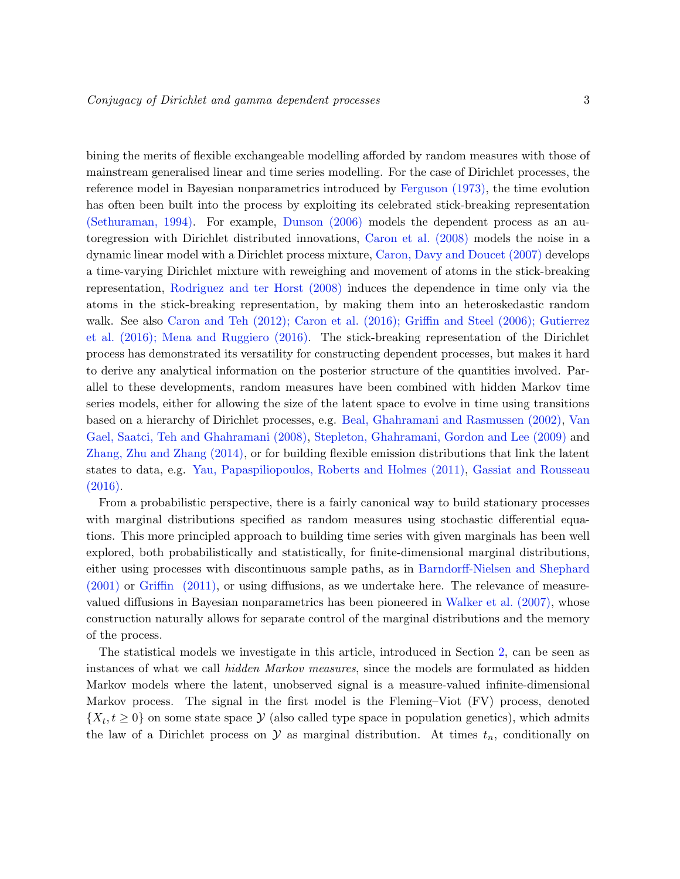bining the merits of flexible exchangeable modelling afforded by random measures with those of mainstream generalised linear and time series modelling. For the case of Dirichlet processes, the reference model in Bayesian nonparametrics introduced by Ferguson (1973), the time evolution has often been built into the process by exploiting its celebrated stick-breaking representation (Sethuraman, 1994). For example, Dunson (2006) models the dependent process as an autoregression with Dirichlet distributed innovations, Caron et al. (2008) models the noise in a dynamic linear model with a Dirichlet process mixture, Caron, Davy and Doucet (2007) develops a time-varying Dirichlet mixture with reweighing and movement of atoms in the stick-breaking representation, Rodriguez and ter Horst (2008) induces the dependence in time only via the atoms in the stick-breaking representation, by making them into an heteroskedastic random walk. See also Caron and Teh (2012); Caron et al. (2016); Griffin and Steel (2006); Gutierrez et al. (2016); Mena and Ruggiero (2016). The stick-breaking representation of the Dirichlet process has demonstrated its versatility for constructing dependent processes, but makes it hard to derive any analytical information on the posterior structure of the quantities involved. Parallel to these developments, random measures have been combined with hidden Markov time series models, either for allowing the size of the latent space to evolve in time using transitions based on a hierarchy of Dirichlet processes, e.g. Beal, Ghahramani and Rasmussen (2002), Van Gael, Saatci, Teh and Ghahramani (2008), Stepleton, Ghahramani, Gordon and Lee (2009) and Zhang, Zhu and Zhang (2014), or for building flexible emission distributions that link the latent states to data, e.g. Yau, Papaspiliopoulos, Roberts and Holmes (2011), Gassiat and Rousseau (2016).

From a probabilistic perspective, there is a fairly canonical way to build stationary processes with marginal distributions specified as random measures using stochastic differential equations. This more principled approach to building time series with given marginals has been well explored, both probabilistically and statistically, for finite-dimensional marginal distributions, either using processes with discontinuous sample paths, as in Barndorff-Nielsen and Shephard (2001) or Griffin (2011), or using diffusions, as we undertake here. The relevance of measure-valued diffusions in Bayesian nonparametrics has been pioneered in Walker et al. (2007), whose construction naturally allows for separate control of the marginal distributions and the memory of the process.

The statistical models we investigate in this article, introduced in Section 2, can be seen as instances of what we call *hidden Markov measures*, since the models are formulated as hidden Markov models where the latent, unobserved signal is a measure-valued infinite-dimensional Markov process. The signal in the first model is the Fleming–Viot (FV) process, denoted $\{X_t, t \geq 0\}$ on some state space $\mathcal{Y}$ (also called type space in population genetics), which admits the law of a Dirichlet process on $\mathcal{Y}$ as marginal distribution. At times $t_n$, conditionally on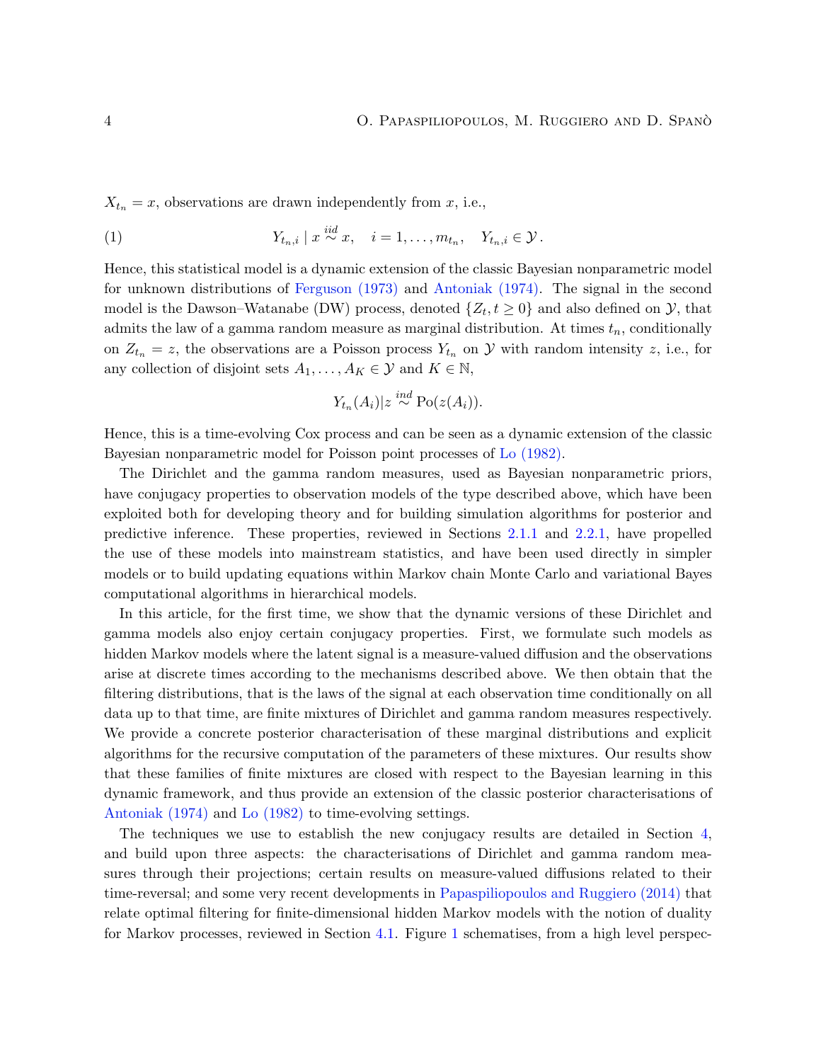$X_{t_n} = x$, observations are drawn independently from $x$, i.e.,

$$Y_{t_n,i} \mid x \overset{iid}{\sim} x, \quad i = 1, \ldots, m_{t_n}, \quad Y_{t_n,i} \in \mathcal{Y}\,. \tag{1}$$

Hence, this statistical model is a dynamic extension of the classic Bayesian nonparametric model for unknown distributions of Ferguson (1973) and Antoniak (1974). The signal in the second model is the Dawson–Watanabe (DW) process, denoted $\{Z_t, t \geq 0\}$ and also defined on $\mathcal{Y}$, that admits the law of a gamma random measure as marginal distribution. At times $t_n$, conditionally on $Z_{t_n} = z$, the observations are a Poisson process $Y_{t_n}$ on $\mathcal{Y}$ with random intensity $z$, i.e., for any collection of disjoint sets $A_1, \ldots, A_K \in \mathcal{Y}$ and $K \in \mathbb{N}$,

$$Y_{t_n}(A_i) | z \overset{ind}{\sim} \text{Po}(z(A_i)).$$

Hence, this is a time-evolving Cox process and can be seen as a dynamic extension of the classic Bayesian nonparametric model for Poisson point processes of Lo (1982).

The Dirichlet and the gamma random measures, used as Bayesian nonparametric priors, have conjugacy properties to observation models of the type described above, which have been exploited both for developing theory and for building simulation algorithms for posterior and predictive inference. These properties, reviewed in Sections 2.1.1 and 2.2.1, have propelled the use of these models into mainstream statistics, and have been used directly in simpler models or to build updating equations within Markov chain Monte Carlo and variational Bayes computational algorithms in hierarchical models.

In this article, for the first time, we show that the dynamic versions of these Dirichlet and gamma models also enjoy certain conjugacy properties. First, we formulate such models as hidden Markov models where the latent signal is a measure-valued diffusion and the observations arise at discrete times according to the mechanisms described above. We then obtain that the filtering distributions, that is the laws of the signal at each observation time conditionally on all data up to that time, are finite mixtures of Dirichlet and gamma random measures respectively. We provide a concrete posterior characterisation of these marginal distributions and explicit algorithms for the recursive computation of the parameters of these mixtures. Our results show that these families of finite mixtures are closed with respect to the Bayesian learning in this dynamic framework, and thus provide an extension of the classic posterior characterisations of Antoniak (1974) and Lo (1982) to time-evolving settings.

The techniques we use to establish the new conjugacy results are detailed in Section 4, and build upon three aspects: the characterisations of Dirichlet and gamma random measures through their projections; certain results on measure-valued diffusions related to their time-reversal; and some very recent developments in Papaspiliopoulos and Ruggiero (2014) that relate optimal filtering for finite-dimensional hidden Markov models with the notion of duality for Markov processes, reviewed in Section 4.1. Figure 1 schematises, from a high level perspec-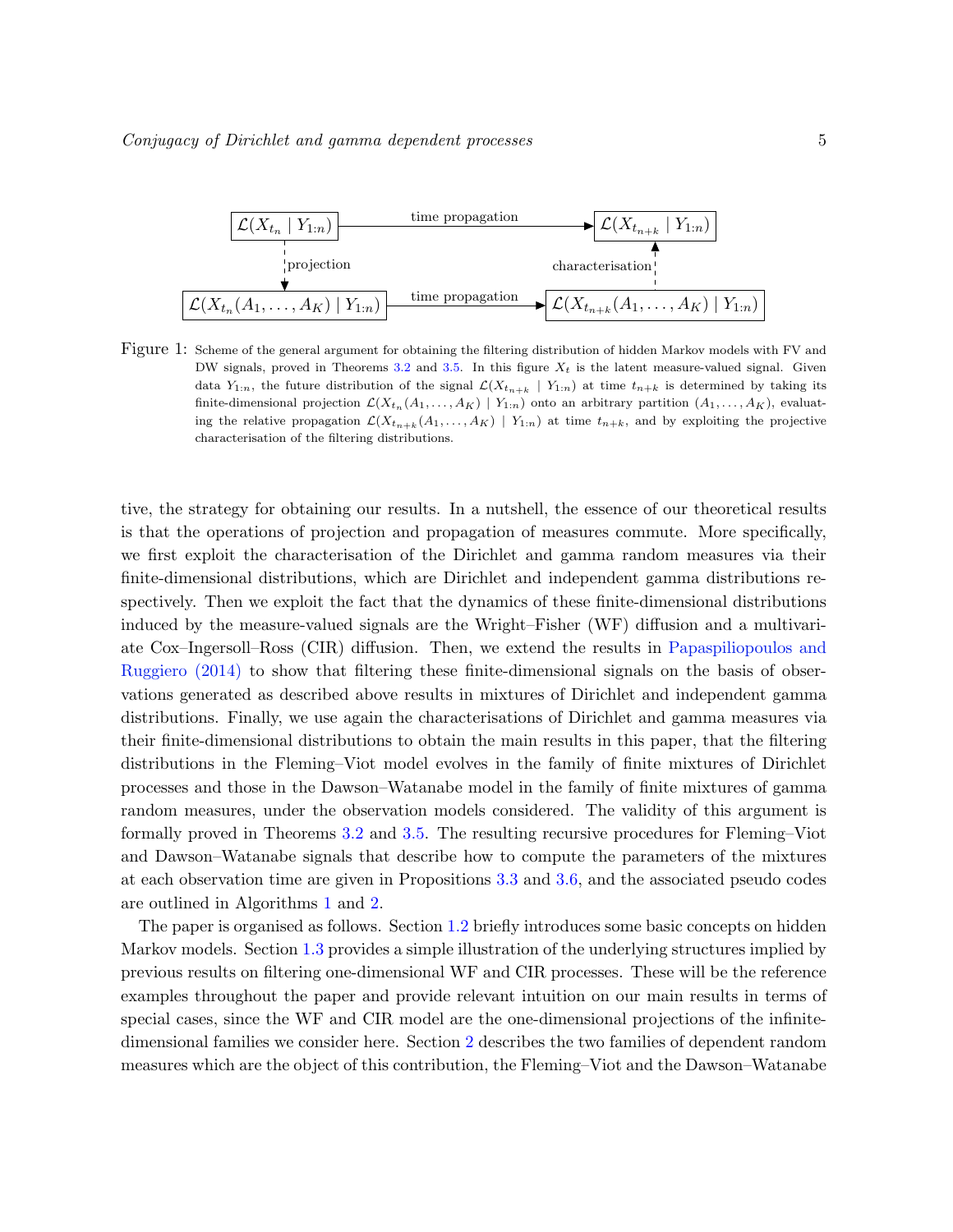Figure 1: Scheme of the general argument for obtaining the filtering distribution of hidden Markov models with FV and DW signals, proved in Theorems 3.2 and 3.5. In this figure $X_t$ is the latent measure-valued signal. Given data $Y_{1:n}$, the future distribution of the signal $\mathcal{L}(X_{t_{n+k}} \mid Y_{1:n})$ at time $t_{n+k}$ is determined by taking its finite-dimensional projection $\mathcal{L}(X_{t_n}(A_1,\dots,A_K) \mid Y_{1:n})$ onto an arbitrary partition $(A_1,\dots,A_K)$, evaluating the relative propagation $\mathcal{L}(X_{t_{n+k}}(A_1,\dots,A_K) \mid Y_{1:n})$ at time $t_{n+k}$, and by exploiting the projective characterisation of the filtering distributions.

tive, the strategy for obtaining our results. In a nutshell, the essence of our theoretical results is that the operations of projection and propagation of measures commute. More specifically, we first exploit the characterisation of the Dirichlet and gamma random measures via their finite-dimensional distributions, which are Dirichlet and independent gamma distributions respectively. Then we exploit the fact that the dynamics of these finite-dimensional distributions induced by the measure-valued signals are the Wright–Fisher (WF) diffusion and a multivariate Cox–Ingersoll–Ross (CIR) diffusion. Then, we extend the results in Papaspiliopoulos and Ruggiero (2014) to show that filtering these finite-dimensional signals on the basis of observations generated as described above results in mixtures of Dirichlet and independent gamma distributions. Finally, we use again the characterisations of Dirichlet and gamma measures via their finite-dimensional distributions to obtain the main results in this paper, that the filtering distributions in the Fleming–Viot model evolves in the family of finite mixtures of Dirichlet processes and those in the Dawson–Watanabe model in the family of finite mixtures of gamma random measures, under the observation models considered. The validity of this argument is formally proved in Theorems 3.2 and 3.5. The resulting recursive procedures for Fleming–Viot and Dawson–Watanabe signals that describe how to compute the parameters of the mixtures at each observation time are given in Propositions 3.3 and 3.6, and the associated pseudo codes are outlined in Algorithms 1 and 2.

The paper is organised as follows. Section 1.2 briefly introduces some basic concepts on hidden Markov models. Section 1.3 provides a simple illustration of the underlying structures implied by previous results on filtering one-dimensional WF and CIR processes. These will be the reference examples throughout the paper and provide relevant intuition on our main results in terms of special cases, since the WF and CIR model are the one-dimensional projections of the infinite-dimensional families we consider here. Section 2 describes the two families of dependent random measures which are the object of this contribution, the Fleming–Viot and the Dawson–Watanabe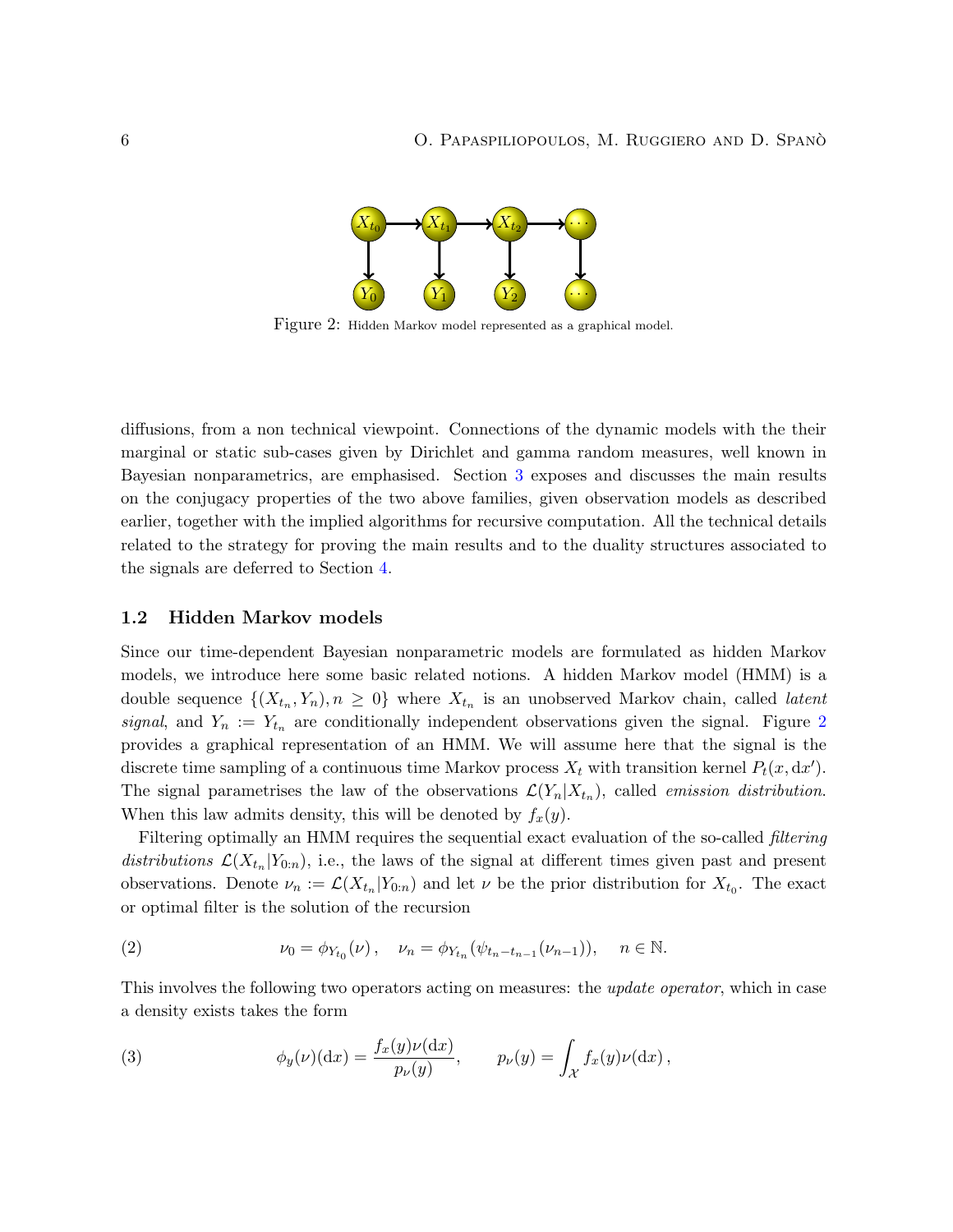Figure 2: Hidden Markov model represented as a graphical model.

diffusions, from a non technical viewpoint. Connections of the dynamic models with the their marginal or static sub-cases given by Dirichlet and gamma random measures, well known in Bayesian nonparametrics, are emphasised. Section 3 exposes and discusses the main results on the conjugacy properties of the two above families, given observation models as described earlier, together with the implied algorithms for recursive computation. All the technical details related to the strategy for proving the main results and to the duality structures associated to the signals are deferred to Section 4.

### 1.2 Hidden Markov models

Since our time-dependent Bayesian nonparametric models are formulated as hidden Markov models, we introduce here some basic related notions. A hidden Markov model (HMM) is a double sequence $\{(X_{t_n}, Y_n), n \geq 0\}$ where $X_{t_n}$ is an unobserved Markov chain, called *latent signal*, and $Y_n := Y_{t_n}$ are conditionally independent observations given the signal. Figure 2 provides a graphical representation of an HMM. We will assume here that the signal is the discrete time sampling of a continuous time Markov process $X_t$ with transition kernel $P_t(x, \mathrm{d}x')$. The signal parametrises the law of the observations $\mathcal{L}(Y_n|X_{t_n})$, called *emission distribution*. When this law admits density, this will be denoted by $f_x(y)$.

Filtering optimally an HMM requires the sequential exact evaluation of the so-called *filtering distributions* $\mathcal{L}(X_{t_n}|Y_{0:n})$, i.e., the laws of the signal at different times given past and present observations. Denote $\nu_n := \mathcal{L}(X_{t_n}|Y_{0:n})$ and let $\nu$ be the prior distribution for $X_{t_0}$. The exact or optimal filter is the solution of the recursion

$$\nu_0 = \phi_{Y_{t_0}}(\nu)\,, \quad \nu_n = \phi_{Y_{t_n}}(\psi_{t_n - t_{n-1}}(\nu_{n-1})), \quad n \in \mathbb{N}. \tag{2}$$

This involves the following two operators acting on measures: the *update operator*, which in case a density exists takes the form

$$\phi_y(\nu)(\mathrm{d}x) = \frac{f_x(y)\nu(\mathrm{d}x)}{p_\nu(y)}, \qquad p_\nu(y) = \int_{\mathcal{X}} f_x(y)\nu(\mathrm{d}x)\,, \tag{3}$$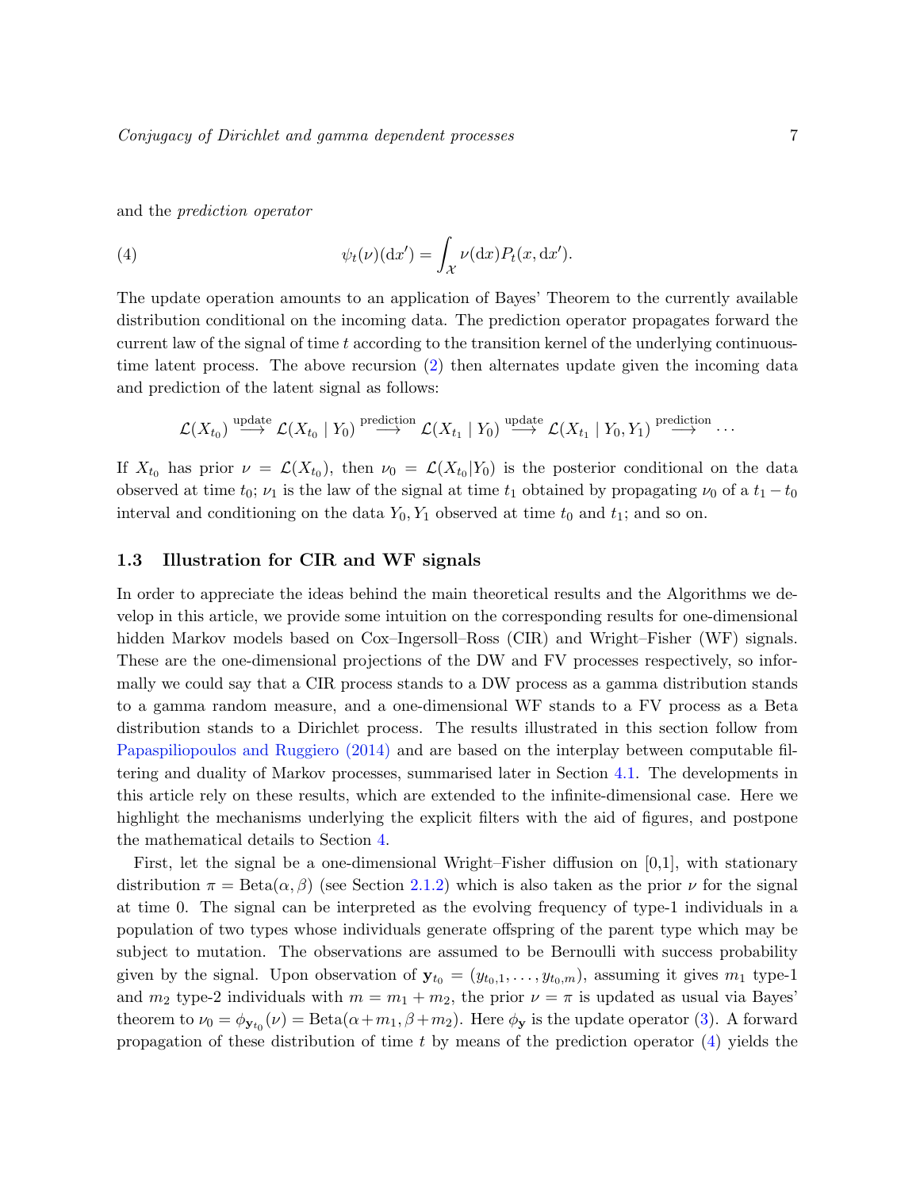and the *prediction operator*

$$\psi_t(\nu)(\mathrm{d}x') = \int_{\mathcal{X}} \nu(\mathrm{d}x) P_t(x, \mathrm{d}x'). \tag{4}$$

The update operation amounts to an application of Bayes' Theorem to the currently available distribution conditional on the incoming data. The prediction operator propagates forward the current law of the signal of time $t$ according to the transition kernel of the underlying continuous-time latent process. The above recursion (2) then alternates update given the incoming data and prediction of the latent signal as follows:

$$\mathcal{L}(X_{t_0}) \overset{\text{update}}{\longrightarrow} \mathcal{L}(X_{t_0} \mid Y_0) \overset{\text{prediction}}{\longrightarrow} \mathcal{L}(X_{t_1} \mid Y_0) \overset{\text{update}}{\longrightarrow} \mathcal{L}(X_{t_1} \mid Y_0, Y_1) \overset{\text{prediction}}{\longrightarrow} \cdots$$

If $X_{t_0}$ has prior $\nu = \mathcal{L}(X_{t_0})$, then $\nu_0 = \mathcal{L}(X_{t_0}|Y_0)$ is the posterior conditional on the data observed at time $t_0$; $\nu_1$ is the law of the signal at time $t_1$ obtained by propagating $\nu_0$ of a $t_1 - t_0$ interval and conditioning on the data $Y_0, Y_1$ observed at time $t_0$ and $t_1$; and so on.

### 1.3 Illustration for CIR and WF signals

In order to appreciate the ideas behind the main theoretical results and the Algorithms we develop in this article, we provide some intuition on the corresponding results for one-dimensional hidden Markov models based on Cox–Ingersoll–Ross (CIR) and Wright–Fisher (WF) signals. These are the one-dimensional projections of the DW and FV processes respectively, so informally we could say that a CIR process stands to a DW process as a gamma distribution stands to a gamma random measure, and a one-dimensional WF stands to a FV process as a Beta distribution stands to a Dirichlet process. The results illustrated in this section follow from Papaspiliopoulos and Ruggiero (2014) and are based on the interplay between computable filtering and duality of Markov processes, summarised later in Section 4.1. The developments in this article rely on these results, which are extended to the infinite-dimensional case. Here we highlight the mechanisms underlying the explicit filters with the aid of figures, and postpone the mathematical details to Section 4.

First, let the signal be a one-dimensional Wright–Fisher diffusion on [0,1], with stationary distribution $\pi = \text{Beta}(\alpha, \beta)$ (see Section 2.1.2) which is also taken as the prior $\nu$ for the signal at time 0. The signal can be interpreted as the evolving frequency of type-1 individuals in a population of two types whose individuals generate offspring of the parent type which may be subject to mutation. The observations are assumed to be Bernoulli with success probability given by the signal. Upon observation of $\mathbf{y}_{t_0} = (y_{t_0,1}, \ldots, y_{t_0,m})$, assuming it gives $m_1$ type-1 and $m_2$ type-2 individuals with $m = m_1 + m_2$, the prior $\nu = \pi$ is updated as usual via Bayes' theorem to $\nu_0 = \phi_{\mathbf{y}_{t_0}}(\nu) = \text{Beta}(\alpha + m_1, \beta + m_2)$. Here $\phi_{\mathbf{y}}$ is the update operator (3). A forward propagation of these distribution of time $t$ by means of the prediction operator (4) yields the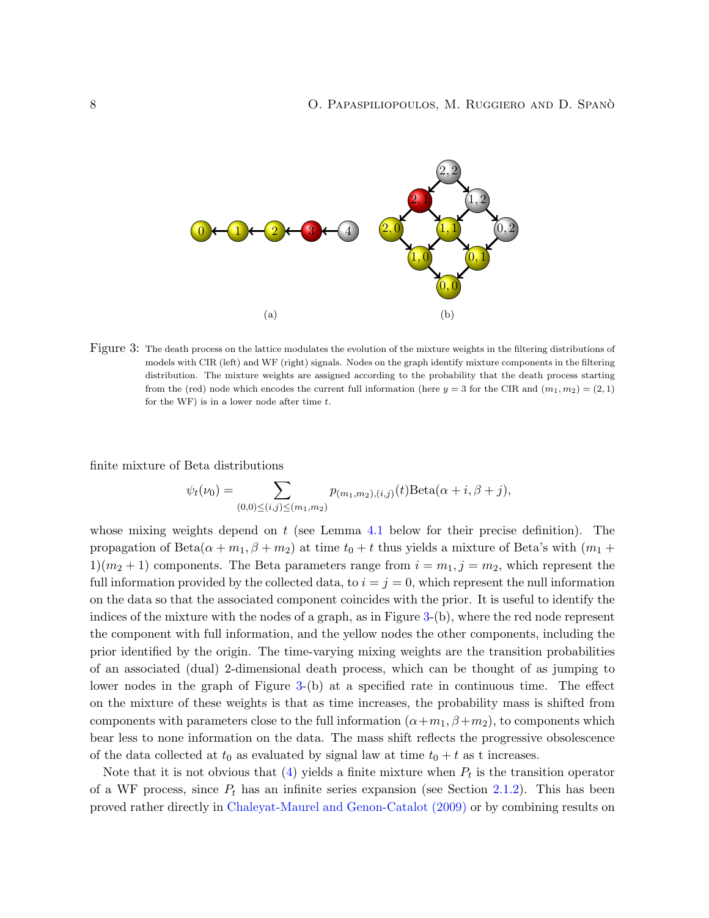Figure 3: The death process on the lattice modulates the evolution of the mixture weights in the filtering distributions of models with CIR (left) and WF (right) signals. Nodes on the graph identify mixture components in the filtering distribution. The mixture weights are assigned according to the probability that the death process starting from the (red) node which encodes the current full information (here $y = 3$ for the CIR and $(m_1, m_2) = (2, 1)$ for the WF) is in a lower node after time $t$.

finite mixture of Beta distributions

$$\psi_t(\nu_0) = \sum_{(0,0)\leq(i,j)\leq(m_1,m_2)} p_{(m_1,m_2),(i,j)}(t)\text{Beta}(\alpha + i, \beta + j),$$

whose mixing weights depend on $t$ (see Lemma 4.1 below for their precise definition). The propagation of $\text{Beta}(\alpha + m_1, \beta + m_2)$ at time $t_0 + t$ thus yields a mixture of Beta's with $(m_1 + 1)(m_2 + 1)$ components. The Beta parameters range from $i = m_1, j = m_2$, which represent the full information provided by the collected data, to $i = j = 0$, which represent the null information on the data so that the associated component coincides with the prior. It is useful to identify the indices of the mixture with the nodes of a graph, as in Figure 3-(b), where the red node represent the component with full information, and the yellow nodes the other components, including the prior identified by the origin. The time-varying mixing weights are the transition probabilities of an associated (dual) 2-dimensional death process, which can be thought of as jumping to lower nodes in the graph of Figure 3-(b) at a specified rate in continuous time. The effect on the mixture of these weights is that as time increases, the probability mass is shifted from components with parameters close to the full information $(\alpha+m_1, \beta+m_2)$, to components which bear less to none information on the data. The mass shift reflects the progressive obsolescence of the data collected at $t_0$ as evaluated by signal law at time $t_0 + t$ as t increases.

Note that it is not obvious that (4) yields a finite mixture when $P_t$ is the transition operator of a WF process, since $P_t$ has an infinite series expansion (see Section 2.1.2). This has been proved rather directly in Chaleyat-Maurel and Genon-Catalot (2009) or by combining results on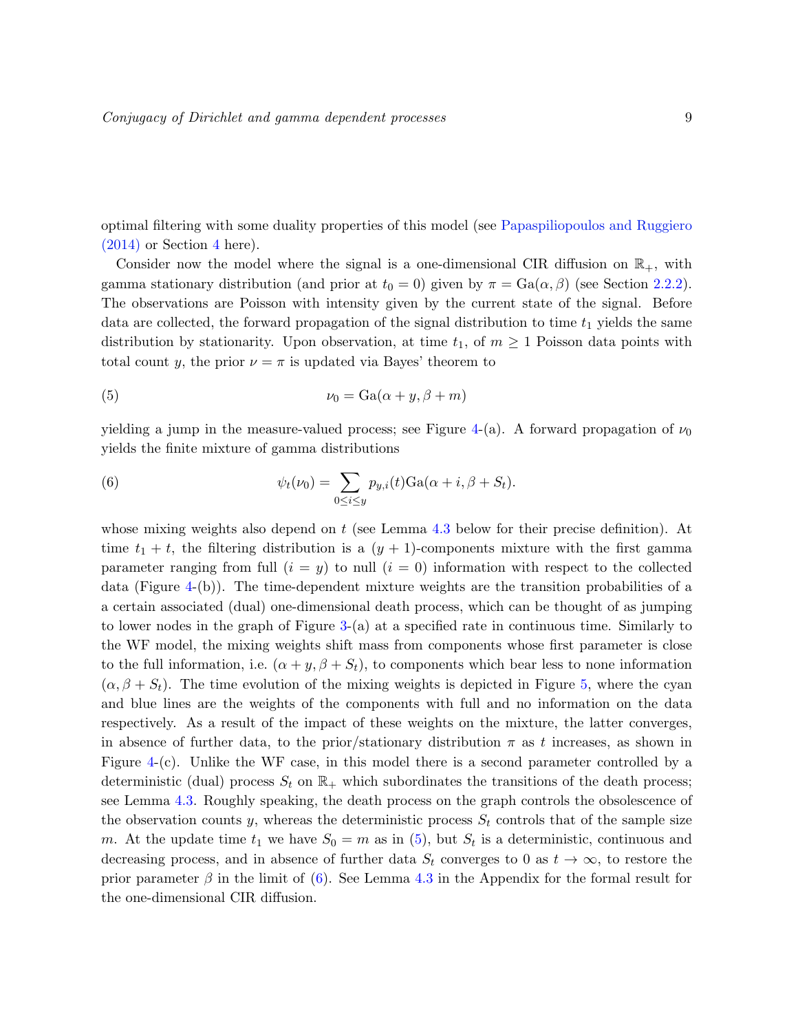optimal filtering with some duality properties of this model (see Papaspiliopoulos and Ruggiero (2014) or Section 4 here).

Consider now the model where the signal is a one-dimensional CIR diffusion on $\mathbb{R}_+$, with gamma stationary distribution (and prior at $t_0 = 0$) given by $\pi = \mathrm{Ga}(\alpha, \beta)$ (see Section 2.2.2). The observations are Poisson with intensity given by the current state of the signal. Before data are collected, the forward propagation of the signal distribution to time $t_1$ yields the same distribution by stationarity. Upon observation, at time $t_1$, of $m \geq 1$ Poisson data points with total count $y$, the prior $\nu = \pi$ is updated via Bayes' theorem to

$$\nu_0 = \mathrm{Ga}(\alpha + y, \beta + m) \tag{5}$$

yielding a jump in the measure-valued process; see Figure 4-(a). A forward propagation of $\nu_0$ yields the finite mixture of gamma distributions

$$\psi_t(\nu_0) = \sum_{0 \leq i \leq y} p_{y,i}(t) \mathrm{Ga}(\alpha + i, \beta + S_t). \tag{6}$$

whose mixing weights also depend on $t$ (see Lemma 4.3 below for their precise definition). At time $t_1 + t$, the filtering distribution is a $(y + 1)$-components mixture with the first gamma parameter ranging from full ($i = y$) to null ($i = 0$) information with respect to the collected data (Figure 4-(b)). The time-dependent mixture weights are the transition probabilities of a a certain associated (dual) one-dimensional death process, which can be thought of as jumping to lower nodes in the graph of Figure 3-(a) at a specified rate in continuous time. Similarly to the WF model, the mixing weights shift mass from components whose first parameter is close to the full information, i.e. $(\alpha + y, \beta + S_t)$, to components which bear less to none information $(\alpha, \beta + S_t)$. The time evolution of the mixing weights is depicted in Figure 5, where the cyan and blue lines are the weights of the components with full and no information on the data respectively. As a result of the impact of these weights on the mixture, the latter converges, in absence of further data, to the prior/stationary distribution $\pi$ as $t$ increases, as shown in Figure 4-(c). Unlike the WF case, in this model there is a second parameter controlled by a deterministic (dual) process $S_t$ on $\mathbb{R}_+$ which subordinates the transitions of the death process; see Lemma 4.3. Roughly speaking, the death process on the graph controls the obsolescence of the observation counts $y$, whereas the deterministic process $S_t$ controls that of the sample size $m$. At the update time $t_1$ we have $S_0 = m$ as in (5), but $S_t$ is a deterministic, continuous and decreasing process, and in absence of further data $S_t$ converges to 0 as $t \to \infty$, to restore the prior parameter $\beta$ in the limit of (6). See Lemma 4.3 in the Appendix for the formal result for the one-dimensional CIR diffusion.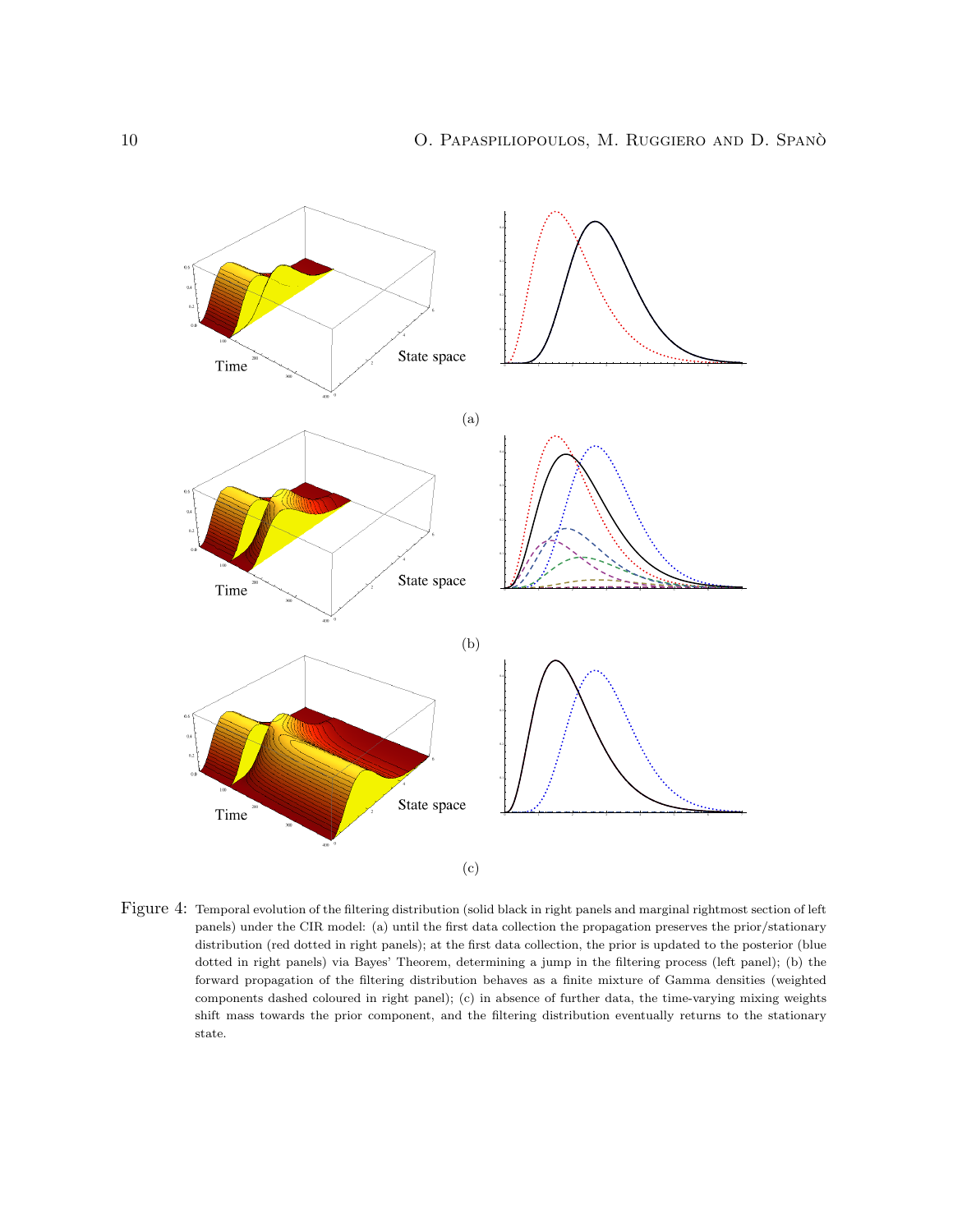(a)

(b)

(c)

Figure 4: Temporal evolution of the filtering distribution (solid black in right panels and marginal rightmost section of left panels) under the CIR model: (a) until the first data collection the propagation preserves the prior/stationary distribution (red dotted in right panels); at the first data collection, the prior is updated to the posterior (blue dotted in right panels) via Bayes' Theorem, determining a jump in the filtering process (left panel); (b) the forward propagation of the filtering distribution behaves as a finite mixture of Gamma densities (weighted components dashed coloured in right panel); (c) in absence of further data, the time-varying mixing weights shift mass towards the prior component, and the filtering distribution eventually returns to the stationary state.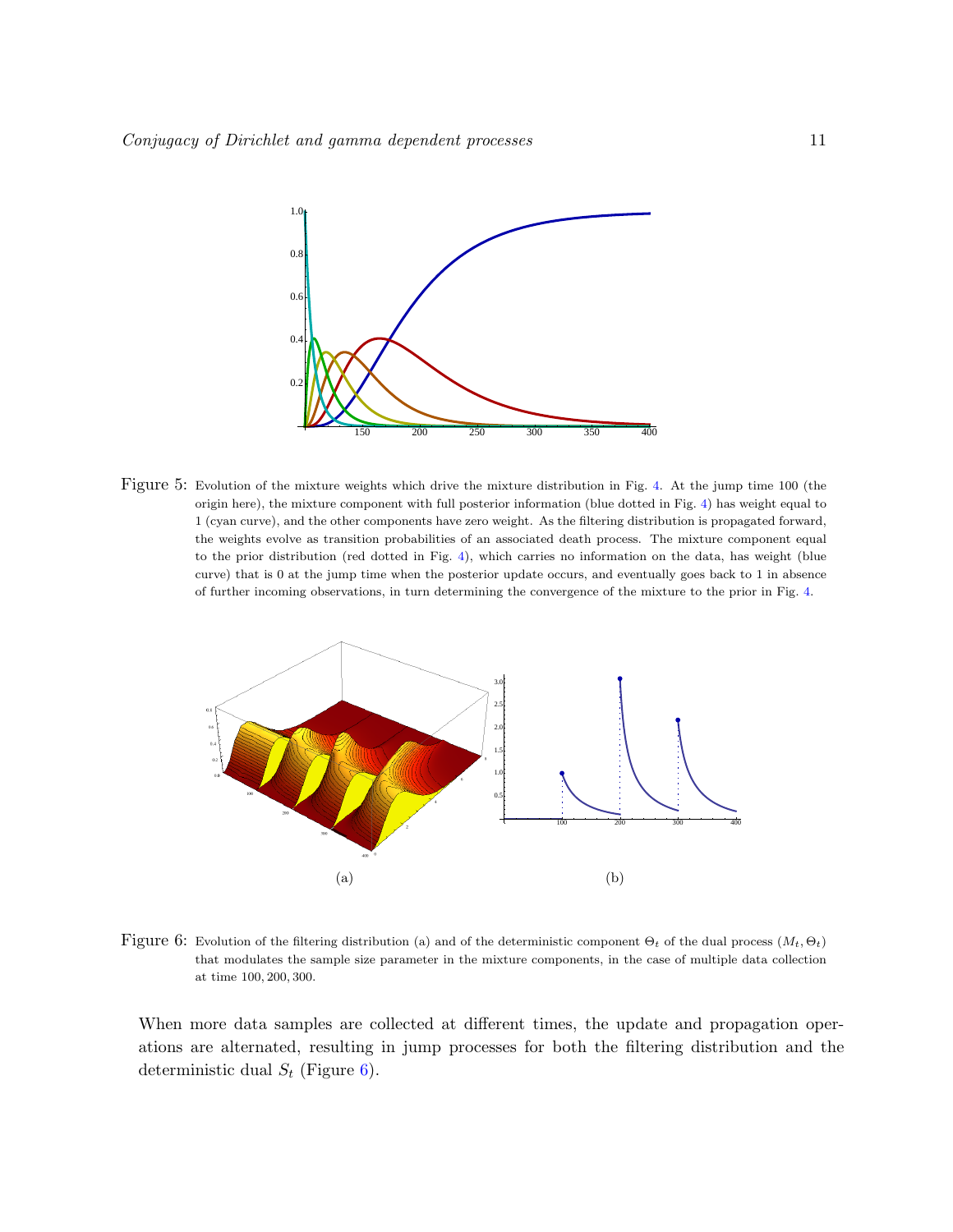Figure 5: Evolution of the mixture weights which drive the mixture distribution in Fig. 4. At the jump time 100 (the origin here), the mixture component with full posterior information (blue dotted in Fig. 4) has weight equal to 1 (cyan curve), and the other components have zero weight. As the filtering distribution is propagated forward, the weights evolve as transition probabilities of an associated death process. The mixture component equal to the prior distribution (red dotted in Fig. 4), which carries no information on the data, has weight (blue curve) that is 0 at the jump time when the posterior update occurs, and eventually goes back to 1 in absence of further incoming observations, in turn determining the convergence of the mixture to the prior in Fig. 4.

(a) (b)

Figure 6: Evolution of the filtering distribution (a) and of the deterministic component $\Theta_t$ of the dual process $(M_t, \Theta_t)$ that modulates the sample size parameter in the mixture components, in the case of multiple data collection at time 100, 200, 300.

When more data samples are collected at different times, the update and propagation operations are alternated, resulting in jump processes for both the filtering distribution and the deterministic dual $S_t$ (Figure 6).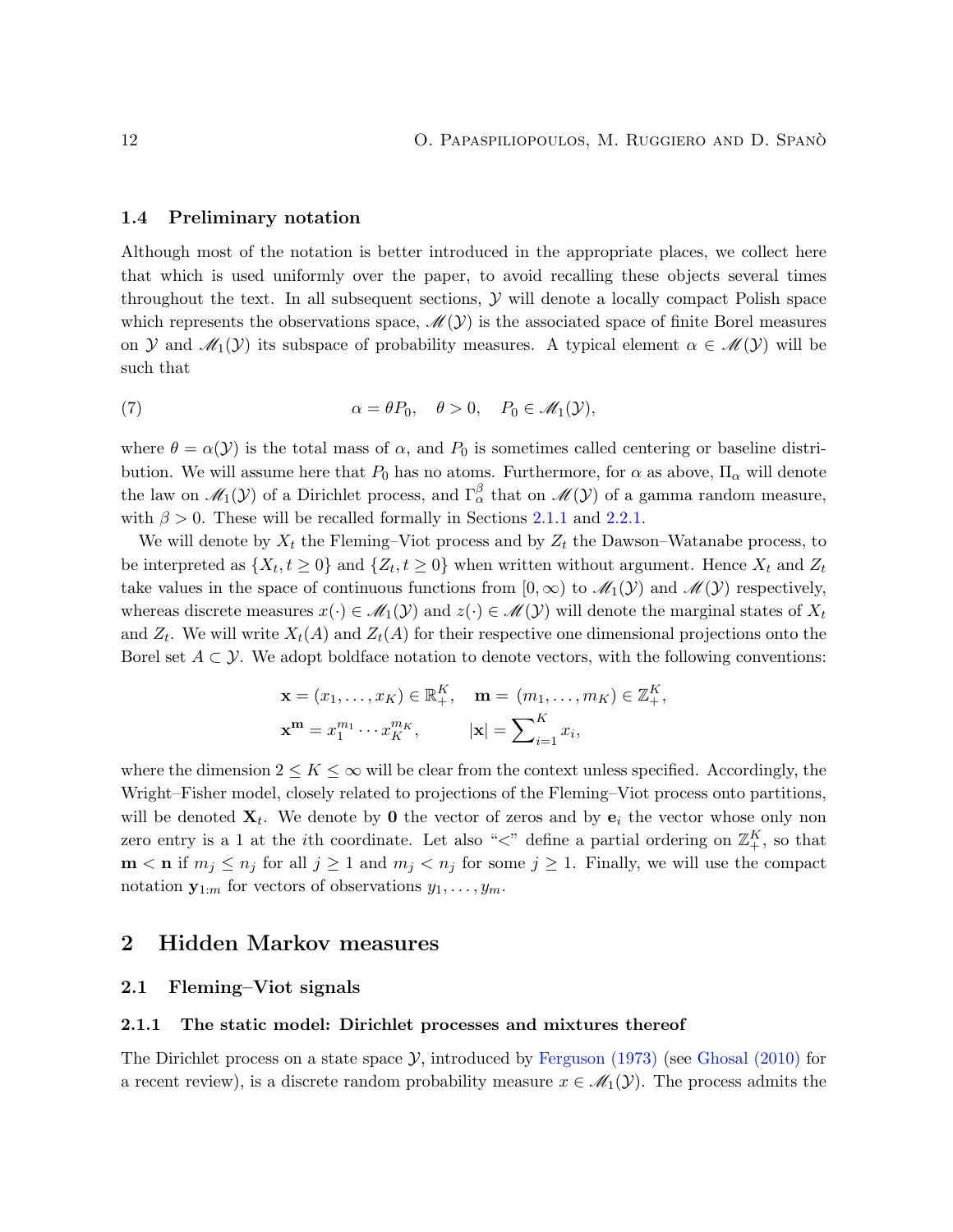### 1.4 Preliminary notation

Although most of the notation is better introduced in the appropriate places, we collect here that which is used uniformly over the paper, to avoid recalling these objects several times throughout the text. In all subsequent sections, $\mathcal{Y}$ will denote a locally compact Polish space which represents the observations space, $\mathscr{M}(\mathcal{Y})$ is the associated space of finite Borel measures on $\mathcal{Y}$ and $\mathscr{M}_1(\mathcal{Y})$ its subspace of probability measures. A typical element $\alpha \in \mathscr{M}(\mathcal{Y})$ will be such that

$$\alpha = \theta P_0, \quad \theta > 0, \quad P_0 \in \mathscr{M}_1(\mathcal{Y}), \tag{7}$$

where $\theta = \alpha(\mathcal{Y})$ is the total mass of $\alpha$, and $P_0$ is sometimes called centering or baseline distribution. We will assume here that $P_0$ has no atoms. Furthermore, for $\alpha$ as above, $\Pi_\alpha$ will denote the law on $\mathscr{M}_1(\mathcal{Y})$ of a Dirichlet process, and $\Gamma_\alpha^\beta$ that on $\mathscr{M}(\mathcal{Y})$ of a gamma random measure, with $\beta > 0$. These will be recalled formally in Sections 2.1.1 and 2.2.1.

We will denote by $X_t$ the Fleming–Viot process and by $Z_t$ the Dawson–Watanabe process, to be interpreted as $\{X_t, t \geq 0\}$ and $\{Z_t, t \geq 0\}$ when written without argument. Hence $X_t$ and $Z_t$ take values in the space of continuous functions from $[0, \infty)$ to $\mathscr{M}_1(\mathcal{Y})$ and $\mathscr{M}(\mathcal{Y})$ respectively, whereas discrete measures $x(\cdot) \in \mathscr{M}_1(\mathcal{Y})$ and $z(\cdot) \in \mathscr{M}(\mathcal{Y})$ will denote the marginal states of $X_t$ and $Z_t$. We will write $X_t(A)$ and $Z_t(A)$ for their respective one dimensional projections onto the Borel set $A \subset \mathcal{Y}$. We adopt boldface notation to denote vectors, with the following conventions:

$$\begin{aligned}
\mathbf{x} &= (x_1, \ldots, x_K) \in \mathbb{R}_+^K, \quad & \mathbf{m} &= (m_1, \ldots, m_K) \in \mathbb{Z}_+^K, \\
\mathbf{x}^{\mathbf{m}} &= x_1^{m_1} \cdots x_K^{m_K}, & |\mathbf{x}| &= \sum\nolimits_{i=1}^K x_i,
\end{aligned}$$

where the dimension $2 \leq K \leq \infty$ will be clear from the context unless specified. Accordingly, the Wright–Fisher model, closely related to projections of the Fleming–Viot process onto partitions, will be denoted $\mathbf{X}_t$. We denote by $\mathbf{0}$ the vector of zeros and by $\mathbf{e}_i$ the vector whose only non zero entry is a 1 at the $i$th coordinate. Let also "$<$" define a partial ordering on $\mathbb{Z}_+^K$, so that $\mathbf{m} < \mathbf{n}$ if $m_j \leq n_j$ for all $j \geq 1$ and $m_j < n_j$ for some $j \geq 1$. Finally, we will use the compact notation $\mathbf{y}_{1:m}$ for vectors of observations $y_1, \ldots, y_m$.

## 2 Hidden Markov measures

### 2.1 Fleming–Viot signals

#### 2.1.1 The static model: Dirichlet processes and mixtures thereof

The Dirichlet process on a state space $\mathcal{Y}$, introduced by Ferguson (1973) (see Ghosal (2010) for a recent review), is a discrete random probability measure $x \in \mathscr{M}_1(\mathcal{Y})$. The process admits the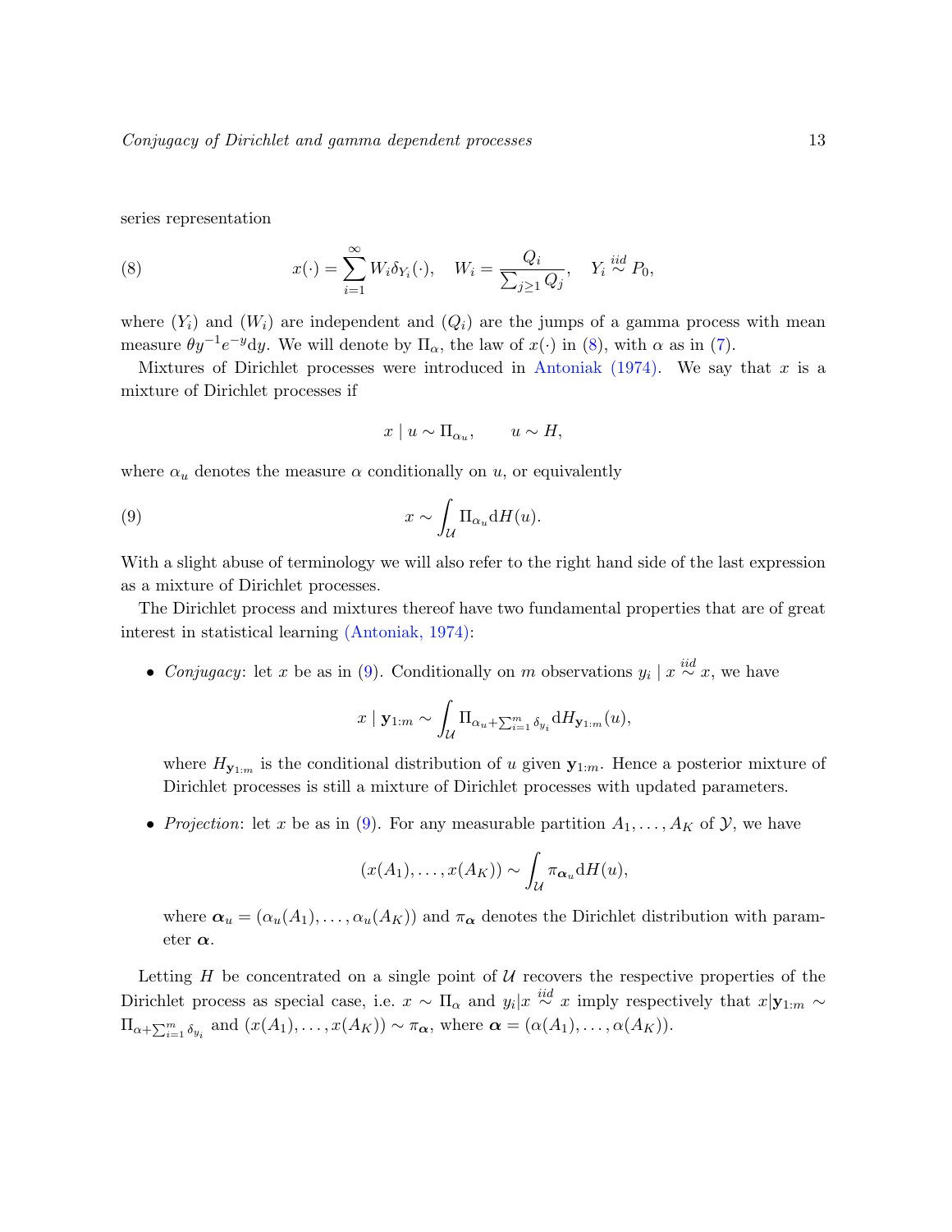series representation

$$x(\cdot) = \sum_{i=1}^{\infty} W_i \delta_{Y_i}(\cdot), \quad W_i = \frac{Q_i}{\sum_{j\geq 1} Q_j}, \quad Y_i \overset{iid}{\sim} P_0, \tag{8}$$

where $(Y_i)$ and $(W_i)$ are independent and $(Q_i)$ are the jumps of a gamma process with mean measure $\theta y^{-1} e^{-y} \mathrm{d}y$. We will denote by $\Pi_\alpha$, the law of $x(\cdot)$ in (8), with $\alpha$ as in (7).

Mixtures of Dirichlet processes were introduced in Antoniak (1974). We say that $x$ is a mixture of Dirichlet processes if

$$x \mid u \sim \Pi_{\alpha_u}, \qquad u \sim H,$$

where $\alpha_u$ denotes the measure $\alpha$ conditionally on $u$, or equivalently

$$x \sim \int_{\mathcal{U}} \Pi_{\alpha_u} \mathrm{d}H(u). \tag{9}$$

With a slight abuse of terminology we will also refer to the right hand side of the last expression as a mixture of Dirichlet processes.

The Dirichlet process and mixtures thereof have two fundamental properties that are of great interest in statistical learning (Antoniak, 1974):

- *Conjugacy*: let $x$ be as in (9). Conditionally on $m$ observations $y_i \mid x \overset{iid}{\sim} x$, we have

  $$x \mid \mathbf{y}_{1:m} \sim \int_{\mathcal{U}} \Pi_{\alpha_u + \sum_{i=1}^m \delta_{y_i}} \mathrm{d}H_{\mathbf{y}_{1:m}}(u),$$

  where $H_{\mathbf{y}_{1:m}}$ is the conditional distribution of $u$ given $\mathbf{y}_{1:m}$. Hence a posterior mixture of Dirichlet processes is still a mixture of Dirichlet processes with updated parameters.

- *Projection*: let $x$ be as in (9). For any measurable partition $A_1, \ldots, A_K$ of $\mathcal{Y}$, we have

  $$(x(A_1), \ldots, x(A_K)) \sim \int_{\mathcal{U}} \pi_{\boldsymbol{\alpha}_u} \mathrm{d}H(u),$$

  where $\boldsymbol{\alpha}_u = (\alpha_u(A_1), \ldots, \alpha_u(A_K))$ and $\pi_{\boldsymbol{\alpha}}$ denotes the Dirichlet distribution with parameter $\boldsymbol{\alpha}$.

Letting $H$ be concentrated on a single point of $\mathcal{U}$ recovers the respective properties of the Dirichlet process as special case, i.e. $x \sim \Pi_\alpha$ and $y_i | x \overset{iid}{\sim} x$ imply respectively that $x | \mathbf{y}_{1:m} \sim \Pi_{\alpha + \sum_{i=1}^m \delta_{y_i}}$ and $(x(A_1), \ldots, x(A_K)) \sim \pi_{\boldsymbol{\alpha}}$, where $\boldsymbol{\alpha} = (\alpha(A_1), \ldots, \alpha(A_K))$.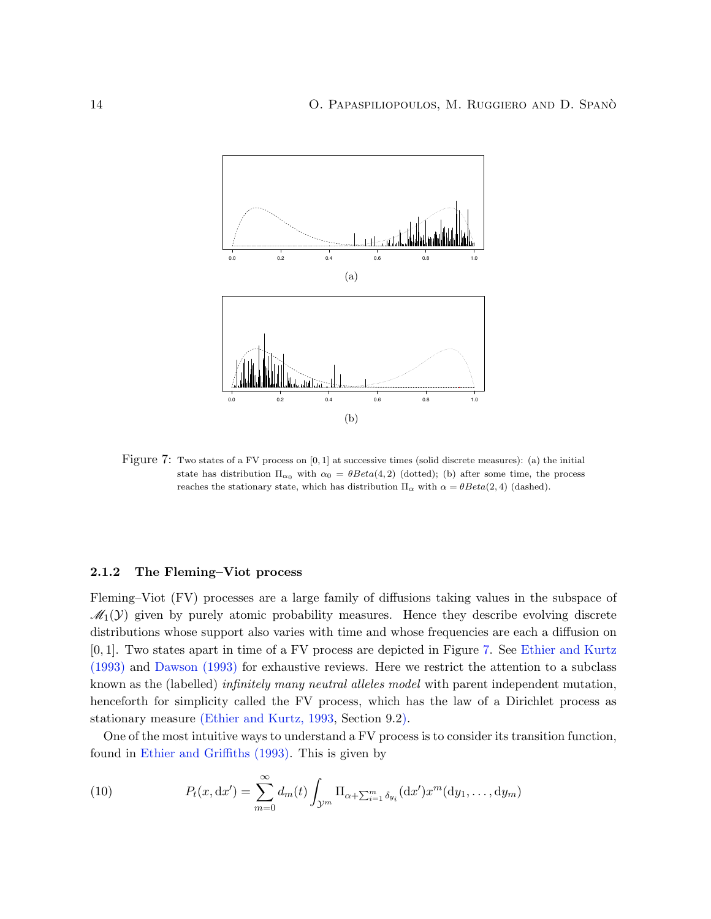(a)

(b)

Figure 7: Two states of a FV process on $[0,1]$ at successive times (solid discrete measures): (a) the initial state has distribution $\Pi_{\alpha_0}$ with $\alpha_0 = \theta Beta(4,2)$ (dotted); (b) after some time, the process reaches the stationary state, which has distribution $\Pi_\alpha$ with $\alpha = \theta Beta(2,4)$ (dashed).

### 2.1.2 The Fleming–Viot process

Fleming–Viot (FV) processes are a large family of diffusions taking values in the subspace of $\mathscr{M}_1(\mathcal{Y})$ given by purely atomic probability measures. Hence they describe evolving discrete distributions whose support also varies with time and whose frequencies are each a diffusion on $[0,1]$. Two states apart in time of a FV process are depicted in Figure 7. See Ethier and Kurtz (1993) and Dawson (1993) for exhaustive reviews. Here we restrict the attention to a subclass known as the (labelled) *infinitely many neutral alleles model* with parent independent mutation, henceforth for simplicity called the FV process, which has the law of a Dirichlet process as stationary measure (Ethier and Kurtz, 1993, Section 9.2).

One of the most intuitive ways to understand a FV process is to consider its transition function, found in Ethier and Griffiths (1993). This is given by

$$P_t(x, \mathrm{d}x') = \sum_{m=0}^{\infty} d_m(t) \int_{\mathcal{Y}^m} \Pi_{\alpha + \sum_{i=1}^m \delta_{y_i}}(\mathrm{d}x') x^m(\mathrm{d}y_1, \ldots, \mathrm{d}y_m) \tag{10}$$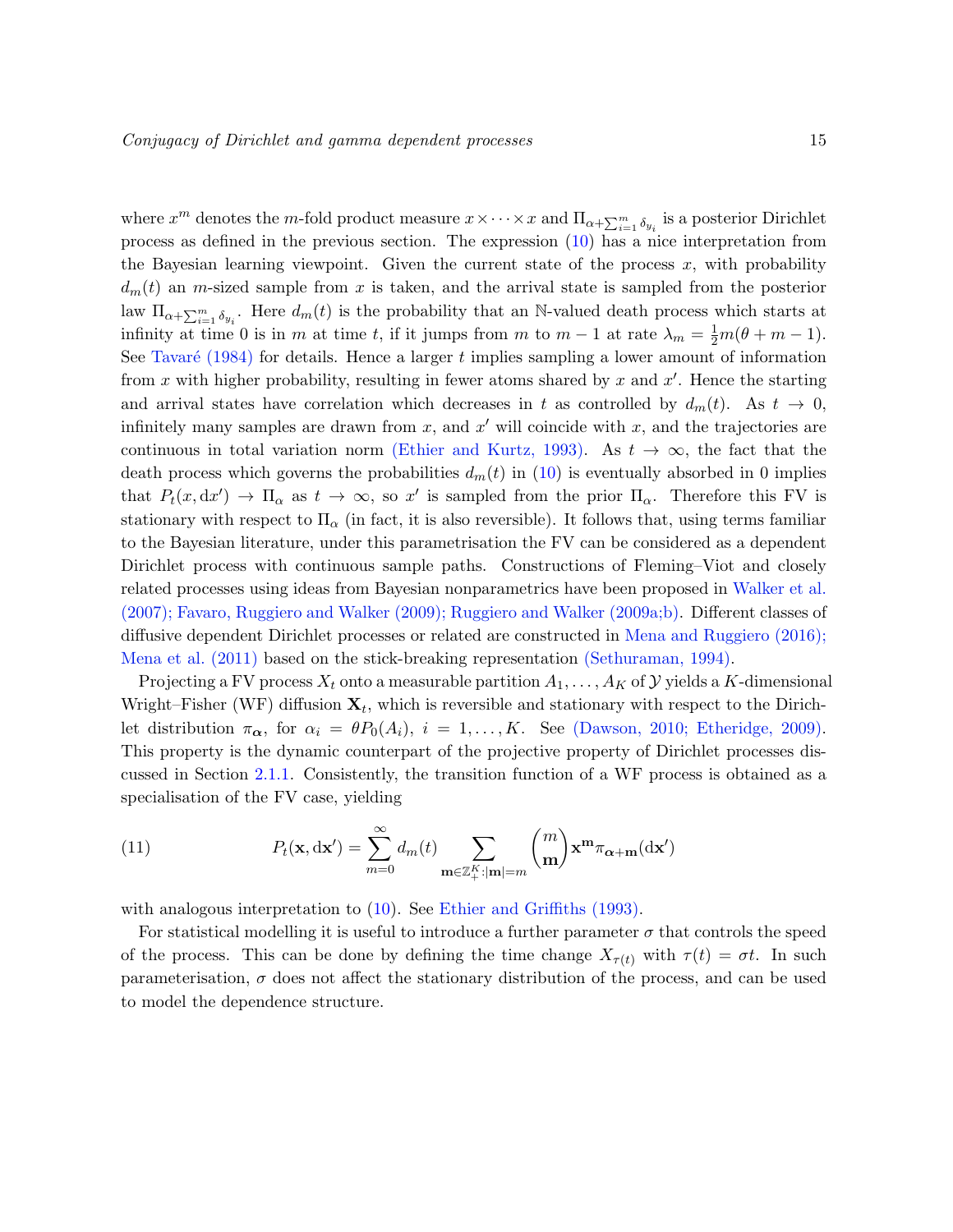where $x^m$ denotes the $m$-fold product measure $x \times \cdots \times x$ and $\Pi_{\alpha+\sum_{i=1}^m \delta_{y_i}}$ is a posterior Dirichlet process as defined in the previous section. The expression (10) has a nice interpretation from the Bayesian learning viewpoint. Given the current state of the process $x$, with probability $d_m(t)$ an $m$-sized sample from $x$ is taken, and the arrival state is sampled from the posterior law $\Pi_{\alpha+\sum_{i=1}^m \delta_{y_i}}$. Here $d_m(t)$ is the probability that an $\mathbb{N}$-valued death process which starts at infinity at time 0 is in $m$ at time $t$, if it jumps from $m$ to $m-1$ at rate $\lambda_m = \frac{1}{2}m(\theta + m - 1)$. See Tavaré (1984) for details. Hence a larger $t$ implies sampling a lower amount of information from $x$ with higher probability, resulting in fewer atoms shared by $x$ and $x'$. Hence the starting and arrival states have correlation which decreases in $t$ as controlled by $d_m(t)$. As $t \to 0$, infinitely many samples are drawn from $x$, and $x'$ will coincide with $x$, and the trajectories are continuous in total variation norm (Ethier and Kurtz, 1993). As $t \to \infty$, the fact that the death process which governs the probabilities $d_m(t)$ in (10) is eventually absorbed in 0 implies that $P_t(x, \mathrm{d}x') \to \Pi_\alpha$ as $t \to \infty$, so $x'$ is sampled from the prior $\Pi_\alpha$. Therefore this FV is stationary with respect to $\Pi_\alpha$ (in fact, it is also reversible). It follows that, using terms familiar to the Bayesian literature, under this parametrisation the FV can be considered as a dependent Dirichlet process with continuous sample paths. Constructions of Fleming–Viot and closely related processes using ideas from Bayesian nonparametrics have been proposed in Walker et al. (2007); Favaro, Ruggiero and Walker (2009); Ruggiero and Walker (2009a;b). Different classes of diffusive dependent Dirichlet processes or related are constructed in Mena and Ruggiero (2016); Mena et al. (2011) based on the stick-breaking representation (Sethuraman, 1994).

Projecting a FV process $X_t$ onto a measurable partition $A_1, \ldots, A_K$ of $\mathcal{Y}$ yields a $K$-dimensional Wright–Fisher (WF) diffusion $\mathbf{X}_t$, which is reversible and stationary with respect to the Dirichlet distribution $\pi_{\boldsymbol{\alpha}}$, for $\alpha_i = \theta P_0(A_i)$, $i = 1, \ldots, K$. See (Dawson, 2010; Etheridge, 2009). This property is the dynamic counterpart of the projective property of Dirichlet processes discussed in Section 2.1.1. Consistently, the transition function of a WF process is obtained as a specialisation of the FV case, yielding

$$P_t(\mathbf{x}, \mathrm{d}\mathbf{x}') = \sum_{m=0}^{\infty} d_m(t) \sum_{\mathbf{m} \in \mathbb{Z}_+^K : |\mathbf{m}| = m} \binom{m}{\mathbf{m}} \mathbf{x}^{\mathbf{m}} \pi_{\boldsymbol{\alpha}+\mathbf{m}}(\mathrm{d}\mathbf{x}') \tag{11}$$

with analogous interpretation to (10). See Ethier and Griffiths (1993).

For statistical modelling it is useful to introduce a further parameter $\sigma$ that controls the speed of the process. This can be done by defining the time change $X_{\tau(t)}$ with $\tau(t) = \sigma t$. In such parameterisation, $\sigma$ does not affect the stationary distribution of the process, and can be used to model the dependence structure.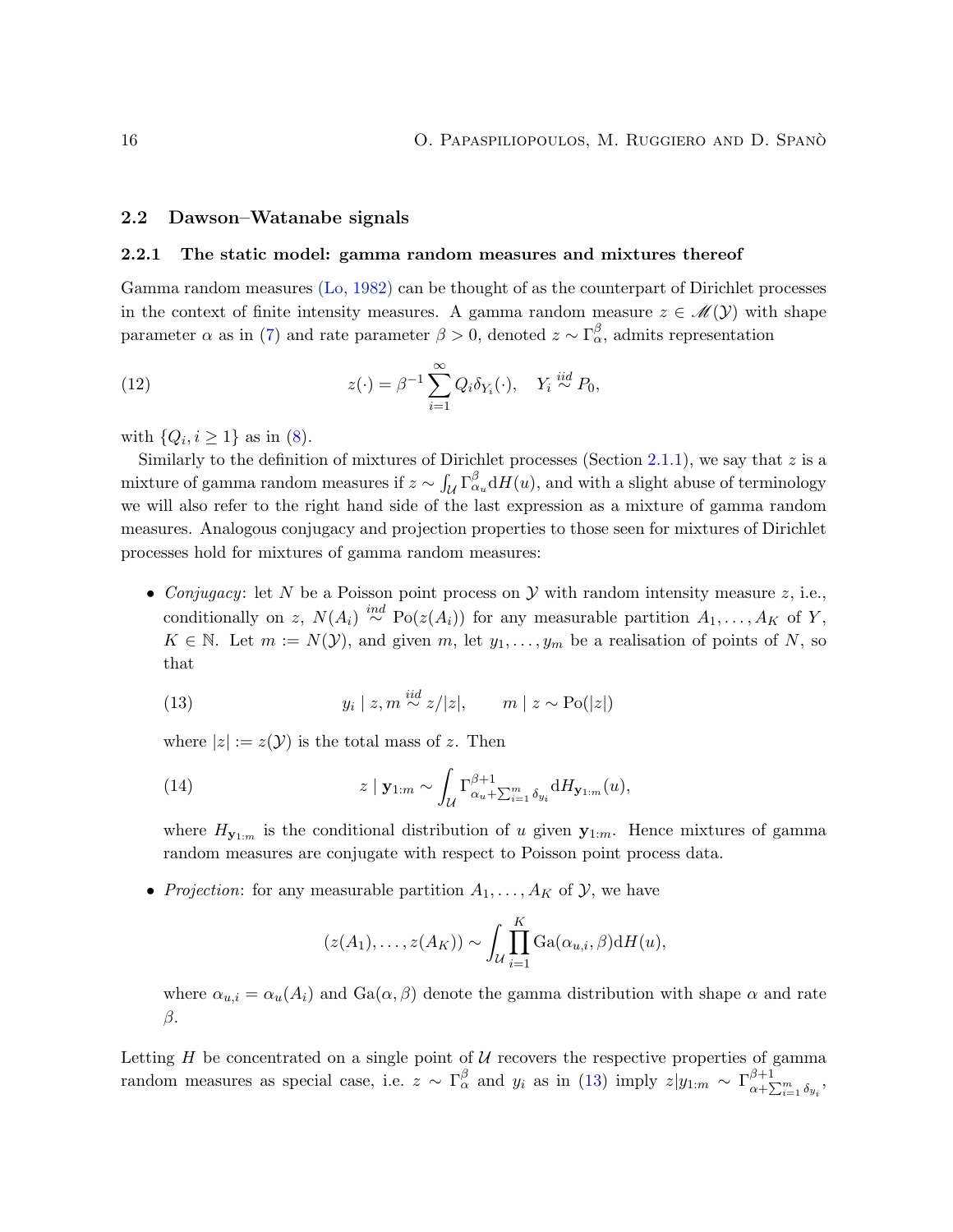### 2.2 Dawson–Watanabe signals

#### 2.2.1 The static model: gamma random measures and mixtures thereof

Gamma random measures (Lo, 1982) can be thought of as the counterpart of Dirichlet processes in the context of finite intensity measures. A gamma random measure $z \in \mathscr{M}(\mathcal{Y})$ with shape parameter $\alpha$ as in (7) and rate parameter $\beta > 0$, denoted $z \sim \Gamma_{\alpha}^{\beta}$, admits representation

$$z(\cdot) = \beta^{-1} \sum_{i=1}^{\infty} Q_i \delta_{Y_i}(\cdot), \quad Y_i \overset{iid}{\sim} P_0, \tag{12}$$

with $\{Q_i, i \geq 1\}$ as in (8).

Similarly to the definition of mixtures of Dirichlet processes (Section 2.1.1), we say that $z$ is a mixture of gamma random measures if $z \sim \int_{\mathcal{U}} \Gamma_{\alpha_u}^{\beta} \mathrm{d}H(u)$, and with a slight abuse of terminology we will also refer to the right hand side of the last expression as a mixture of gamma random measures. Analogous conjugacy and projection properties to those seen for mixtures of Dirichlet processes hold for mixtures of gamma random measures:

- *Conjugacy*: let $N$ be a Poisson point process on $\mathcal{Y}$ with random intensity measure $z$, i.e., conditionally on $z$, $N(A_i) \overset{ind}{\sim} \mathrm{Po}(z(A_i))$ for any measurable partition $A_1, \ldots, A_K$ of $Y$, $K \in \mathbb{N}$. Let $m := N(\mathcal{Y})$, and given $m$, let $y_1, \ldots, y_m$ be a realisation of points of $N$, so that

$$y_i \mid z, m \overset{iid}{\sim} z/|z|, \qquad m \mid z \sim \mathrm{Po}(|z|) \tag{13}$$

  where $|z| := z(\mathcal{Y})$ is the total mass of $z$. Then

$$z \mid \mathbf{y}_{1:m} \sim \int_{\mathcal{U}} \Gamma_{\alpha_u + \sum_{i=1}^{m} \delta_{y_i}}^{\beta+1} \mathrm{d}H_{\mathbf{y}_{1:m}}(u), \tag{14}$$

  where $H_{\mathbf{y}_{1:m}}$ is the conditional distribution of $u$ given $\mathbf{y}_{1:m}$. Hence mixtures of gamma random measures are conjugate with respect to Poisson point process data.

- *Projection*: for any measurable partition $A_1, \ldots, A_K$ of $\mathcal{Y}$, we have

$$(z(A_1), \ldots, z(A_K)) \sim \int_{\mathcal{U}} \prod_{i=1}^{K} \mathrm{Ga}(\alpha_{u,i}, \beta) \mathrm{d}H(u),$$

  where $\alpha_{u,i} = \alpha_u(A_i)$ and $\mathrm{Ga}(\alpha, \beta)$ denote the gamma distribution with shape $\alpha$ and rate $\beta$.

Letting $H$ be concentrated on a single point of $\mathcal{U}$ recovers the respective properties of gamma random measures as special case, i.e. $z \sim \Gamma_{\alpha}^{\beta}$ and $y_i$ as in (13) imply $z|y_{1:m} \sim \Gamma_{\alpha+\sum_{i=1}^{m} \delta_{y_i}}^{\beta+1}$,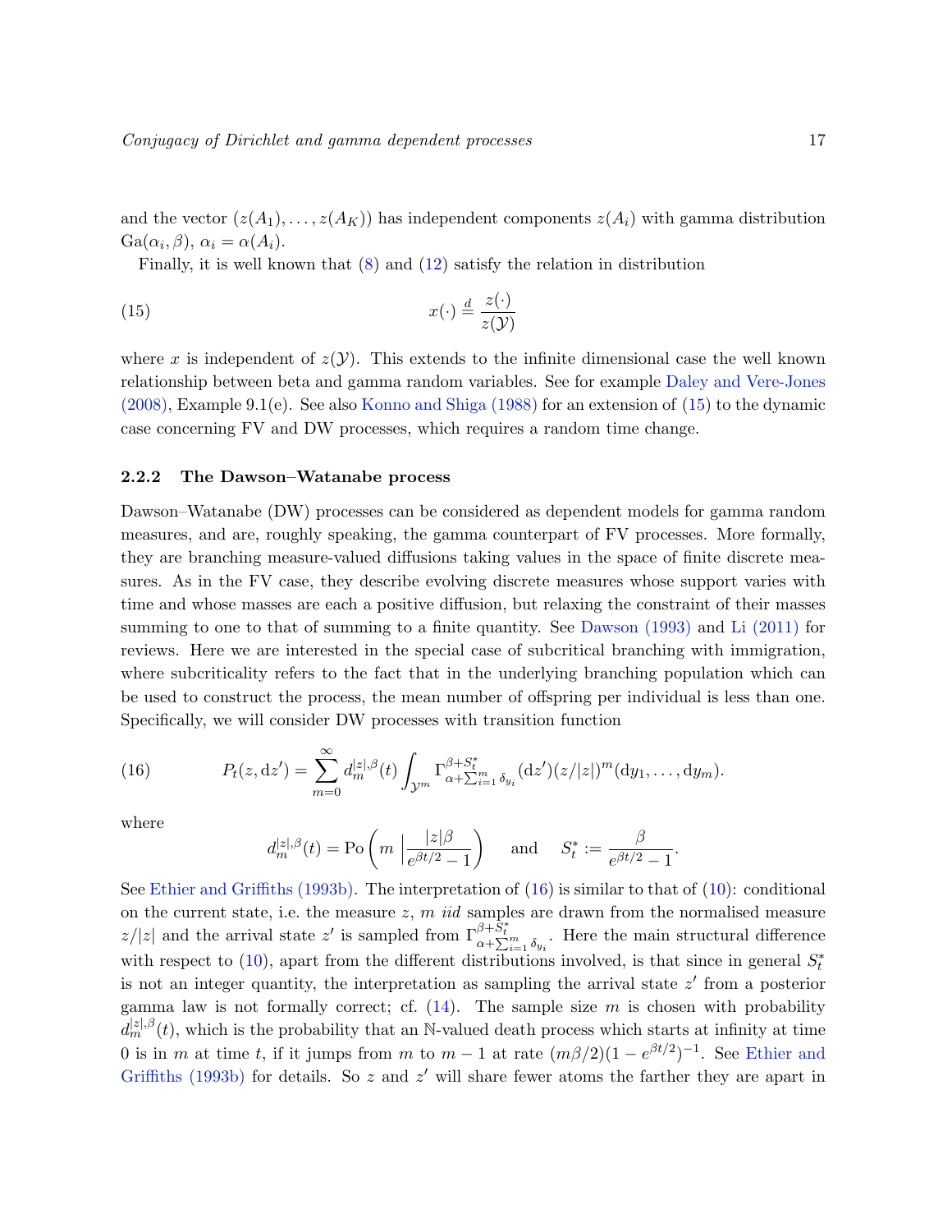and the vector $(z(A_1), \ldots, z(A_K))$ has independent components $z(A_i)$ with gamma distribution $\text{Ga}(\alpha_i, \beta)$, $\alpha_i = \alpha(A_i)$.

Finally, it is well known that (8) and (12) satisfy the relation in distribution

$$x(\cdot) \overset{d}{=} \frac{z(\cdot)}{z(\mathcal{Y})} \tag{15}$$

where $x$ is independent of $z(\mathcal{Y})$. This extends to the infinite dimensional case the well known relationship between beta and gamma random variables. See for example Daley and Vere-Jones (2008), Example 9.1(e). See also Konno and Shiga (1988) for an extension of (15) to the dynamic case concerning FV and DW processes, which requires a random time change.

### 2.2.2 The Dawson–Watanabe process

Dawson–Watanabe (DW) processes can be considered as dependent models for gamma random measures, and are, roughly speaking, the gamma counterpart of FV processes. More formally, they are branching measure-valued diffusions taking values in the space of finite discrete measures. As in the FV case, they describe evolving discrete measures whose support varies with time and whose masses are each a positive diffusion, but relaxing the constraint of their masses summing to one to that of summing to a finite quantity. See Dawson (1993) and Li (2011) for reviews. Here we are interested in the special case of subcritical branching with immigration, where subcriticality refers to the fact that in the underlying branching population which can be used to construct the process, the mean number of offspring per individual is less than one. Specifically, we will consider DW processes with transition function

$$P_t(z, \mathrm{d}z') = \sum_{m=0}^{\infty} d_m^{|z|,\beta}(t) \int_{\mathcal{Y}^m} \Gamma_{\alpha+\sum_{i=1}^m \delta_{y_i}}^{\beta+S_t^*}(\mathrm{d}z')(z/|z|)^m(\mathrm{d}y_1, \ldots, \mathrm{d}y_m). \tag{16}$$

where

$$d_m^{|z|,\beta}(t) = \text{Po}\left(m \,\Big|\, \frac{|z|\beta}{e^{\beta t/2} - 1}\right) \quad \text{and} \quad S_t^* := \frac{\beta}{e^{\beta t/2} - 1}.$$

See Ethier and Griffiths (1993b). The interpretation of (16) is similar to that of (10): conditional on the current state, i.e. the measure $z$, $m$ *iid* samples are drawn from the normalised measure $z/|z|$ and the arrival state $z'$ is sampled from $\Gamma_{\alpha+\sum_{i=1}^m \delta_{y_i}}^{\beta+S_t^*}$. Here the main structural difference with respect to (10), apart from the different distributions involved, is that since in general $S_t^*$ is not an integer quantity, the interpretation as sampling the arrival state $z'$ from a posterior gamma law is not formally correct; cf. (14). The sample size $m$ is chosen with probability $d_m^{|z|,\beta}(t)$, which is the probability that an $\mathbb{N}$-valued death process which starts at infinity at time 0 is in $m$ at time $t$, if it jumps from $m$ to $m-1$ at rate $(m\beta/2)(1 - e^{\beta t/2})^{-1}$. See Ethier and Griffiths (1993b) for details. So $z$ and $z'$ will share fewer atoms the farther they are apart in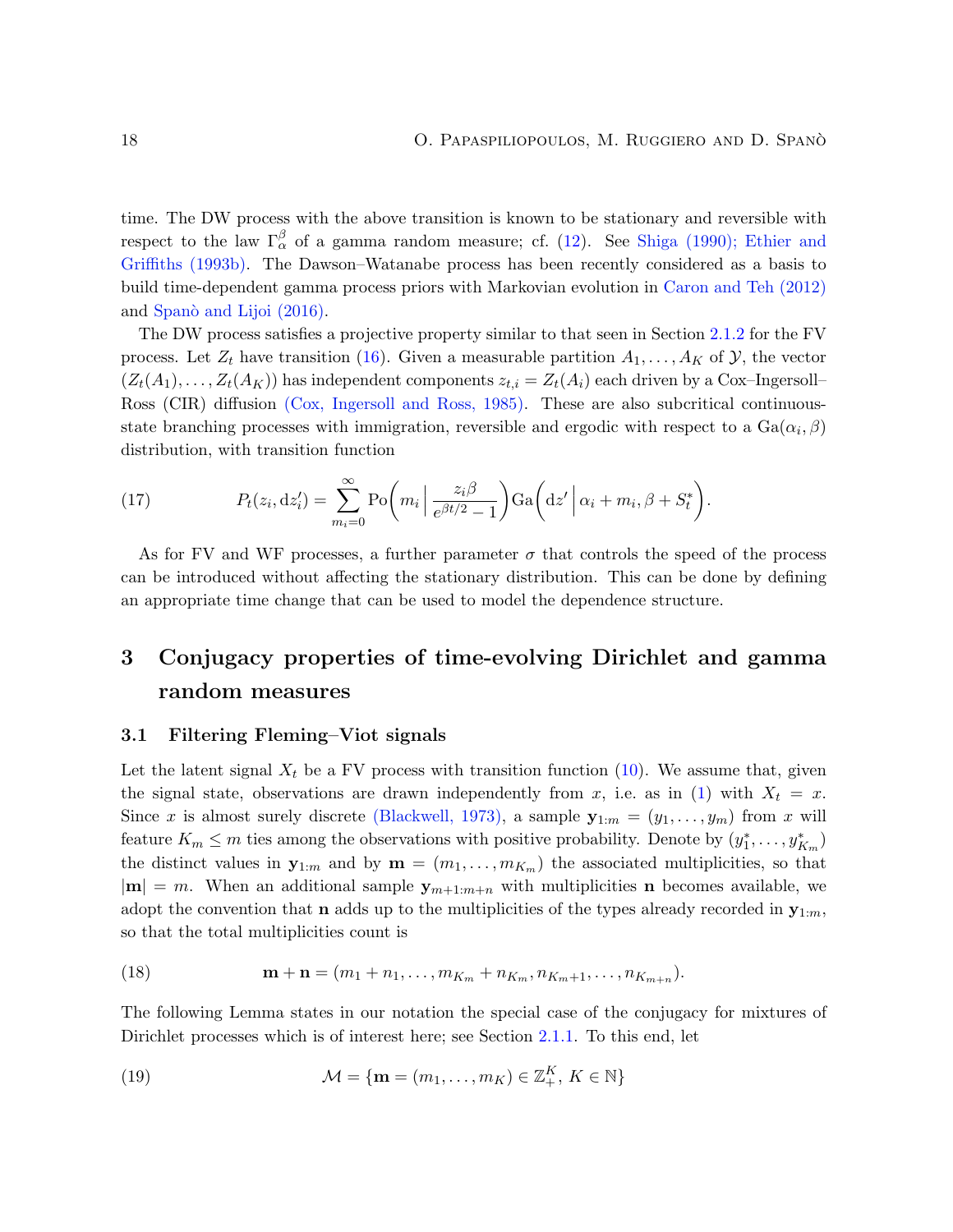time. The DW process with the above transition is known to be stationary and reversible with respect to the law $\Gamma_\alpha^\beta$ of a gamma random measure; cf. (12). See Shiga (1990); Ethier and Griffiths (1993b). The Dawson–Watanabe process has been recently considered as a basis to build time-dependent gamma process priors with Markovian evolution in Caron and Teh (2012) and Spanò and Lijoi (2016).

The DW process satisfies a projective property similar to that seen in Section 2.1.2 for the FV process. Let $Z_t$ have transition (16). Given a measurable partition $A_1, \dots, A_K$ of $\mathcal{Y}$, the vector $(Z_t(A_1), \dots, Z_t(A_K))$ has independent components $z_{t,i} = Z_t(A_i)$ each driven by a Cox–Ingersoll–Ross (CIR) diffusion (Cox, Ingersoll and Ross, 1985). These are also subcritical continuous-state branching processes with immigration, reversible and ergodic with respect to a $\text{Ga}(\alpha_i, \beta)$ distribution, with transition function

$$P_t(z_i, \mathrm{d}z_i') = \sum_{m_i=0}^{\infty} \text{Po}\bigg(m_i \,\bigg|\, \frac{z_i \beta}{e^{\beta t/2} - 1}\bigg) \text{Ga}\bigg(\mathrm{d}z' \,\bigg|\, \alpha_i + m_i, \beta + S_t^*\bigg). \tag{17}$$

As for FV and WF processes, a further parameter $\sigma$ that controls the speed of the process can be introduced without affecting the stationary distribution. This can be done by defining an appropriate time change that can be used to model the dependence structure.

# 3 Conjugacy properties of time-evolving Dirichlet and gamma random measures

## 3.1 Filtering Fleming–Viot signals

Let the latent signal $X_t$ be a FV process with transition function (10). We assume that, given the signal state, observations are drawn independently from $x$, i.e. as in (1) with $X_t = x$. Since $x$ is almost surely discrete (Blackwell, 1973), a sample $\mathbf{y}_{1:m} = (y_1, \dots, y_m)$ from $x$ will feature $K_m \leq m$ ties among the observations with positive probability. Denote by $(y_1^*, \dots, y_{K_m}^*)$ the distinct values in $\mathbf{y}_{1:m}$ and by $\mathbf{m} = (m_1, \dots, m_{K_m})$ the associated multiplicities, so that $|\mathbf{m}| = m$. When an additional sample $\mathbf{y}_{m+1:m+n}$ with multiplicities $\mathbf{n}$ becomes available, we adopt the convention that $\mathbf{n}$ adds up to the multiplicities of the types already recorded in $\mathbf{y}_{1:m}$, so that the total multiplicities count is

$$\mathbf{m} + \mathbf{n} = (m_1 + n_1, \dots, m_{K_m} + n_{K_m}, n_{K_m+1}, \dots, n_{K_{m+n}}). \tag{18}$$

The following Lemma states in our notation the special case of the conjugacy for mixtures of Dirichlet processes which is of interest here; see Section 2.1.1. To this end, let

$$\mathcal{M} = \{\mathbf{m} = (m_1, \dots, m_K) \in \mathbb{Z}_+^K,\ K \in \mathbb{N}\} \tag{19}$$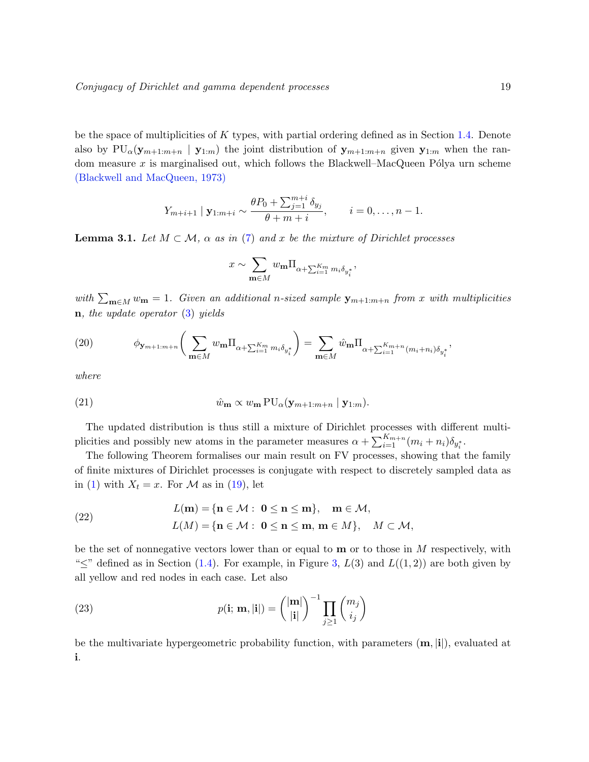be the space of multiplicities of $K$ types, with partial ordering defined as in Section 1.4. Denote also by $\mathrm{PU}_\alpha(\mathbf{y}_{m+1:m+n} \mid \mathbf{y}_{1:m})$ the joint distribution of $\mathbf{y}_{m+1:m+n}$ given $\mathbf{y}_{1:m}$ when the random measure $x$ is marginalised out, which follows the Blackwell–MacQueen Pólya urn scheme (Blackwell and MacQueen, 1973)

$$Y_{m+i+1} \mid \mathbf{y}_{1:m+i} \sim \frac{\theta P_0 + \sum_{j=1}^{m+i} \delta_{y_j}}{\theta + m + i}, \qquad i = 0, \dots, n-1.$$

**Lemma 3.1.** *Let $M \subset \mathcal{M}$, $\alpha$ as in (7) and $x$ be the mixture of Dirichlet processes*

$$x \sim \sum_{\mathbf{m} \in M} w_{\mathbf{m}} \Pi_{\alpha + \sum_{i=1}^{K_m} m_i \delta_{y_i^*}},$$

*with $\sum_{\mathbf{m} \in M} w_{\mathbf{m}} = 1$. Given an additional $n$-sized sample $\mathbf{y}_{m+1:m+n}$ from $x$ with multiplicities $\mathbf{n}$, the update operator (3) yields*

$$\phi_{\mathbf{y}_{m+1:m+n}}\bigg( \sum_{\mathbf{m} \in M} w_{\mathbf{m}} \Pi_{\alpha + \sum_{i=1}^{K_m} m_i \delta_{y_i^*}} \bigg) = \sum_{\mathbf{m} \in M} \hat{w}_{\mathbf{m}} \Pi_{\alpha + \sum_{i=1}^{K_{m+n}} (m_i + n_i) \delta_{y_i^*}}, \tag{20}$$

*where*

$$\hat{w}_{\mathbf{m}} \propto w_{\mathbf{m}} \, \mathrm{PU}_\alpha(\mathbf{y}_{m+1:m+n} \mid \mathbf{y}_{1:m}). \tag{21}$$

The updated distribution is thus still a mixture of Dirichlet processes with different multiplicities and possibly new atoms in the parameter measures $\alpha + \sum_{i=1}^{K_{m+n}} (m_i + n_i) \delta_{y_i^*}$.

The following Theorem formalises our main result on FV processes, showing that the family of finite mixtures of Dirichlet processes is conjugate with respect to discretely sampled data as in (1) with $X_t = x$. For $\mathcal{M}$ as in (19), let

$$\begin{aligned} L(\mathbf{m}) &= \{\mathbf{n} \in \mathcal{M} : \ \mathbf{0} \le \mathbf{n} \le \mathbf{m}\}, \quad \mathbf{m} \in \mathcal{M}, \\ L(M) &= \{\mathbf{n} \in \mathcal{M} : \ \mathbf{0} \le \mathbf{n} \le \mathbf{m}, \, \mathbf{m} \in M\}, \quad M \subset \mathcal{M}, \end{aligned} \tag{22}$$

be the set of nonnegative vectors lower than or equal to $\mathbf{m}$ or to those in $M$ respectively, with "$\le$" defined as in Section (1.4). For example, in Figure 3, $L(3)$ and $L((1,2))$ are both given by all yellow and red nodes in each case. Let also

$$p(\mathbf{i}; \mathbf{m}, |\mathbf{i}|) = \binom{|\mathbf{m}|}{|\mathbf{i}|}^{-1} \prod_{j \ge 1} \binom{m_j}{i_j} \tag{23}$$

be the multivariate hypergeometric probability function, with parameters $(\mathbf{m}, |\mathbf{i}|)$, evaluated at $\mathbf{i}$.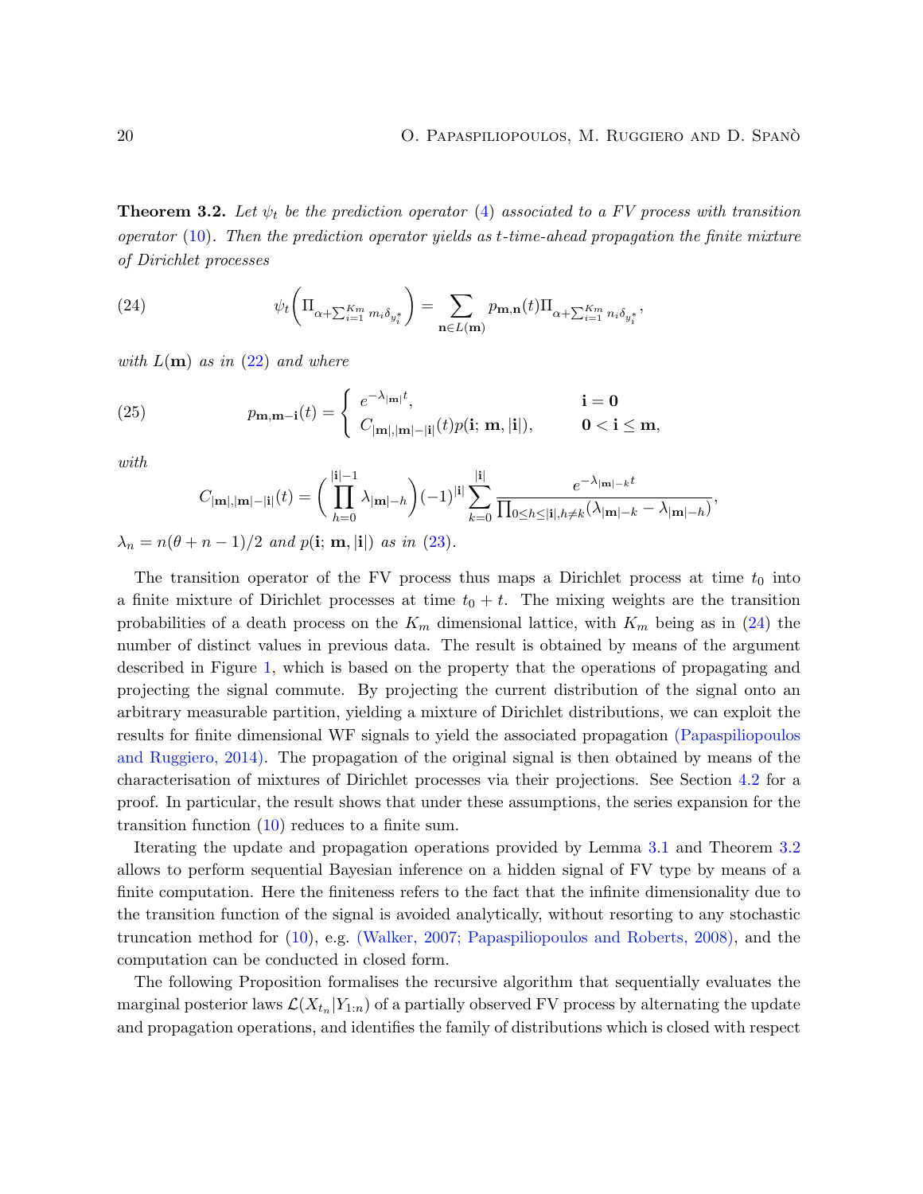**Theorem 3.2.** *Let $\psi_t$ be the prediction operator (4) associated to a FV process with transition operator (10). Then the prediction operator yields as $t$-time-ahead propagation the finite mixture of Dirichlet processes*

$$\psi_t\left(\Pi_{\alpha+\sum_{i=1}^{K_m} m_i\delta_{y_i^*}}\right) = \sum_{\mathbf{n}\in L(\mathbf{m})} p_{\mathbf{m},\mathbf{n}}(t)\Pi_{\alpha+\sum_{i=1}^{K_m} n_i\delta_{y_i^*}}, \tag{24}$$

*with $L(\mathbf{m})$ as in (22) and where*

$$p_{\mathbf{m},\mathbf{m}-\mathbf{i}}(t) = \begin{cases} e^{-\lambda_{|\mathbf{m}|}t}, & \mathbf{i}=\mathbf{0} \\ C_{|\mathbf{m}|,|\mathbf{m}|-|\mathbf{i}|}(t)p(\mathbf{i};\,\mathbf{m},|\mathbf{i}|), & \mathbf{0}<\mathbf{i}\leq\mathbf{m}, \end{cases} \tag{25}$$

*with*

$$C_{|\mathbf{m}|,|\mathbf{m}|-|\mathbf{i}|}(t) = \left(\prod_{h=0}^{|\mathbf{i}|-1}\lambda_{|\mathbf{m}|-h}\right)(-1)^{|\mathbf{i}|}\sum_{k=0}^{|\mathbf{i}|}\frac{e^{-\lambda_{|\mathbf{m}|-k}t}}{\prod_{0\leq h\leq|\mathbf{i}|,h\neq k}(\lambda_{|\mathbf{m}|-k}-\lambda_{|\mathbf{m}|-h})},$$

*$\lambda_n = n(\theta+n-1)/2$ and $p(\mathbf{i};\,\mathbf{m},|\mathbf{i}|)$ as in (23).*

The transition operator of the FV process thus maps a Dirichlet process at time $t_0$ into a finite mixture of Dirichlet processes at time $t_0+t$. The mixing weights are the transition probabilities of a death process on the $K_m$ dimensional lattice, with $K_m$ being as in (24) the number of distinct values in previous data. The result is obtained by means of the argument described in Figure 1, which is based on the property that the operations of propagating and projecting the signal commute. By projecting the current distribution of the signal onto an arbitrary measurable partition, yielding a mixture of Dirichlet distributions, we can exploit the results for finite dimensional WF signals to yield the associated propagation (Papaspiliopoulos and Ruggiero, 2014). The propagation of the original signal is then obtained by means of the characterisation of mixtures of Dirichlet processes via their projections. See Section 4.2 for a proof. In particular, the result shows that under these assumptions, the series expansion for the transition function (10) reduces to a finite sum.

Iterating the update and propagation operations provided by Lemma 3.1 and Theorem 3.2 allows to perform sequential Bayesian inference on a hidden signal of FV type by means of a finite computation. Here the finiteness refers to the fact that the infinite dimensionality due to the transition function of the signal is avoided analytically, without resorting to any stochastic truncation method for (10), e.g. (Walker, 2007; Papaspiliopoulos and Roberts, 2008), and the computation can be conducted in closed form.

The following Proposition formalises the recursive algorithm that sequentially evaluates the marginal posterior laws $\mathcal{L}(X_{t_n}|Y_{1:n})$ of a partially observed FV process by alternating the update and propagation operations, and identifies the family of distributions which is closed with respect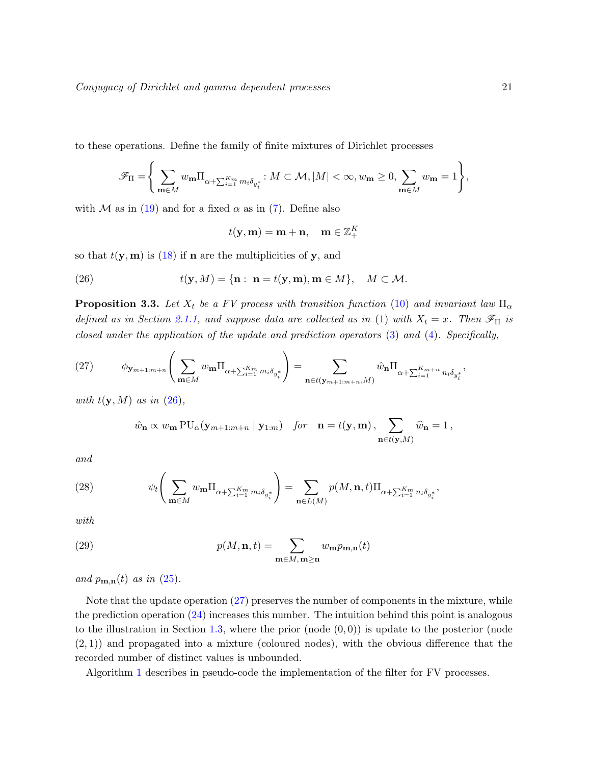to these operations. Define the family of finite mixtures of Dirichlet processes

$$\mathscr{F}_{\Pi} = \left\{ \sum_{\mathbf{m}\in M} w_{\mathbf{m}} \Pi_{\alpha+\sum_{i=1}^{K_m} m_i \delta_{y_i^*}} : M \subset \mathcal{M}, |M| < \infty, w_{\mathbf{m}} \geq 0, \sum_{\mathbf{m}\in M} w_{\mathbf{m}} = 1 \right\},$$

with $\mathcal{M}$ as in (19) and for a fixed $\alpha$ as in (7). Define also

$$t(\mathbf{y}, \mathbf{m}) = \mathbf{m} + \mathbf{n}, \quad \mathbf{m} \in \mathbb{Z}_+^K$$

so that $t(\mathbf{y}, \mathbf{m})$ is (18) if $\mathbf{n}$ are the multiplicities of $\mathbf{y}$, and

$$t(\mathbf{y}, M) = \{\mathbf{n} : \ \mathbf{n} = t(\mathbf{y}, \mathbf{m}), \mathbf{m} \in M\}, \quad M \subset \mathcal{M}. \tag{26}$$

**Proposition 3.3.** *Let $X_t$ be a FV process with transition function (10) and invariant law $\Pi_\alpha$ defined as in Section 2.1.1, and suppose data are collected as in (1) with $X_t = x$. Then $\mathscr{F}_\Pi$ is closed under the application of the update and prediction operators (3) and (4). Specifically,*

$$\phi_{\mathbf{y}_{m+1:m+n}}\left( \sum_{\mathbf{m}\in M} w_{\mathbf{m}} \Pi_{\alpha+\sum_{i=1}^{K_m} m_i \delta_{y_i^*}} \right) = \sum_{\mathbf{n}\in t(\mathbf{y}_{m+1:m+n}, M)} \hat{w}_{\mathbf{n}} \Pi_{\alpha+\sum_{i=1}^{K_{m+n}} n_i \delta_{y_i^*}}, \tag{27}$$

*with $t(\mathbf{y}, M)$ as in (26),*

$$\hat{w}_{\mathbf{n}} \propto w_{\mathbf{m}} \, \mathrm{PU}_\alpha(\mathbf{y}_{m+1:m+n} \mid \mathbf{y}_{1:m}) \quad \textit{for} \quad \mathbf{n} = t(\mathbf{y}, \mathbf{m}), \sum_{\mathbf{n}\in t(\mathbf{y}, M)} \widehat{w}_{\mathbf{n}} = 1,$$

*and*

$$\psi_t\left( \sum_{\mathbf{m}\in M} w_{\mathbf{m}} \Pi_{\alpha+\sum_{i=1}^{K_m} m_i \delta_{y_i^*}} \right) = \sum_{\mathbf{n}\in L(M)} p(M, \mathbf{n}, t) \Pi_{\alpha+\sum_{i=1}^{K_m} n_i \delta_{y_i^*}}, \tag{28}$$

*with*

$$p(M, \mathbf{n}, t) = \sum_{\mathbf{m}\in M, \, \mathbf{m}\geq \mathbf{n}} w_{\mathbf{m}} p_{\mathbf{m},\mathbf{n}}(t) \tag{29}$$

*and $p_{\mathbf{m},\mathbf{n}}(t)$ as in (25).*

Note that the update operation (27) preserves the number of components in the mixture, while the prediction operation (24) increases this number. The intuition behind this point is analogous to the illustration in Section 1.3, where the prior (node $(0, 0)$) is update to the posterior (node $(2, 1)$) and propagated into a mixture (coloured nodes), with the obvious difference that the recorded number of distinct values is unbounded.

Algorithm 1 describes in pseudo-code the implementation of the filter for FV processes.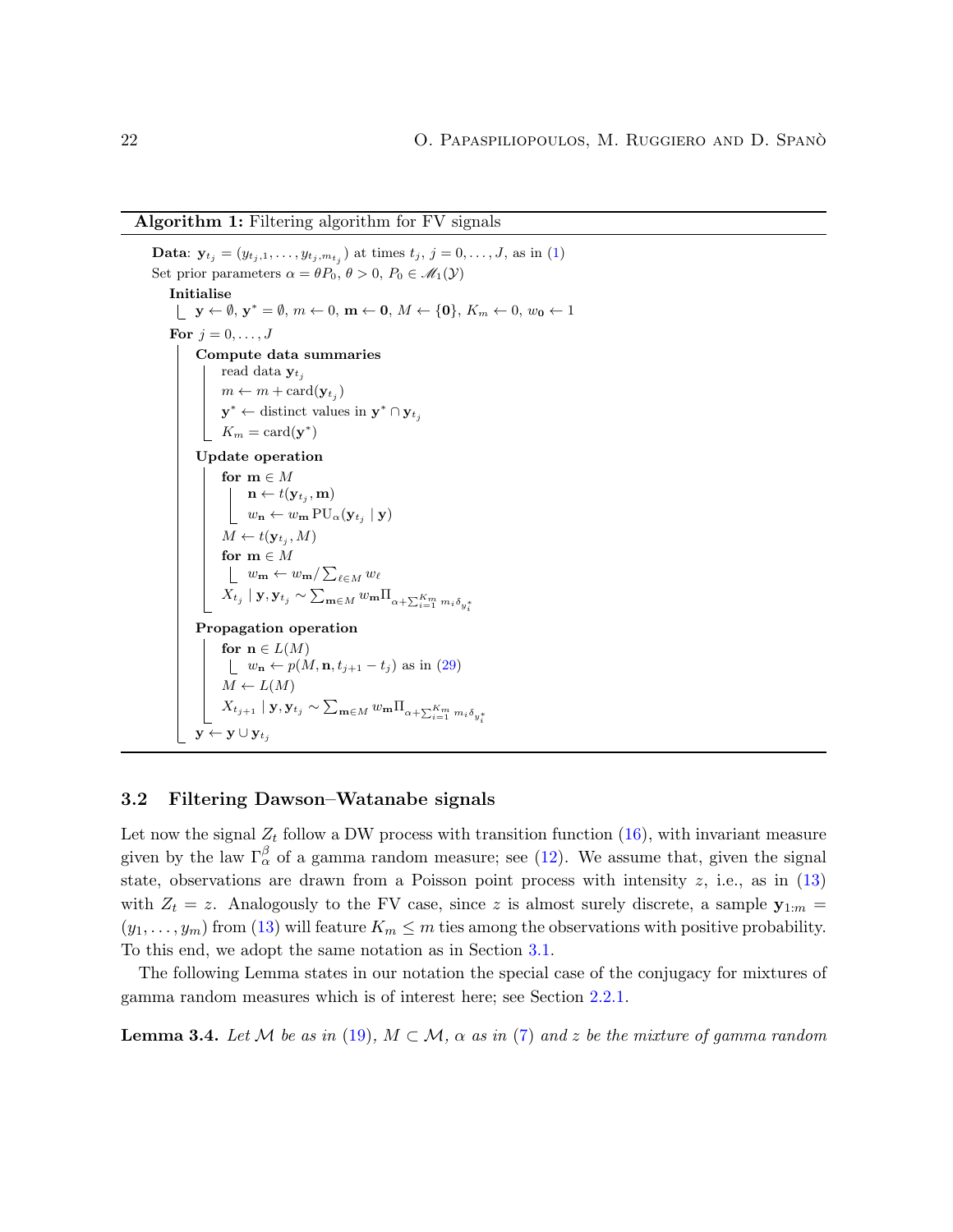**Algorithm 1:** Filtering algorithm for FV signals

```
Data: y_{t_j} = (y_{t_j,1}, ..., y_{t_j,m_{t_j}}) at times t_j, j = 0,...,J, as in (1)
Set prior parameters α = θP_0, θ > 0, P_0 ∈ M_1(Y)
  Initialise
    y ← ∅, y* = ∅, m ← 0, m ← 0, M ← {0}, K_m ← 0, w_0 ← 1
  For j = 0,...,J
    Compute data summaries
      read data y_{t_j}
      m ← m + card(y_{t_j})
      y* ← distinct values in y* ∩ y_{t_j}
      K_m = card(y*)
    Update operation
      for m ∈ M
        n ← t(y_{t_j}, m)
        w_n ← w_m PU_α(y_{t_j} | y)
      M ← t(y_{t_j}, M)
      for m ∈ M
        w_m ← w_m / Σ_{ℓ∈M} w_ℓ
      X_{t_j} | y, y_{t_j} ~ Σ_{m∈M} w_m Π_{α + Σ_{i=1}^{K_m} m_i δ_{y_i^*}}
    Propagation operation
      for n ∈ L(M)
        w_n ← p(M, n, t_{j+1} − t_j) as in (29)
      M ← L(M)
      X_{t_{j+1}} | y, y_{t_j} ~ Σ_{m∈M} w_m Π_{α + Σ_{i=1}^{K_m} m_i δ_{y_i^*}}
    y ← y ∪ y_{t_j}
```

### 3.2 Filtering Dawson–Watanabe signals

Let now the signal $Z_t$ follow a DW process with transition function (16), with invariant measure given by the law $\Gamma_\alpha^\beta$ of a gamma random measure; see (12). We assume that, given the signal state, observations are drawn from a Poisson point process with intensity $z$, i.e., as in (13) with $Z_t = z$. Analogously to the FV case, since $z$ is almost surely discrete, a sample $\mathbf{y}_{1:m} = (y_1, \dots, y_m)$ from (13) will feature $K_m \leq m$ ties among the observations with positive probability. To this end, we adopt the same notation as in Section 3.1.

The following Lemma states in our notation the special case of the conjugacy for mixtures of gamma random measures which is of interest here; see Section 2.2.1.

**Lemma 3.4.** *Let $\mathcal{M}$ be as in (19), $M \subset \mathcal{M}$, $\alpha$ as in (7) and $z$ be the mixture of gamma random*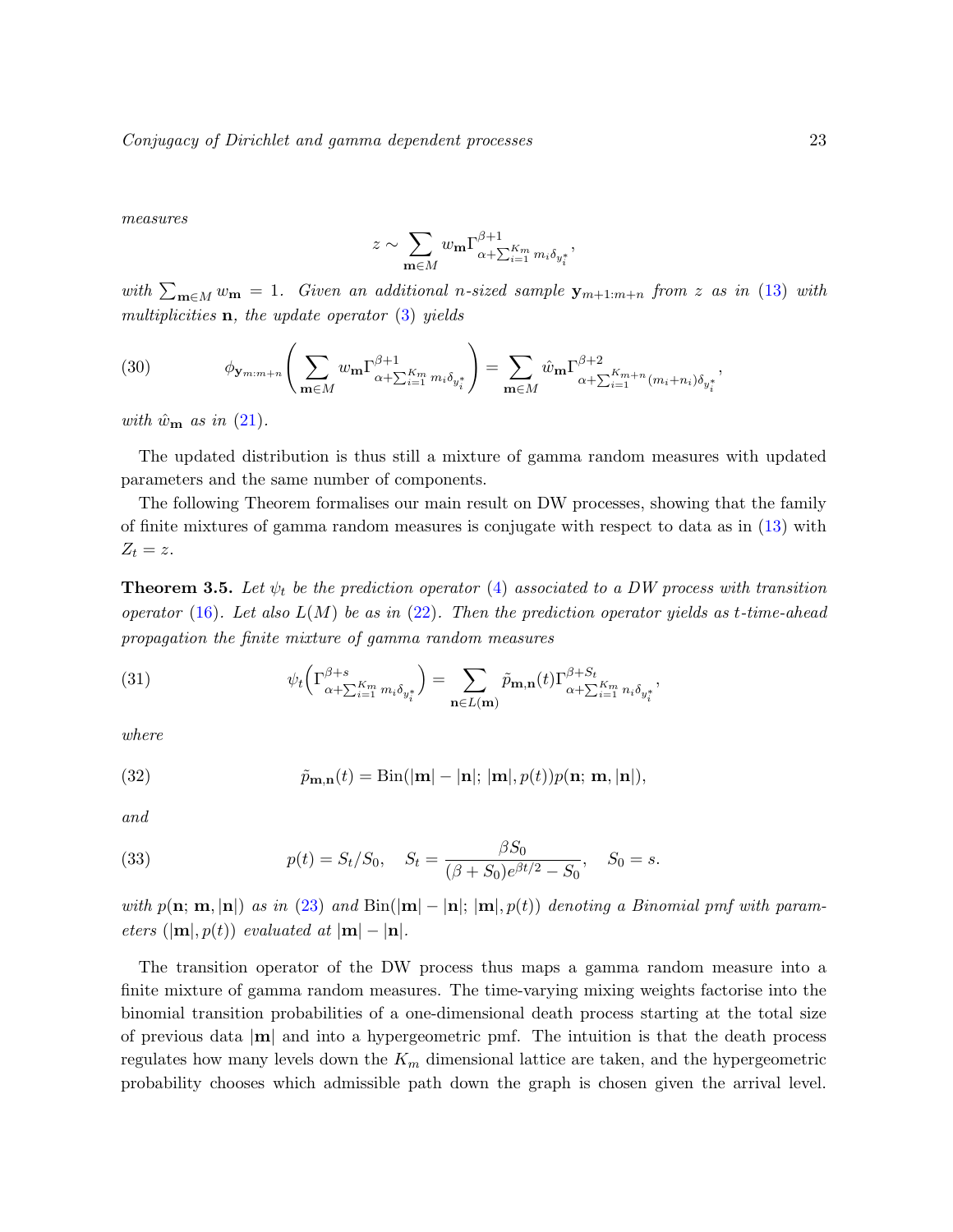*measures*

$$z \sim \sum_{\mathbf{m}\in M} w_{\mathbf{m}} \Gamma^{\beta+1}_{\alpha+\sum_{i=1}^{K_m} m_i \delta_{y_i^*}},$$

*with* $\sum_{\mathbf{m}\in M} w_{\mathbf{m}} = 1$. *Given an additional* $n$*-sized sample* $\mathbf{y}_{m+1:m+n}$ *from* $z$ *as in* (13) *with multiplicities* $\mathbf{n}$, *the update operator* (3) *yields*

$$\phi_{\mathbf{y}_{m:m+n}}\left(\sum_{\mathbf{m}\in M} w_{\mathbf{m}} \Gamma^{\beta+1}_{\alpha+\sum_{i=1}^{K_m} m_i \delta_{y_i^*}}\right) = \sum_{\mathbf{m}\in M} \hat{w}_{\mathbf{m}} \Gamma^{\beta+2}_{\alpha+\sum_{i=1}^{K_{m+n}} (m_i+n_i) \delta_{y_i^*}}, \tag{30}$$

*with* $\hat{w}_{\mathbf{m}}$ *as in* (21).

The updated distribution is thus still a mixture of gamma random measures with updated parameters and the same number of components.

The following Theorem formalises our main result on DW processes, showing that the family of finite mixtures of gamma random measures is conjugate with respect to data as in (13) with $Z_t = z$.

**Theorem 3.5.** *Let* $\psi_t$ *be the prediction operator* (4) *associated to a DW process with transition operator* (16). *Let also* $L(M)$ *be as in* (22). *Then the prediction operator yields as* $t$*-time-ahead propagation the finite mixture of gamma random measures*

$$\psi_t\Big(\Gamma^{\beta+s}_{\alpha+\sum_{i=1}^{K_m} m_i \delta_{y_i^*}}\Big) = \sum_{\mathbf{n}\in L(\mathbf{m})} \tilde{p}_{\mathbf{m},\mathbf{n}}(t) \Gamma^{\beta+S_t}_{\alpha+\sum_{i=1}^{K_m} n_i \delta_{y_i^*}}, \tag{31}$$

*where*

$$\tilde{p}_{\mathbf{m},\mathbf{n}}(t) = \mathrm{Bin}(|\mathbf{m}|-|\mathbf{n}|;\, |\mathbf{m}|, p(t)) p(\mathbf{n};\, \mathbf{m}, |\mathbf{n}|), \tag{32}$$

*and*

$$p(t) = S_t/S_0, \quad S_t = \frac{\beta S_0}{(\beta+S_0)e^{\beta t/2} - S_0}, \quad S_0 = s. \tag{33}$$

*with* $p(\mathbf{n};\, \mathbf{m}, |\mathbf{n}|)$ *as in* (23) *and* $\mathrm{Bin}(|\mathbf{m}|-|\mathbf{n}|;\, |\mathbf{m}|, p(t))$ *denoting a Binomial pmf with parameters* $(|\mathbf{m}|, p(t))$ *evaluated at* $|\mathbf{m}|-|\mathbf{n}|$.

The transition operator of the DW process thus maps a gamma random measure into a finite mixture of gamma random measures. The time-varying mixing weights factorise into the binomial transition probabilities of a one-dimensional death process starting at the total size of previous data $|\mathbf{m}|$ and into a hypergeometric pmf. The intuition is that the death process regulates how many levels down the $K_m$ dimensional lattice are taken, and the hypergeometric probability chooses which admissible path down the graph is chosen given the arrival level.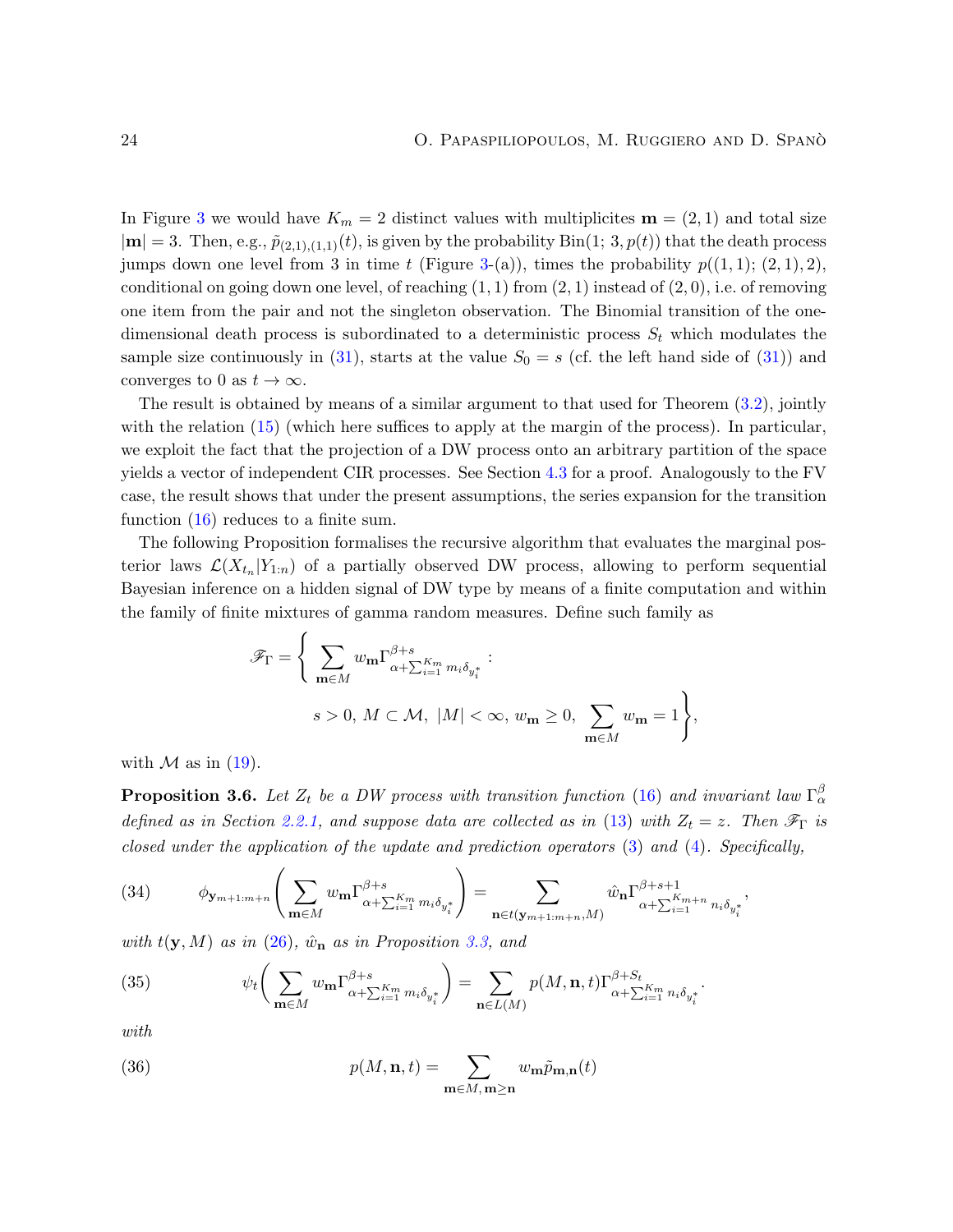In Figure 3 we would have $K_m = 2$ distinct values with multiplicites $\mathbf{m} = (2,1)$ and total size $|\mathbf{m}| = 3$. Then, e.g., $\tilde{p}_{(2,1),(1,1)}(t)$, is given by the probability $\text{Bin}(1;\, 3, p(t))$ that the death process jumps down one level from 3 in time $t$ (Figure 3-(a)), times the probability $p((1,1);\,(2,1),2)$, conditional on going down one level, of reaching $(1,1)$ from $(2,1)$ instead of $(2,0)$, i.e. of removing one item from the pair and not the singleton observation. The Binomial transition of the one-dimensional death process is subordinated to a deterministic process $S_t$ which modulates the sample size continuously in (31), starts at the value $S_0 = s$ (cf. the left hand side of (31)) and converges to 0 as $t \to \infty$.

The result is obtained by means of a similar argument to that used for Theorem (3.2), jointly with the relation (15) (which here suffices to apply at the margin of the process). In particular, we exploit the fact that the projection of a DW process onto an arbitrary partition of the space yields a vector of independent CIR processes. See Section 4.3 for a proof. Analogously to the FV case, the result shows that under the present assumptions, the series expansion for the transition function (16) reduces to a finite sum.

The following Proposition formalises the recursive algorithm that evaluates the marginal posterior laws $\mathcal{L}(X_{t_n}|Y_{1:n})$ of a partially observed DW process, allowing to perform sequential Bayesian inference on a hidden signal of DW type by means of a finite computation and within the family of finite mixtures of gamma random measures. Define such family as

$$\mathscr{F}_\Gamma = \Bigg\{ \sum_{\mathbf{m}\in M} w_{\mathbf{m}} \Gamma^{\beta+s}_{\alpha+\sum_{i=1}^{K_m} m_i \delta_{y_i^*}} : \\ s>0,\ M\subset \mathcal{M},\ |M|<\infty,\ w_{\mathbf{m}}\geq 0,\ \sum_{\mathbf{m}\in M} w_{\mathbf{m}} = 1 \Bigg\},$$

with $\mathcal{M}$ as in (19).

**Proposition 3.6.** *Let $Z_t$ be a DW process with transition function (16) and invariant law $\Gamma^\beta_\alpha$ defined as in Section 2.2.1, and suppose data are collected as in (13) with $Z_t = z$. Then $\mathscr{F}_\Gamma$ is closed under the application of the update and prediction operators (3) and (4). Specifically,*

$$\phi_{\mathbf{y}_{m+1:m+n}}\Bigg(\sum_{\mathbf{m}\in M} w_{\mathbf{m}} \Gamma^{\beta+s}_{\alpha+\sum_{i=1}^{K_m} m_i \delta_{y_i^*}}\Bigg) = \sum_{\mathbf{n}\in t(\mathbf{y}_{m+1:m+n},M)} \hat{w}_{\mathbf{n}} \Gamma^{\beta+s+1}_{\alpha+\sum_{i=1}^{K_{m+n}} n_i \delta_{y_i^*}}, \tag{34}$$

*with $t(\mathbf{y}, M)$ as in (26), $\hat{w}_{\mathbf{n}}$ as in Proposition 3.3, and*

$$\psi_t\Bigg(\sum_{\mathbf{m}\in M} w_{\mathbf{m}} \Gamma^{\beta+s}_{\alpha+\sum_{i=1}^{K_m} m_i \delta_{y_i^*}}\Bigg) = \sum_{\mathbf{n}\in L(M)} p(M,\mathbf{n},t) \Gamma^{\beta+S_t}_{\alpha+\sum_{i=1}^{K_m} n_i \delta_{y_i^*}}. \tag{35}$$

*with*

$$p(M,\mathbf{n},t) = \sum_{\mathbf{m}\in M,\, \mathbf{m}\geq \mathbf{n}} w_{\mathbf{m}} \tilde{p}_{\mathbf{m},\mathbf{n}}(t) \tag{36}$$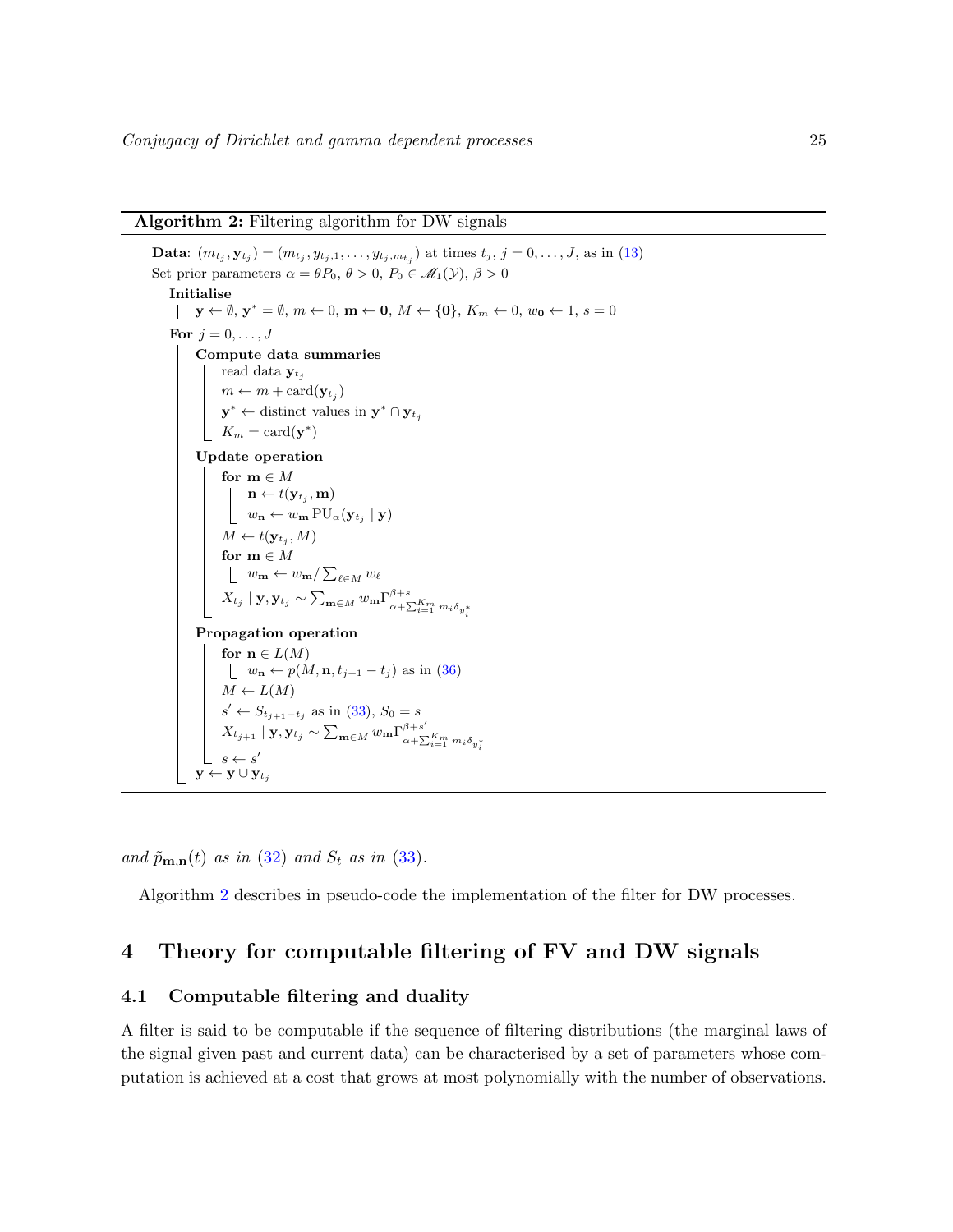**Algorithm 2:** Filtering algorithm for DW signals

```
Data: (m_{t_j}, y_{t_j}) = (m_{t_j}, y_{t_j,1}, ..., y_{t_j,m_{t_j}}) at times t_j, j = 0,...,J, as in (13)
Set prior parameters α = θP_0, θ > 0, P_0 ∈ M_1(Y), β > 0
  Initialise
    y ← ∅, y* = ∅, m ← 0, m ← 0, M ← {0}, K_m ← 0, w_0 ← 1, s = 0
  For j = 0,...,J
    Compute data summaries
      read data y_{t_j}
      m ← m + card(y_{t_j})
      y* ← distinct values in y* ∩ y_{t_j}
      K_m = card(y*)
    Update operation
      for m ∈ M
        n ← t(y_{t_j}, m)
        w_n ← w_m PU_α(y_{t_j} | y)
      M ← t(y_{t_j}, M)
      for m ∈ M
        w_m ← w_m / Σ_{ℓ∈M} w_ℓ
      X_{t_j} | y, y_{t_j} ~ Σ_{m∈M} w_m Γ^{β+s}_{α+Σ_{i=1}^{K_m} m_i δ_{y*_i}}
    Propagation operation
      for n ∈ L(M)
        w_n ← p(M, n, t_{j+1} − t_j) as in (36)
      M ← L(M)
      s' ← S_{t_{j+1}−t_j} as in (33), S_0 = s
      X_{t_{j+1}} | y, y_{t_j} ~ Σ_{m∈M} w_m Γ^{β+s'}_{α+Σ_{i=1}^{K_m} m_i δ_{y*_i}}
      s ← s'
    y ← y ∪ y_{t_j}
```

*and* $\tilde{p}_{\mathbf{m},\mathbf{n}}(t)$ *as in* (32) *and* $S_t$ *as in* (33).

Algorithm 2 describes in pseudo-code the implementation of the filter for DW processes.

## 4 Theory for computable filtering of FV and DW signals

### 4.1 Computable filtering and duality

A filter is said to be computable if the sequence of filtering distributions (the marginal laws of the signal given past and current data) can be characterised by a set of parameters whose computation is achieved at a cost that grows at most polynomially with the number of observations.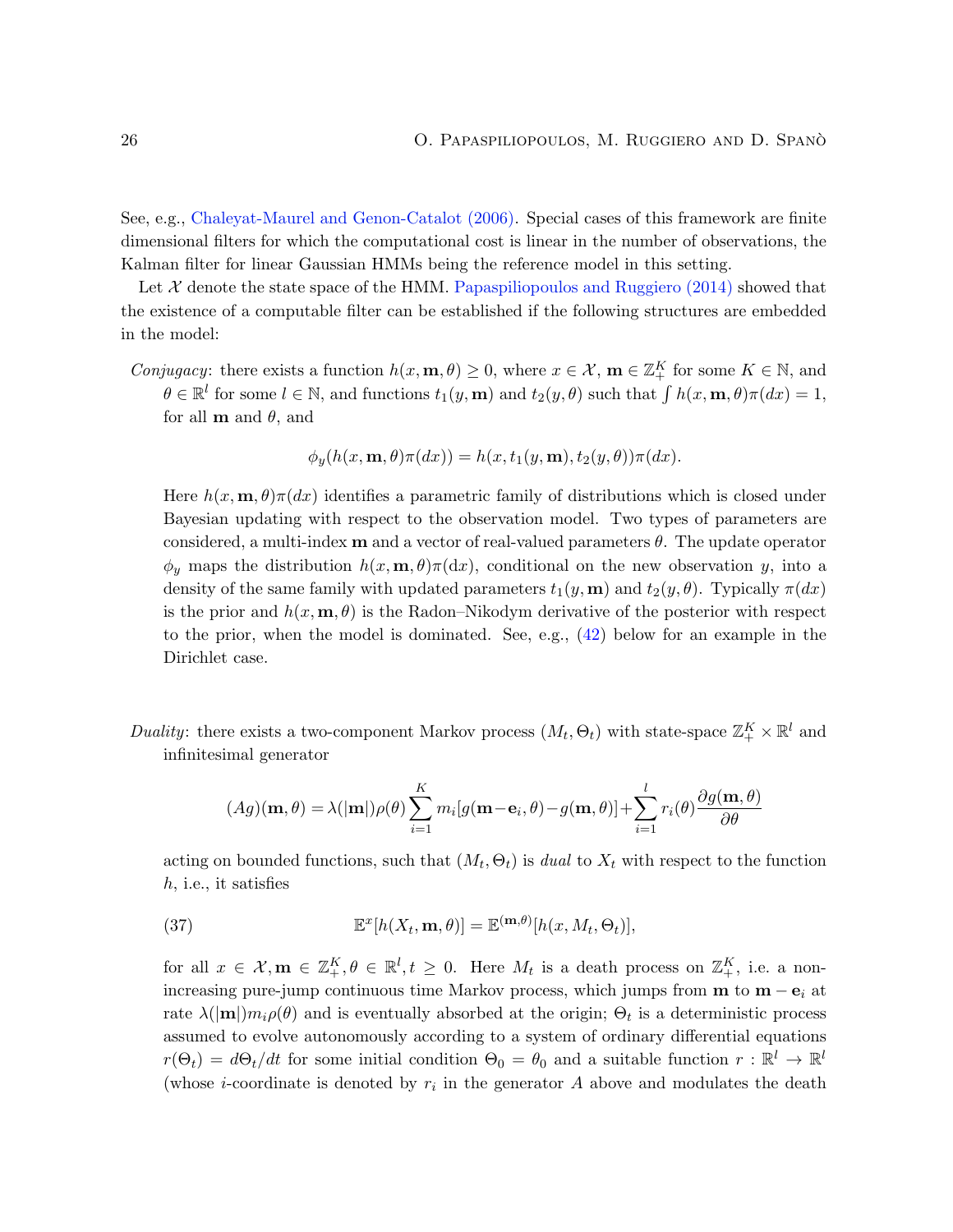See, e.g., Chaleyat-Maurel and Genon-Catalot (2006). Special cases of this framework are finite dimensional filters for which the computational cost is linear in the number of observations, the Kalman filter for linear Gaussian HMMs being the reference model in this setting.

Let $\mathcal{X}$ denote the state space of the HMM. Papaspiliopoulos and Ruggiero (2014) showed that the existence of a computable filter can be established if the following structures are embedded in the model:

*Conjugacy*: there exists a function $h(x, \mathbf{m}, \theta) \geq 0$, where $x \in \mathcal{X}$, $\mathbf{m} \in \mathbb{Z}_+^K$ for some $K \in \mathbb{N}$, and $\theta \in \mathbb{R}^l$ for some $l \in \mathbb{N}$, and functions $t_1(y, \mathbf{m})$ and $t_2(y, \theta)$ such that $\int h(x, \mathbf{m}, \theta)\pi(dx) = 1$, for all $\mathbf{m}$ and $\theta$, and

$$\phi_y(h(x, \mathbf{m}, \theta)\pi(dx)) = h(x, t_1(y, \mathbf{m}), t_2(y, \theta))\pi(dx).$$

Here $h(x, \mathbf{m}, \theta)\pi(dx)$ identifies a parametric family of distributions which is closed under Bayesian updating with respect to the observation model. Two types of parameters are considered, a multi-index $\mathbf{m}$ and a vector of real-valued parameters $\theta$. The update operator $\phi_y$ maps the distribution $h(x, \mathbf{m}, \theta)\pi(\mathrm{d}x)$, conditional on the new observation $y$, into a density of the same family with updated parameters $t_1(y, \mathbf{m})$ and $t_2(y, \theta)$. Typically $\pi(dx)$ is the prior and $h(x, \mathbf{m}, \theta)$ is the Radon–Nikodym derivative of the posterior with respect to the prior, when the model is dominated. See, e.g., (42) below for an example in the Dirichlet case.

*Duality*: there exists a two-component Markov process $(M_t, \Theta_t)$ with state-space $\mathbb{Z}_+^K \times \mathbb{R}^l$ and infinitesimal generator

$$(Ag)(\mathbf{m}, \theta) = \lambda(|\mathbf{m}|)\rho(\theta)\sum_{i=1}^{K} m_i[g(\mathbf{m}-\mathbf{e}_i, \theta) - g(\mathbf{m}, \theta)] + \sum_{i=1}^{l} r_i(\theta)\frac{\partial g(\mathbf{m}, \theta)}{\partial \theta}$$

acting on bounded functions, such that $(M_t, \Theta_t)$ is *dual* to $X_t$ with respect to the function $h$, i.e., it satisfies

$$\mathbb{E}^x[h(X_t, \mathbf{m}, \theta)] = \mathbb{E}^{(\mathbf{m}, \theta)}[h(x, M_t, \Theta_t)], \tag{37}$$

for all $x \in \mathcal{X}, \mathbf{m} \in \mathbb{Z}_+^K, \theta \in \mathbb{R}^l, t \geq 0$. Here $M_t$ is a death process on $\mathbb{Z}_+^K$, i.e. a non-increasing pure-jump continuous time Markov process, which jumps from $\mathbf{m}$ to $\mathbf{m} - \mathbf{e}_i$ at rate $\lambda(|\mathbf{m}|)m_i\rho(\theta)$ and is eventually absorbed at the origin; $\Theta_t$ is a deterministic process assumed to evolve autonomously according to a system of ordinary differential equations $r(\Theta_t) = d\Theta_t/dt$ for some initial condition $\Theta_0 = \theta_0$ and a suitable function $r : \mathbb{R}^l \to \mathbb{R}^l$ (whose $i$-coordinate is denoted by $r_i$ in the generator $A$ above and modulates the death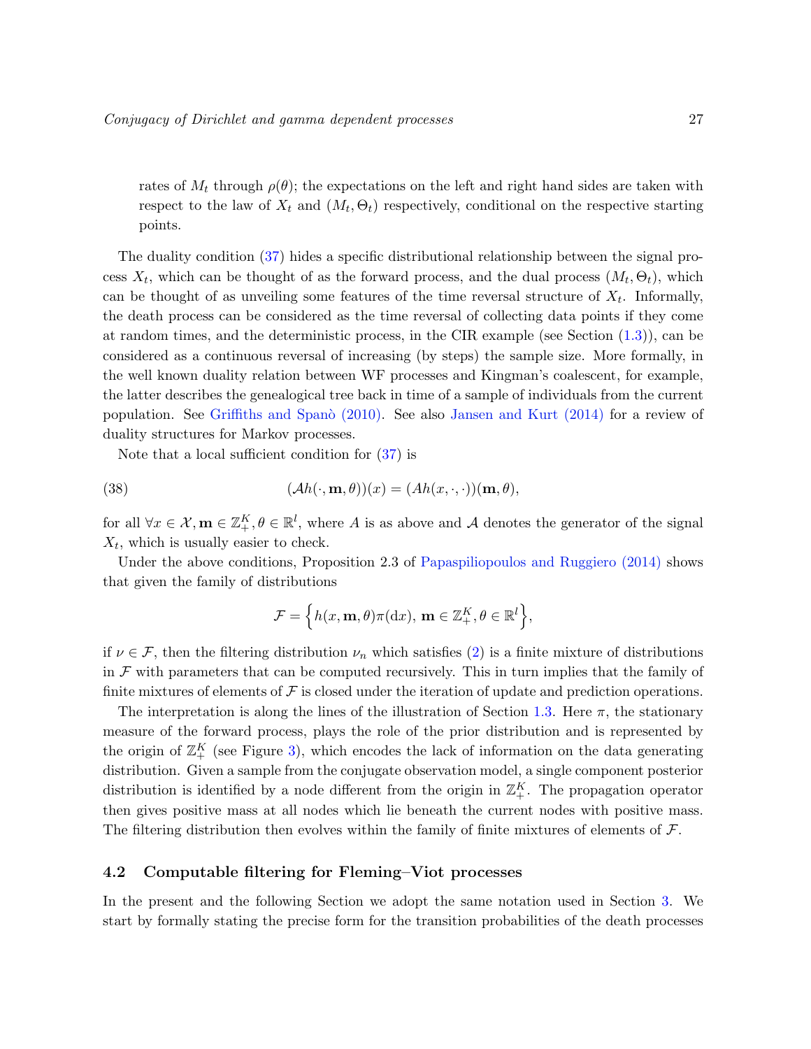rates of $M_t$ through $\rho(\theta)$; the expectations on the left and right hand sides are taken with respect to the law of $X_t$ and $(M_t, \Theta_t)$ respectively, conditional on the respective starting points.

The duality condition (37) hides a specific distributional relationship between the signal process $X_t$, which can be thought of as the forward process, and the dual process $(M_t, \Theta_t)$, which can be thought of as unveiling some features of the time reversal structure of $X_t$. Informally, the death process can be considered as the time reversal of collecting data points if they come at random times, and the deterministic process, in the CIR example (see Section (1.3)), can be considered as a continuous reversal of increasing (by steps) the sample size. More formally, in the well known duality relation between WF processes and Kingman's coalescent, for example, the latter describes the genealogical tree back in time of a sample of individuals from the current population. See Griffiths and Spanò (2010). See also Jansen and Kurt (2014) for a review of duality structures for Markov processes.

Note that a local sufficient condition for (37) is

$$(\mathcal{A}h(\cdot, \mathbf{m}, \theta))(x) = (Ah(x, \cdot, \cdot))(\mathbf{m}, \theta), \tag{38}$$

for all $\forall x \in \mathcal{X}, \mathbf{m} \in \mathbb{Z}_+^K, \theta \in \mathbb{R}^l$, where $A$ is as above and $\mathcal{A}$ denotes the generator of the signal $X_t$, which is usually easier to check.

Under the above conditions, Proposition 2.3 of Papaspiliopoulos and Ruggiero (2014) shows that given the family of distributions

$$\mathcal{F} = \Big\{ h(x, \mathbf{m}, \theta)\pi(\mathrm{d}x),\, \mathbf{m} \in \mathbb{Z}_+^K, \theta \in \mathbb{R}^l \Big\},$$

if $\nu \in \mathcal{F}$, then the filtering distribution $\nu_n$ which satisfies (2) is a finite mixture of distributions in $\mathcal{F}$ with parameters that can be computed recursively. This in turn implies that the family of finite mixtures of elements of $\mathcal{F}$ is closed under the iteration of update and prediction operations.

The interpretation is along the lines of the illustration of Section 1.3. Here $\pi$, the stationary measure of the forward process, plays the role of the prior distribution and is represented by the origin of $\mathbb{Z}_+^K$ (see Figure 3), which encodes the lack of information on the data generating distribution. Given a sample from the conjugate observation model, a single component posterior distribution is identified by a node different from the origin in $\mathbb{Z}_+^K$. The propagation operator then gives positive mass at all nodes which lie beneath the current nodes with positive mass. The filtering distribution then evolves within the family of finite mixtures of elements of $\mathcal{F}$.

### 4.2 Computable filtering for Fleming–Viot processes

In the present and the following Section we adopt the same notation used in Section 3. We start by formally stating the precise form for the transition probabilities of the death processes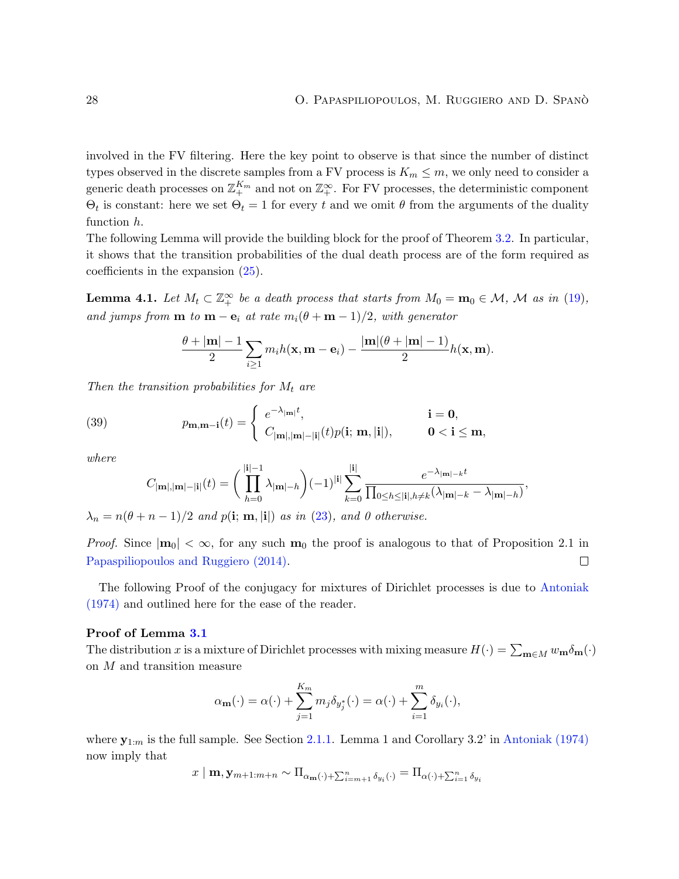involved in the FV filtering. Here the key point to observe is that since the number of distinct types observed in the discrete samples from a FV process is $K_m \leq m$, we only need to consider a generic death processes on $\mathbb{Z}_+^{K_m}$ and not on $\mathbb{Z}_+^{\infty}$. For FV processes, the deterministic component $\Theta_t$ is constant: here we set $\Theta_t = 1$ for every $t$ and we omit $\theta$ from the arguments of the duality function $h$.

The following Lemma will provide the building block for the proof of Theorem 3.2. In particular, it shows that the transition probabilities of the dual death process are of the form required as coefficients in the expansion (25).

**Lemma 4.1.** *Let $M_t \subset \mathbb{Z}_+^{\infty}$ be a death process that starts from $M_0 = \mathbf{m}_0 \in \mathcal{M}$, $\mathcal{M}$ as in (19), and jumps from $\mathbf{m}$ to $\mathbf{m} - \mathbf{e}_i$ at rate $m_i(\theta + \mathbf{m} - 1)/2$, with generator*

$$\frac{\theta + |\mathbf{m}| - 1}{2} \sum_{i \geq 1} m_i h(\mathbf{x}, \mathbf{m} - \mathbf{e}_i) - \frac{|\mathbf{m}|(\theta + |\mathbf{m}| - 1)}{2} h(\mathbf{x}, \mathbf{m}).$$

*Then the transition probabilities for $M_t$ are*

$$p_{\mathbf{m},\mathbf{m}-\mathbf{i}}(t) = \begin{cases} e^{-\lambda_{|\mathbf{m}|}t}, & \mathbf{i} = \mathbf{0}, \\ C_{|\mathbf{m}|,|\mathbf{m}|-|\mathbf{i}|}(t) p(\mathbf{i};\, \mathbf{m}, |\mathbf{i}|), & \mathbf{0} < \mathbf{i} \leq \mathbf{m}, \end{cases} \tag{39}$$

*where*

$$C_{|\mathbf{m}|,|\mathbf{m}|-|\mathbf{i}|}(t) = \left( \prod_{h=0}^{|\mathbf{i}|-1} \lambda_{|\mathbf{m}|-h} \right) (-1)^{|\mathbf{i}|} \sum_{k=0}^{|\mathbf{i}|} \frac{e^{-\lambda_{|\mathbf{m}|-k}t}}{\prod_{0 \leq h \leq |\mathbf{i}|, h \neq k} (\lambda_{|\mathbf{m}|-k} - \lambda_{|\mathbf{m}|-h})},$$

*$\lambda_n = n(\theta + n - 1)/2$ and $p(\mathbf{i};\, \mathbf{m}, |\mathbf{i}|)$ as in (23), and 0 otherwise.*

*Proof.* Since $|\mathbf{m}_0| < \infty$, for any such $\mathbf{m}_0$ the proof is analogous to that of Proposition 2.1 in Papaspiliopoulos and Ruggiero (2014). □

The following Proof of the conjugacy for mixtures of Dirichlet processes is due to Antoniak (1974) and outlined here for the ease of the reader.

**Proof of Lemma 3.1**

The distribution $x$ is a mixture of Dirichlet processes with mixing measure $H(\cdot) = \sum_{\mathbf{m} \in M} w_{\mathbf{m}} \delta_{\mathbf{m}}(\cdot)$ on $M$ and transition measure

$$\alpha_{\mathbf{m}}(\cdot) = \alpha(\cdot) + \sum_{j=1}^{K_m} m_j \delta_{y_j^*}(\cdot) = \alpha(\cdot) + \sum_{i=1}^{m} \delta_{y_i}(\cdot),$$

where $\mathbf{y}_{1:m}$ is the full sample. See Section 2.1.1. Lemma 1 and Corollary 3.2' in Antoniak (1974) now imply that

$$x \mid \mathbf{m}, \mathbf{y}_{m+1:m+n} \sim \Pi_{\alpha_{\mathbf{m}}(\cdot) + \sum_{i=m+1}^{n} \delta_{y_i}(\cdot)} = \Pi_{\alpha(\cdot) + \sum_{i=1}^{n} \delta_{y_i}}$$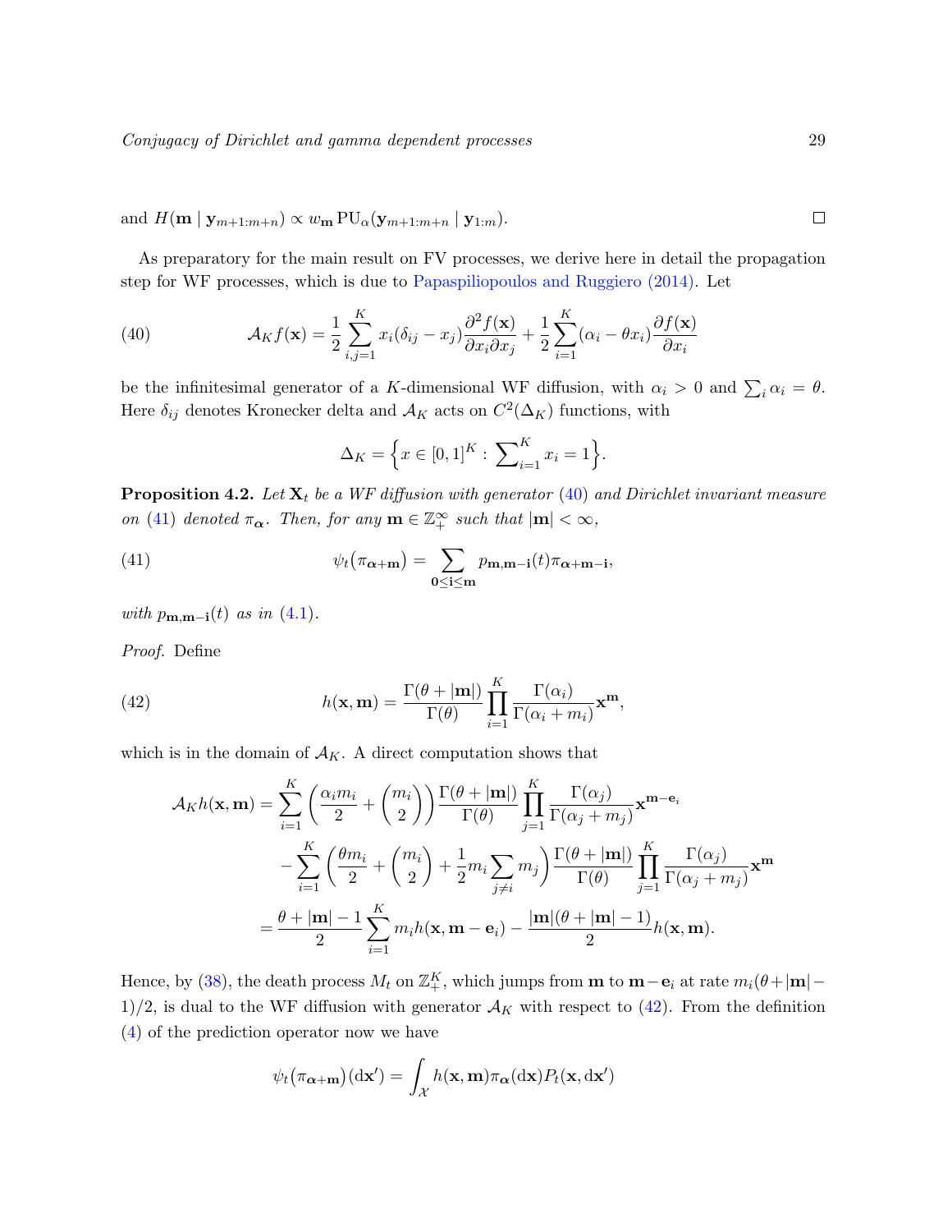and $H(\mathbf{m} \mid \mathbf{y}_{m+1:m+n}) \propto w_{\mathbf{m}} \, \mathrm{PU}_\alpha(\mathbf{y}_{m+1:m+n} \mid \mathbf{y}_{1:m})$. ◻

As preparatory for the main result on FV processes, we derive here in detail the propagation step for WF processes, which is due to Papaspiliopoulos and Ruggiero (2014). Let

$$
\mathcal{A}_K f(\mathbf{x}) = \frac{1}{2} \sum_{i,j=1}^{K} x_i(\delta_{ij} - x_j) \frac{\partial^2 f(\mathbf{x})}{\partial x_i \partial x_j} + \frac{1}{2} \sum_{i=1}^{K} (\alpha_i - \theta x_i) \frac{\partial f(\mathbf{x})}{\partial x_i} \tag{40}
$$

be the infinitesimal generator of a $K$-dimensional WF diffusion, with $\alpha_i > 0$ and $\sum_i \alpha_i = \theta$. Here $\delta_{ij}$ denotes Kronecker delta and $\mathcal{A}_K$ acts on $C^2(\Delta_K)$ functions, with

$$
\Delta_K = \Big\{ x \in [0,1]^K : \sum\nolimits_{i=1}^{K} x_i = 1 \Big\}.
$$

**Proposition 4.2.** *Let $\mathbf{X}_t$ be a WF diffusion with generator (40) and Dirichlet invariant measure on (41) denoted $\pi_{\boldsymbol{\alpha}}$. Then, for any $\mathbf{m} \in \mathbb{Z}_+^\infty$ such that $|\mathbf{m}| < \infty$,*

$$
\psi_t(\pi_{\boldsymbol{\alpha}+\mathbf{m}}) = \sum_{\mathbf{0} \le \mathbf{i} \le \mathbf{m}} p_{\mathbf{m},\mathbf{m}-\mathbf{i}}(t) \pi_{\boldsymbol{\alpha}+\mathbf{m}-\mathbf{i}}, \tag{41}
$$

*with $p_{\mathbf{m},\mathbf{m}-\mathbf{i}}(t)$ as in (4.1).*

*Proof.* Define

$$
h(\mathbf{x}, \mathbf{m}) = \frac{\Gamma(\theta + |\mathbf{m}|)}{\Gamma(\theta)} \prod_{i=1}^{K} \frac{\Gamma(\alpha_i)}{\Gamma(\alpha_i + m_i)} \mathbf{x}^{\mathbf{m}}, \tag{42}
$$

which is in the domain of $\mathcal{A}_K$. A direct computation shows that

$$
\begin{aligned}
\mathcal{A}_K h(\mathbf{x}, \mathbf{m}) &= \sum_{i=1}^{K} \left( \frac{\alpha_i m_i}{2} + \binom{m_i}{2} \right) \frac{\Gamma(\theta + |\mathbf{m}|)}{\Gamma(\theta)} \prod_{j=1}^{K} \frac{\Gamma(\alpha_j)}{\Gamma(\alpha_j + m_j)} \mathbf{x}^{\mathbf{m}-\mathbf{e}_i} \\
&\quad - \sum_{i=1}^{K} \left( \frac{\theta m_i}{2} + \binom{m_i}{2} + \frac{1}{2} m_i \sum_{j \ne i} m_j \right) \frac{\Gamma(\theta + |\mathbf{m}|)}{\Gamma(\theta)} \prod_{j=1}^{K} \frac{\Gamma(\alpha_j)}{\Gamma(\alpha_j + m_j)} \mathbf{x}^{\mathbf{m}} \\
&= \frac{\theta + |\mathbf{m}| - 1}{2} \sum_{i=1}^{K} m_i h(\mathbf{x}, \mathbf{m} - \mathbf{e}_i) - \frac{|\mathbf{m}|(\theta + |\mathbf{m}| - 1)}{2} h(\mathbf{x}, \mathbf{m}).
\end{aligned}
$$

Hence, by (38), the death process $M_t$ on $\mathbb{Z}_+^K$, which jumps from $\mathbf{m}$ to $\mathbf{m} - \mathbf{e}_i$ at rate $m_i(\theta + |\mathbf{m}| - 1)/2$, is dual to the WF diffusion with generator $\mathcal{A}_K$ with respect to (42). From the definition (4) of the prediction operator now we have

$$
\psi_t(\pi_{\boldsymbol{\alpha}+\mathbf{m}})(\mathrm{d}\mathbf{x}') = \int_{\mathcal{X}} h(\mathbf{x}, \mathbf{m}) \pi_{\boldsymbol{\alpha}}(\mathrm{d}\mathbf{x}) P_t(\mathbf{x}, \mathrm{d}\mathbf{x}')
$$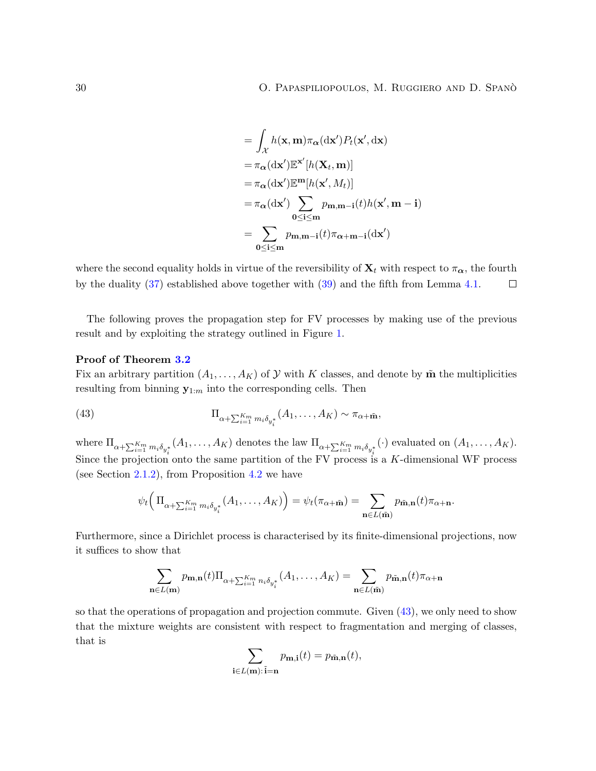$$
\begin{aligned}
&= \int_{\mathcal{X}} h(\mathbf{x}, \mathbf{m}) \pi_{\boldsymbol{\alpha}}(\mathrm{d}\mathbf{x}') P_t(\mathbf{x}', \mathrm{d}\mathbf{x}) \\
&= \pi_{\boldsymbol{\alpha}}(\mathrm{d}\mathbf{x}') \mathbb{E}^{\mathbf{x}'}[h(\mathbf{X}_t, \mathbf{m})] \\
&= \pi_{\boldsymbol{\alpha}}(\mathrm{d}\mathbf{x}') \mathbb{E}^{\mathbf{m}}[h(\mathbf{x}', M_t)] \\
&= \pi_{\boldsymbol{\alpha}}(\mathrm{d}\mathbf{x}') \sum_{\mathbf{0} \le \mathbf{i} \le \mathbf{m}} p_{\mathbf{m}, \mathbf{m}-\mathbf{i}}(t) h(\mathbf{x}', \mathbf{m} - \mathbf{i}) \\
&= \sum_{\mathbf{0} \le \mathbf{i} \le \mathbf{m}} p_{\mathbf{m}, \mathbf{m}-\mathbf{i}}(t) \pi_{\boldsymbol{\alpha} + \mathbf{m} - \mathbf{i}}(\mathrm{d}\mathbf{x}')
\end{aligned}
$$

where the second equality holds in virtue of the reversibility of $\mathbf{X}_t$ with respect to $\pi_{\boldsymbol{\alpha}}$, the fourth by the duality (37) established above together with (39) and the fifth from Lemma 4.1. □

The following proves the propagation step for FV processes by making use of the previous result and by exploiting the strategy outlined in Figure 1.

**Proof of Theorem 3.2**
Fix an arbitrary partition $(A_1, \dots, A_K)$ of $\mathcal{Y}$ with $K$ classes, and denote by $\tilde{\mathbf{m}}$ the multiplicities resulting from binning $\mathbf{y}_{1:m}$ into the corresponding cells. Then

$$
\Pi_{\alpha + \sum_{i=1}^{K_m} m_i \delta_{y_i^*}}(A_1, \dots, A_K) \sim \pi_{\alpha + \tilde{\mathbf{m}}}, \tag{43}
$$

where $\Pi_{\alpha + \sum_{i=1}^{K_m} m_i \delta_{y_i^*}}(A_1, \dots, A_K)$ denotes the law $\Pi_{\alpha + \sum_{i=1}^{K_m} m_i \delta_{y_i^*}}(\cdot)$ evaluated on $(A_1, \dots, A_K)$. Since the projection onto the same partition of the FV process is a $K$-dimensional WF process (see Section 2.1.2), from Proposition 4.2 we have

$$
\psi_t\Big( \Pi_{\alpha + \sum_{i=1}^{K_m} m_i \delta_{y_i^*}}(A_1, \dots, A_K) \Big) = \psi_t(\pi_{\alpha + \tilde{\mathbf{m}}}) = \sum_{\mathbf{n} \in L(\tilde{\mathbf{m}})} p_{\tilde{\mathbf{m}}, \mathbf{n}}(t) \pi_{\alpha + \mathbf{n}}.
$$

Furthermore, since a Dirichlet process is characterised by its finite-dimensional projections, now it suffices to show that

$$
\sum_{\mathbf{n} \in L(\mathbf{m})} p_{\mathbf{m}, \mathbf{n}}(t) \Pi_{\alpha + \sum_{i=1}^{K_m} n_i \delta_{y_i^*}}(A_1, \dots, A_K) = \sum_{\mathbf{n} \in L(\tilde{\mathbf{m}})} p_{\tilde{\mathbf{m}}, \mathbf{n}}(t) \pi_{\alpha + \mathbf{n}}
$$

so that the operations of propagation and projection commute. Given (43), we only need to show that the mixture weights are consistent with respect to fragmentation and merging of classes, that is

$$
\sum_{\mathbf{i} \in L(\mathbf{m}) : \tilde{\mathbf{i}} = \mathbf{n}} p_{\mathbf{m}, \mathbf{i}}(t) = p_{\tilde{\mathbf{m}}, \mathbf{n}}(t),
$$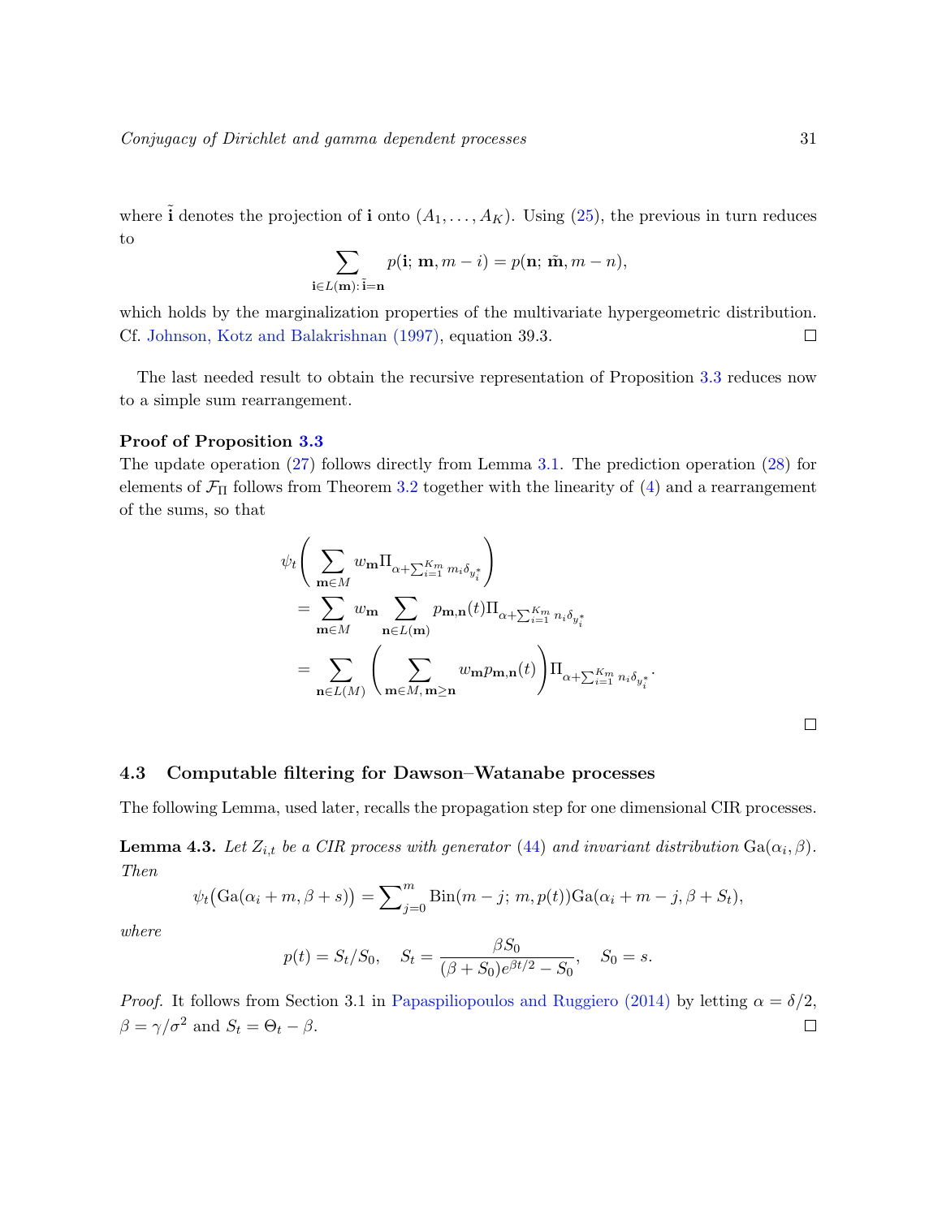where $\tilde{\mathbf{i}}$ denotes the projection of $\mathbf{i}$ onto $(A_1, \dots, A_K)$. Using (25), the previous in turn reduces to

$$\sum_{\mathbf{i} \in L(\mathbf{m}) : \tilde{\mathbf{i}} = \mathbf{n}} p(\mathbf{i}; \mathbf{m}, m - i) = p(\mathbf{n}; \tilde{\mathbf{m}}, m - n),$$

which holds by the marginalization properties of the multivariate hypergeometric distribution. Cf. Johnson, Kotz and Balakrishnan (1997), equation 39.3. □

The last needed result to obtain the recursive representation of Proposition 3.3 reduces now to a simple sum rearrangement.

**Proof of Proposition 3.3**

The update operation (27) follows directly from Lemma 3.1. The prediction operation (28) for elements of $\mathcal{F}_\Pi$ follows from Theorem 3.2 together with the linearity of (4) and a rearrangement of the sums, so that

$$\begin{aligned}
\psi_t\Bigg( \sum_{\mathbf{m} \in M} w_{\mathbf{m}} \Pi_{\alpha + \sum_{i=1}^{K_m} m_i \delta_{y_i^*}} \Bigg)
&= \sum_{\mathbf{m} \in M} w_{\mathbf{m}} \sum_{\mathbf{n} \in L(\mathbf{m})} p_{\mathbf{m},\mathbf{n}}(t) \Pi_{\alpha + \sum_{i=1}^{K_m} n_i \delta_{y_i^*}} \\
&= \sum_{\mathbf{n} \in L(M)} \Bigg( \sum_{\mathbf{m} \in M, \, \mathbf{m} \geq \mathbf{n}} w_{\mathbf{m}} p_{\mathbf{m},\mathbf{n}}(t) \Bigg) \Pi_{\alpha + \sum_{i=1}^{K_m} n_i \delta_{y_i^*}}.
\end{aligned}$$

□

### 4.3 Computable filtering for Dawson–Watanabe processes

The following Lemma, used later, recalls the propagation step for one dimensional CIR processes.

**Lemma 4.3.** *Let $Z_{i,t}$ be a CIR process with generator (44) and invariant distribution $\mathrm{Ga}(\alpha_i, \beta)$. Then*

$$\psi_t\big(\mathrm{Ga}(\alpha_i + m, \beta + s)\big) = \sum\nolimits_{j=0}^{m} \mathrm{Bin}(m - j; \, m, p(t)) \mathrm{Ga}(\alpha_i + m - j, \beta + S_t),$$

*where*

$$p(t) = S_t / S_0, \quad S_t = \frac{\beta S_0}{(\beta + S_0)e^{\beta t/2} - S_0}, \quad S_0 = s.$$

*Proof.* It follows from Section 3.1 in Papaspiliopoulos and Ruggiero (2014) by letting $\alpha = \delta/2$, $\beta = \gamma/\sigma^2$ and $S_t = \Theta_t - \beta$. □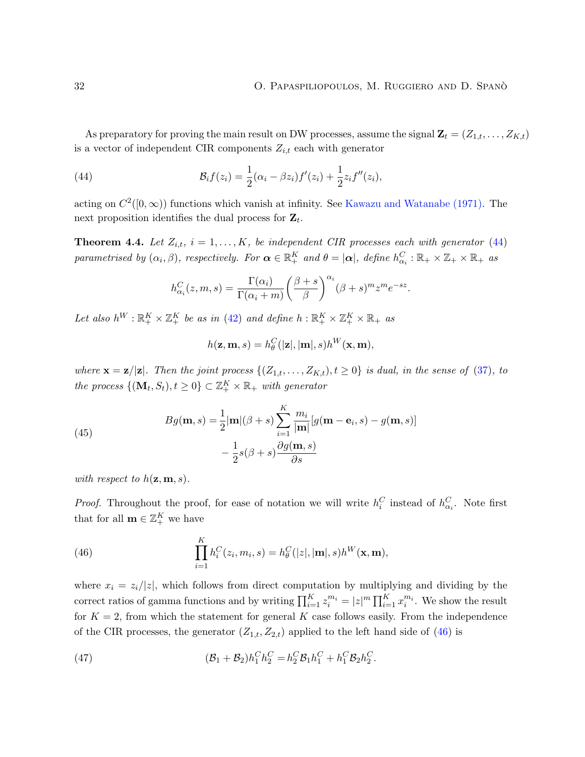As preparatory for proving the main result on DW processes, assume the signal $\mathbf{Z}_t = (Z_{1,t}, \dots, Z_{K,t})$ is a vector of independent CIR components $Z_{i,t}$ each with generator

$$\mathcal{B}_i f(z_i) = \frac{1}{2}(\alpha_i - \beta z_i) f'(z_i) + \frac{1}{2} z_i f''(z_i), \tag{44}$$

acting on $C^2([0,\infty))$ functions which vanish at infinity. See Kawazu and Watanabe (1971). The next proposition identifies the dual process for $\mathbf{Z}_t$.

**Theorem 4.4.** *Let $Z_{i,t}$, $i = 1, \dots, K$, be independent CIR processes each with generator (44) parametrised by $(\alpha_i, \beta)$, respectively. For $\boldsymbol{\alpha} \in \mathbb{R}_+^K$ and $\theta = |\boldsymbol{\alpha}|$, define $h_{\alpha_i}^C : \mathbb{R}_+ \times \mathbb{Z}_+ \times \mathbb{R}_+$ as*

$$h_{\alpha_i}^C(z, m, s) = \frac{\Gamma(\alpha_i)}{\Gamma(\alpha_i + m)} \left( \frac{\beta + s}{\beta} \right)^{\alpha_i} (\beta + s)^m z^m e^{-sz}.$$

*Let also $h^W : \mathbb{R}_+^K \times \mathbb{Z}_+^K$ be as in (42) and define $h : \mathbb{R}_+^K \times \mathbb{Z}_+^K \times \mathbb{R}_+$ as*

$$h(\mathbf{z}, \mathbf{m}, s) = h_\theta^C(|\mathbf{z}|, |\mathbf{m}|, s) h^W(\mathbf{x}, \mathbf{m}),$$

*where $\mathbf{x} = \mathbf{z}/|\mathbf{z}|$. Then the joint process $\{(Z_{1,t}, \dots, Z_{K,t}), t \geq 0\}$ is dual, in the sense of (37), to the process $\{(\mathbf{M}_t, S_t), t \geq 0\} \subset \mathbb{Z}_+^K \times \mathbb{R}_+$ with generator*

$$\begin{aligned} Bg(\mathbf{m}, s) = {} & \frac{1}{2} |\mathbf{m}| (\beta + s) \sum_{i=1}^K \frac{m_i}{|\mathbf{m}|} [g(\mathbf{m} - \mathbf{e}_i, s) - g(\mathbf{m}, s)] \\ & - \frac{1}{2} s (\beta + s) \frac{\partial g(\mathbf{m}, s)}{\partial s} \end{aligned} \tag{45}$$

*with respect to $h(\mathbf{z}, \mathbf{m}, s)$.*

*Proof.* Throughout the proof, for ease of notation we will write $h_i^C$ instead of $h_{\alpha_i}^C$. Note first that for all $\mathbf{m} \in \mathbb{Z}_+^K$ we have

$$\prod_{i=1}^K h_i^C(z_i, m_i, s) = h_\theta^C(|z|, |\mathbf{m}|, s) h^W(\mathbf{x}, \mathbf{m}), \tag{46}$$

where $x_i = z_i/|z|$, which follows from direct computation by multiplying and dividing by the correct ratios of gamma functions and by writing $\prod_{i=1}^K z_i^{m_i} = |z|^m \prod_{i=1}^K x_i^{m_i}$. We show the result for $K = 2$, from which the statement for general $K$ case follows easily. From the independence of the CIR processes, the generator $(Z_{1,t}, Z_{2,t})$ applied to the left hand side of (46) is

$$(\mathcal{B}_1 + \mathcal{B}_2) h_1^C h_2^C = h_2^C \mathcal{B}_1 h_1^C + h_1^C \mathcal{B}_2 h_2^C. \tag{47}$$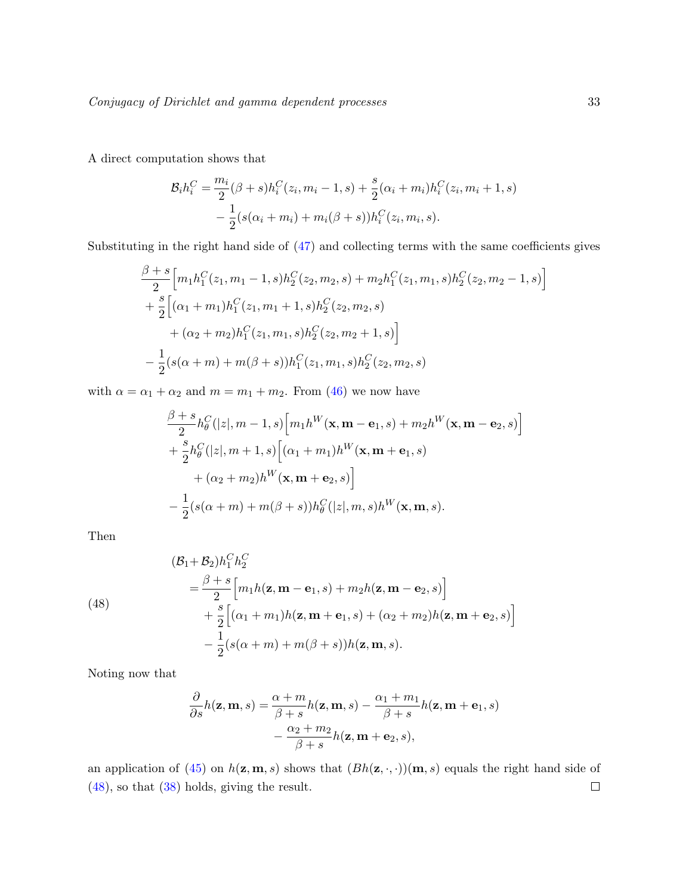A direct computation shows that

$$
\begin{aligned}
\mathcal{B}_i h_i^C = &\frac{m_i}{2}(\beta+s) h_i^C(z_i, m_i - 1, s) + \frac{s}{2}(\alpha_i + m_i) h_i^C(z_i, m_i + 1, s) \\
&- \frac{1}{2}(s(\alpha_i + m_i) + m_i(\beta + s)) h_i^C(z_i, m_i, s).
\end{aligned}
$$

Substituting in the right hand side of (47) and collecting terms with the same coefficients gives

$$
\begin{aligned}
&\frac{\beta+s}{2}\Big[m_1 h_1^C(z_1, m_1 - 1, s) h_2^C(z_2, m_2, s) + m_2 h_1^C(z_1, m_1, s) h_2^C(z_2, m_2 - 1, s)\Big] \\
&\quad + \frac{s}{2}\Big[(\alpha_1 + m_1) h_1^C(z_1, m_1 + 1, s) h_2^C(z_2, m_2, s) \\
&\qquad + (\alpha_2 + m_2) h_1^C(z_1, m_1, s) h_2^C(z_2, m_2 + 1, s)\Big] \\
&\quad - \frac{1}{2}(s(\alpha + m) + m(\beta + s)) h_1^C(z_1, m_1, s) h_2^C(z_2, m_2, s)
\end{aligned}
$$

with $\alpha = \alpha_1 + \alpha_2$ and $m = m_1 + m_2$. From (46) we now have

$$
\begin{aligned}
&\frac{\beta+s}{2} h_\theta^C(|z|, m - 1, s)\Big[m_1 h^W(\mathbf{x}, \mathbf{m} - \mathbf{e}_1, s) + m_2 h^W(\mathbf{x}, \mathbf{m} - \mathbf{e}_2, s)\Big] \\
&\quad + \frac{s}{2} h_\theta^C(|z|, m + 1, s)\Big[(\alpha_1 + m_1) h^W(\mathbf{x}, \mathbf{m} + \mathbf{e}_1, s) \\
&\qquad + (\alpha_2 + m_2) h^W(\mathbf{x}, \mathbf{m} + \mathbf{e}_2, s)\Big] \\
&\quad - \frac{1}{2}(s(\alpha + m) + m(\beta + s)) h_\theta^C(|z|, m, s) h^W(\mathbf{x}, \mathbf{m}, s).
\end{aligned}
$$

Then

$$
\begin{aligned}
&(\mathcal{B}_1 + \mathcal{B}_2) h_1^C h_2^C \\
&\quad = \frac{\beta+s}{2}\Big[m_1 h(\mathbf{z}, \mathbf{m} - \mathbf{e}_1, s) + m_2 h(\mathbf{z}, \mathbf{m} - \mathbf{e}_2, s)\Big] \\
&\qquad + \frac{s}{2}\Big[(\alpha_1 + m_1) h(\mathbf{z}, \mathbf{m} + \mathbf{e}_1, s) + (\alpha_2 + m_2) h(\mathbf{z}, \mathbf{m} + \mathbf{e}_2, s)\Big] \\
&\qquad - \frac{1}{2}(s(\alpha + m) + m(\beta + s)) h(\mathbf{z}, \mathbf{m}, s).
\end{aligned}
\tag{48}
$$

Noting now that

$$
\begin{aligned}
\frac{\partial}{\partial s} h(\mathbf{z}, \mathbf{m}, s) = &\frac{\alpha + m}{\beta + s} h(\mathbf{z}, \mathbf{m}, s) - \frac{\alpha_1 + m_1}{\beta + s} h(\mathbf{z}, \mathbf{m} + \mathbf{e}_1, s) \\
&- \frac{\alpha_2 + m_2}{\beta + s} h(\mathbf{z}, \mathbf{m} + \mathbf{e}_2, s),
\end{aligned}
$$

an application of (45) on $h(\mathbf{z}, \mathbf{m}, s)$ shows that $(Bh(\mathbf{z}, \cdot, \cdot))(\mathbf{m}, s)$ equals the right hand side of (48), so that (38) holds, giving the result. □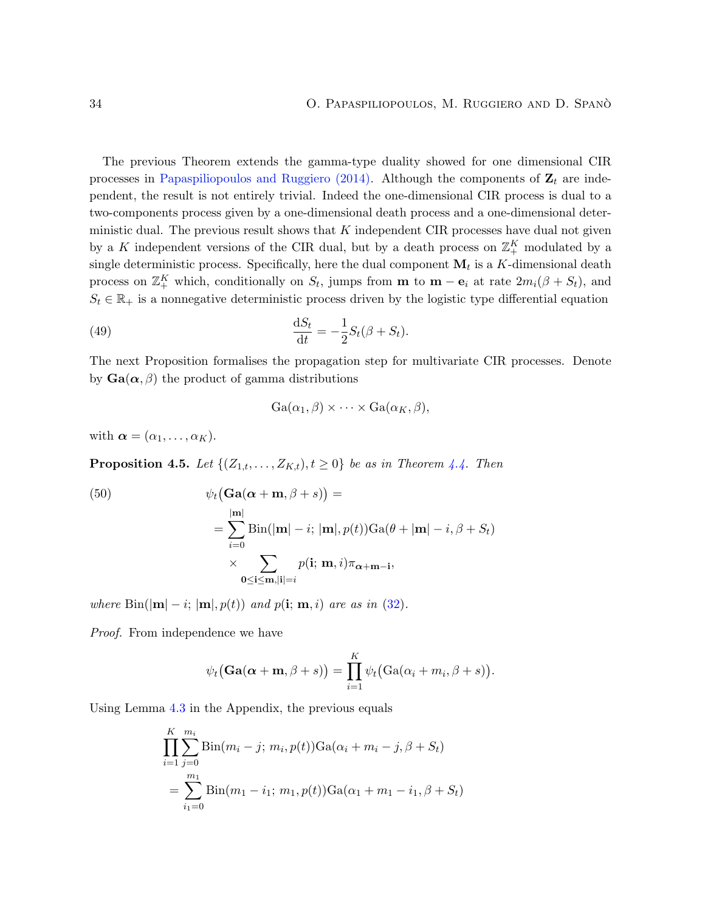The previous Theorem extends the gamma-type duality showed for one dimensional CIR processes in Papaspiliopoulos and Ruggiero (2014). Although the components of $\mathbf{Z}_t$ are independent, the result is not entirely trivial. Indeed the one-dimensional CIR process is dual to a two-components process given by a one-dimensional death process and a one-dimensional deterministic dual. The previous result shows that $K$ independent CIR processes have dual not given by a $K$ independent versions of the CIR dual, but by a death process on $\mathbb{Z}_+^K$ modulated by a single deterministic process. Specifically, here the dual component $\mathbf{M}_t$ is a $K$-dimensional death process on $\mathbb{Z}_+^K$ which, conditionally on $S_t$, jumps from $\mathbf{m}$ to $\mathbf{m}-\mathbf{e}_i$ at rate $2m_i(\beta+S_t)$, and $S_t \in \mathbb{R}_+$ is a nonnegative deterministic process driven by the logistic type differential equation

$$
\frac{\mathrm{d}S_t}{\mathrm{d}t} = -\frac{1}{2}S_t(\beta+S_t). \tag{49}
$$

The next Proposition formalises the propagation step for multivariate CIR processes. Denote by $\mathbf{Ga}(\boldsymbol{\alpha},\beta)$ the product of gamma distributions

$$
\mathrm{Ga}(\alpha_1,\beta)\times\cdots\times\mathrm{Ga}(\alpha_K,\beta),
$$

with $\boldsymbol{\alpha}=(\alpha_1,\dots,\alpha_K)$.

**Proposition 4.5.** *Let $\{(Z_{1,t},\dots,Z_{K,t}), t\geq 0\}$ be as in Theorem 4.4. Then*

$$
\begin{aligned}
\psi_t\big(\mathbf{Ga}(\boldsymbol{\alpha}+\mathbf{m},\beta+s)\big) &= \\
&= \sum_{i=0}^{|\mathbf{m}|}\mathrm{Bin}(|\mathbf{m}|-i;\,|\mathbf{m}|,p(t))\mathrm{Ga}(\theta+|\mathbf{m}|-i,\beta+S_t) \\
&\quad\times\sum_{\mathbf{0}\leq\mathbf{i}\leq\mathbf{m},|\mathbf{i}|=i} p(\mathbf{i};\,\mathbf{m},i)\pi_{\boldsymbol{\alpha}+\mathbf{m}-\mathbf{i}},
\end{aligned} \tag{50}
$$

*where* $\mathrm{Bin}(|\mathbf{m}|-i;\,|\mathbf{m}|,p(t))$ *and* $p(\mathbf{i};\,\mathbf{m},i)$ *are as in* (32).

*Proof.* From independence we have

$$
\psi_t\big(\mathbf{Ga}(\boldsymbol{\alpha}+\mathbf{m},\beta+s)\big) = \prod_{i=1}^{K}\psi_t\big(\mathrm{Ga}(\alpha_i+m_i,\beta+s)\big).
$$

Using Lemma 4.3 in the Appendix, the previous equals

$$
\begin{aligned}
&\prod_{i=1}^{K}\sum_{j=0}^{m_i}\mathrm{Bin}(m_i-j;\,m_i,p(t))\mathrm{Ga}(\alpha_i+m_i-j,\beta+S_t) \\
&\quad= \sum_{i_1=0}^{m_1}\mathrm{Bin}(m_1-i_1;\,m_1,p(t))\mathrm{Ga}(\alpha_1+m_1-i_1,\beta+S_t)
\end{aligned}
$$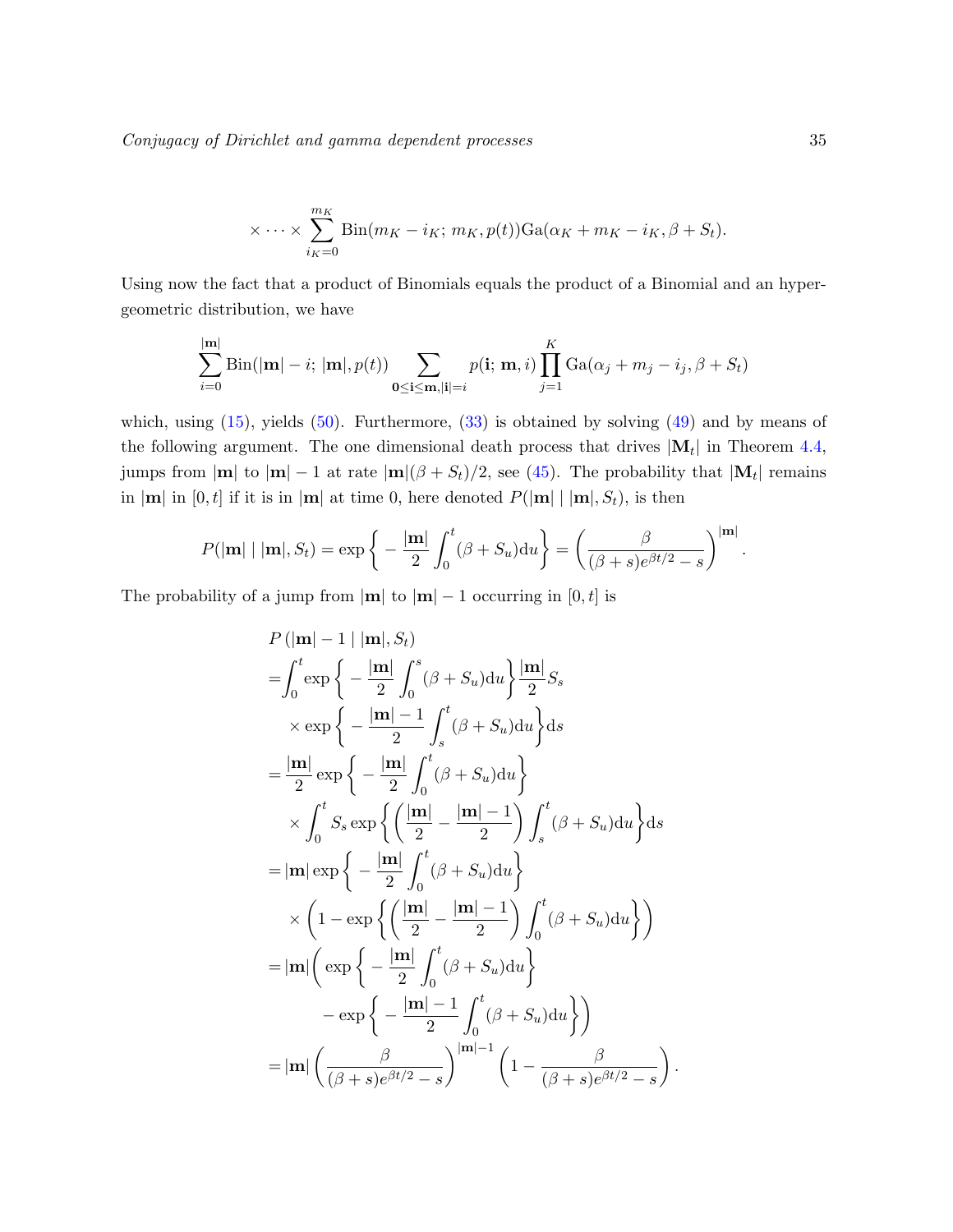$$\times \cdots \times \sum_{i_K=0}^{m_K} \text{Bin}(m_K - i_K;\, m_K, p(t)) \text{Ga}(\alpha_K + m_K - i_K, \beta + S_t).$$

Using now the fact that a product of Binomials equals the product of a Binomial and an hypergeometric distribution, we have

$$\sum_{i=0}^{|\mathbf{m}|} \text{Bin}(|\mathbf{m}| - i;\, |\mathbf{m}|, p(t)) \sum_{\mathbf{0} \leq \mathbf{i} \leq \mathbf{m}, |\mathbf{i}|=i} p(\mathbf{i};\, \mathbf{m}, i) \prod_{j=1}^{K} \text{Ga}(\alpha_j + m_j - i_j, \beta + S_t)$$

which, using (15), yields (50). Furthermore, (33) is obtained by solving (49) and by means of the following argument. The one dimensional death process that drives $|\mathbf{M}_t|$ in Theorem 4.4, jumps from $|\mathbf{m}|$ to $|\mathbf{m}| - 1$ at rate $|\mathbf{m}|(\beta + S_t)/2$, see (45). The probability that $|\mathbf{M}_t|$ remains in $|\mathbf{m}|$ in $[0, t]$ if it is in $|\mathbf{m}|$ at time 0, here denoted $P(|\mathbf{m}| \mid |\mathbf{m}|, S_t)$, is then

$$P(|\mathbf{m}| \mid |\mathbf{m}|, S_t) = \exp\bigg\{ - \frac{|\mathbf{m}|}{2} \int_0^t (\beta + S_u) \mathrm{d}u \bigg\} = \left( \frac{\beta}{(\beta + s)e^{\beta t/2} - s} \right)^{|\mathbf{m}|}.$$

The probability of a jump from $|\mathbf{m}|$ to $|\mathbf{m}| - 1$ occurring in $[0, t]$ is

$$\begin{aligned}
&P\left(|\mathbf{m}| - 1 \mid |\mathbf{m}|, S_t\right) \\
=& \int_0^t \exp\bigg\{ - \frac{|\mathbf{m}|}{2} \int_0^s (\beta + S_u) \mathrm{d}u \bigg\} \frac{|\mathbf{m}|}{2} S_s \\
&\times \exp\bigg\{ - \frac{|\mathbf{m}| - 1}{2} \int_s^t (\beta + S_u) \mathrm{d}u \bigg\} \mathrm{d}s \\
=& \frac{|\mathbf{m}|}{2} \exp\bigg\{ - \frac{|\mathbf{m}|}{2} \int_0^t (\beta + S_u) \mathrm{d}u \bigg\} \\
&\times \int_0^t S_s \exp\bigg\{ \left( \frac{|\mathbf{m}|}{2} - \frac{|\mathbf{m}| - 1}{2} \right) \int_s^t (\beta + S_u) \mathrm{d}u \bigg\} \mathrm{d}s \\
=& |\mathbf{m}| \exp\bigg\{ - \frac{|\mathbf{m}|}{2} \int_0^t (\beta + S_u) \mathrm{d}u \bigg\} \\
&\times \left( 1 - \exp\bigg\{ \left( \frac{|\mathbf{m}|}{2} - \frac{|\mathbf{m}| - 1}{2} \right) \int_0^t (\beta + S_u) \mathrm{d}u \bigg\} \right) \\
=& |\mathbf{m}| \bigg( \exp\bigg\{ - \frac{|\mathbf{m}|}{2} \int_0^t (\beta + S_u) \mathrm{d}u \bigg\} \\
&- \exp\bigg\{ - \frac{|\mathbf{m}| - 1}{2} \int_0^t (\beta + S_u) \mathrm{d}u \bigg\} \bigg) \\
=& |\mathbf{m}| \left( \frac{\beta}{(\beta + s)e^{\beta t/2} - s} \right)^{|\mathbf{m}|-1} \left( 1 - \frac{\beta}{(\beta + s)e^{\beta t/2} - s} \right).
\end{aligned}$$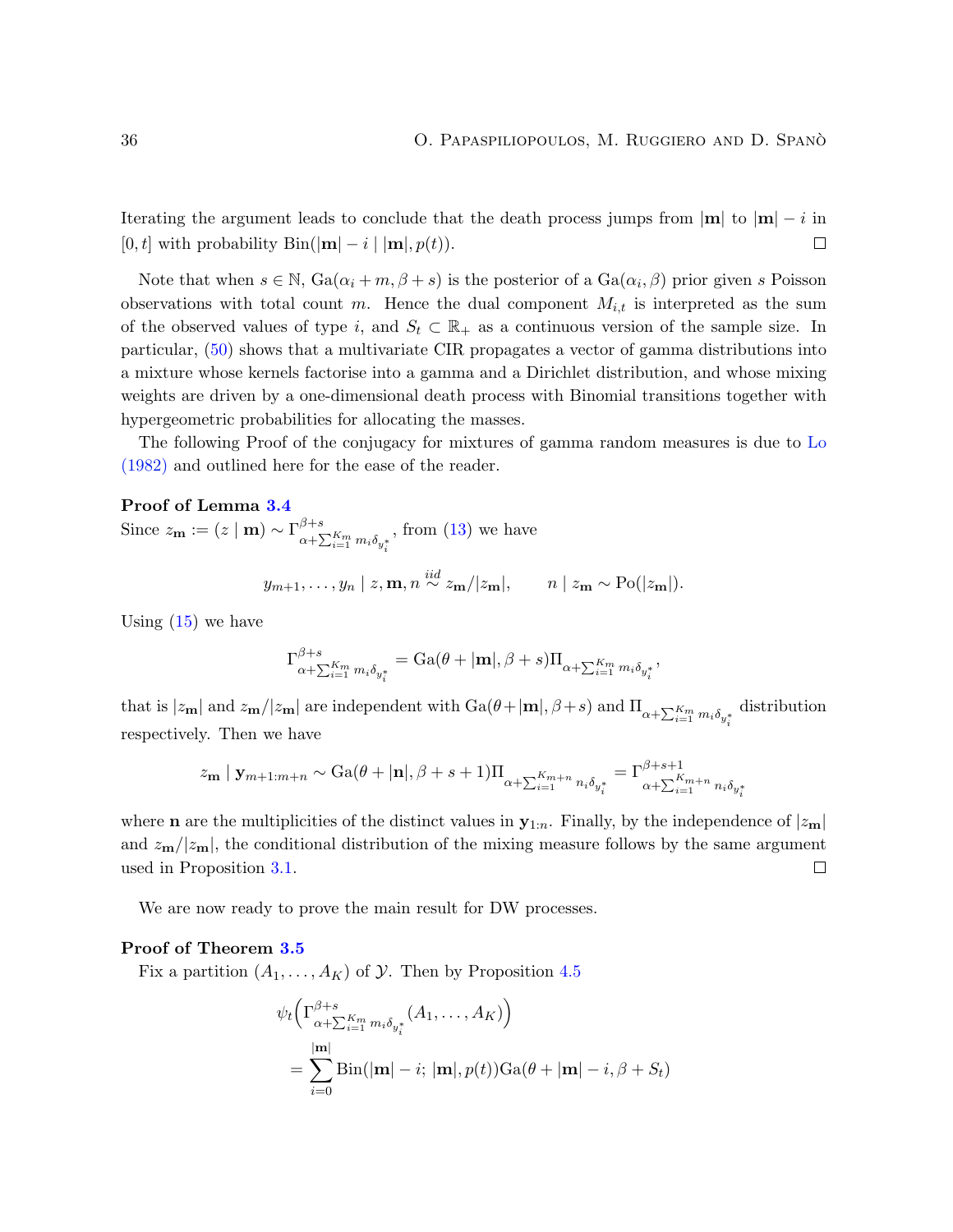Iterating the argument leads to conclude that the death process jumps from $|\mathbf{m}|$ to $|\mathbf{m}| - i$ in $[0, t]$ with probability $\text{Bin}(|\mathbf{m}| - i \mid |\mathbf{m}|, p(t))$. $\square$

Note that when $s \in \mathbb{N}$, $\text{Ga}(\alpha_i + m, \beta + s)$ is the posterior of a $\text{Ga}(\alpha_i, \beta)$ prior given $s$ Poisson observations with total count $m$. Hence the dual component $M_{i,t}$ is interpreted as the sum of the observed values of type $i$, and $S_t \subset \mathbb{R}_+$ as a continuous version of the sample size. In particular, (50) shows that a multivariate CIR propagates a vector of gamma distributions into a mixture whose kernels factorise into a gamma and a Dirichlet distribution, and whose mixing weights are driven by a one-dimensional death process with Binomial transitions together with hypergeometric probabilities for allocating the masses.

The following Proof of the conjugacy for mixtures of gamma random measures is due to Lo (1982) and outlined here for the ease of the reader.

**Proof of Lemma 3.4**

Since $z_{\mathbf{m}} := (z \mid \mathbf{m}) \sim \Gamma^{\beta+s}_{\alpha+\sum_{i=1}^{K_m} m_i \delta_{y_i^*}}$, from (13) we have

$$y_{m+1}, \dots, y_n \mid z, \mathbf{m}, n \overset{iid}{\sim} z_{\mathbf{m}}/|z_{\mathbf{m}}|, \qquad n \mid z_{\mathbf{m}} \sim \text{Po}(|z_{\mathbf{m}}|).$$

Using (15) we have

$$\Gamma^{\beta+s}_{\alpha+\sum_{i=1}^{K_m} m_i \delta_{y_i^*}} = \text{Ga}(\theta + |\mathbf{m}|, \beta + s)\Pi_{\alpha+\sum_{i=1}^{K_m} m_i \delta_{y_i^*}},$$

that is $|z_{\mathbf{m}}|$ and $z_{\mathbf{m}}/|z_{\mathbf{m}}|$ are independent with $\text{Ga}(\theta+|\mathbf{m}|, \beta+s)$ and $\Pi_{\alpha+\sum_{i=1}^{K_m} m_i \delta_{y_i^*}}$ distribution respectively. Then we have

$$z_{\mathbf{m}} \mid \mathbf{y}_{m+1:m+n} \sim \text{Ga}(\theta + |\mathbf{n}|, \beta + s + 1)\Pi_{\alpha+\sum_{i=1}^{K_{m+n}} n_i \delta_{y_i^*}} = \Gamma^{\beta+s+1}_{\alpha+\sum_{i=1}^{K_{m+n}} n_i \delta_{y_i^*}}$$

where $\mathbf{n}$ are the multiplicities of the distinct values in $\mathbf{y}_{1:n}$. Finally, by the independence of $|z_{\mathbf{m}}|$ and $z_{\mathbf{m}}/|z_{\mathbf{m}}|$, the conditional distribution of the mixing measure follows by the same argument used in Proposition 3.1. $\square$

We are now ready to prove the main result for DW processes.

**Proof of Theorem 3.5**

Fix a partition $(A_1, \dots, A_K)$ of $\mathcal{Y}$. Then by Proposition 4.5

$$\begin{aligned}
&\psi_t\Big(\Gamma^{\beta+s}_{\alpha+\sum_{i=1}^{K_m} m_i \delta_{y_i^*}}(A_1, \dots, A_K)\Big) \\
&\quad = \sum_{i=0}^{|\mathbf{m}|} \text{Bin}(|\mathbf{m}| - i;\, |\mathbf{m}|, p(t))\text{Ga}(\theta + |\mathbf{m}| - i, \beta + S_t)
\end{aligned}$$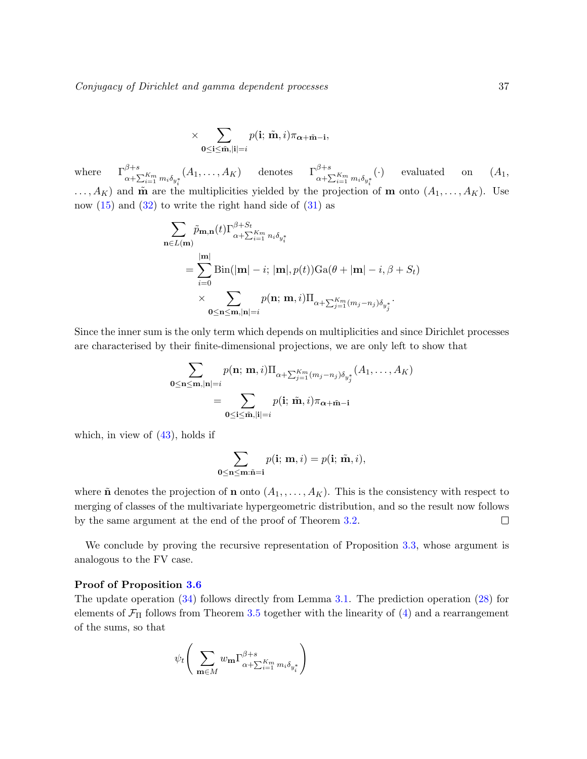$$
\times \sum_{\mathbf{0}\le \mathbf{i}\le \tilde{\mathbf{m}}, |\mathbf{i}|=i} p(\mathbf{i};\, \tilde{\mathbf{m}}, i)\pi_{\boldsymbol{\alpha}+\tilde{\mathbf{m}}-\mathbf{i}},
$$

where $\Gamma^{\beta+s}_{\alpha+\sum_{i=1}^{K_m} m_i\delta_{y_i^*}}(A_1,\dots,A_K)$ denotes $\Gamma^{\beta+s}_{\alpha+\sum_{i=1}^{K_m} m_i\delta_{y_i^*}}(\cdot)$ evaluated on $(A_1, \dots, A_K)$ and $\tilde{\mathbf{m}}$ are the multiplicities yielded by the projection of $\mathbf{m}$ onto $(A_1,\dots,A_K)$. Use now (15) and (32) to write the right hand side of (31) as

$$
\begin{aligned}
\sum_{\mathbf{n}\in L(\mathbf{m})} & \tilde{p}_{\mathbf{m},\mathbf{n}}(t)\Gamma^{\beta+S_t}_{\alpha+\sum_{i=1}^{K_m} n_i\delta_{y_i^*}} \\
&= \sum_{i=0}^{|\mathbf{m}|} \mathrm{Bin}(|\mathbf{m}|-i;\, |\mathbf{m}|, p(t))\mathrm{Ga}(\theta+|\mathbf{m}|-i, \beta+S_t) \\
&\quad \times \sum_{\mathbf{0}\le \mathbf{n}\le \mathbf{m}, |\mathbf{n}|=i} p(\mathbf{n};\, \mathbf{m}, i)\Pi_{\alpha+\sum_{j=1}^{K_m}(m_j-n_j)\delta_{y_j^*}}.
\end{aligned}
$$

Since the inner sum is the only term which depends on multiplicities and since Dirichlet processes are characterised by their finite-dimensional projections, we are only left to show that

$$
\begin{aligned}
\sum_{\mathbf{0}\le \mathbf{n}\le \mathbf{m}, |\mathbf{n}|=i} & p(\mathbf{n};\, \mathbf{m}, i)\Pi_{\alpha+\sum_{j=1}^{K_m}(m_j-n_j)\delta_{y_j^*}}(A_1,\dots,A_K) \\
&= \sum_{\mathbf{0}\le \mathbf{i}\le \tilde{\mathbf{m}}, |\mathbf{i}|=i} p(\mathbf{i};\, \tilde{\mathbf{m}}, i)\pi_{\boldsymbol{\alpha}+\tilde{\mathbf{m}}-\mathbf{i}}
\end{aligned}
$$

which, in view of (43), holds if

$$
\sum_{\mathbf{0}\le \mathbf{n}\le \mathbf{m}: \tilde{\mathbf{n}}=\mathbf{i}} p(\mathbf{i};\, \mathbf{m}, i) = p(\mathbf{i};\, \tilde{\mathbf{m}}, i),
$$

where $\tilde{\mathbf{n}}$ denotes the projection of $\mathbf{n}$ onto $(A_1,,\dots,A_K)$. This is the consistency with respect to merging of classes of the multivariate hypergeometric distribution, and so the result now follows by the same argument at the end of the proof of Theorem 3.2. □

We conclude by proving the recursive representation of Proposition 3.3, whose argument is analogous to the FV case.

**Proof of Proposition 3.6**

The update operation (34) follows directly from Lemma 3.1. The prediction operation (28) for elements of $\mathcal{F}_\Pi$ follows from Theorem 3.5 together with the linearity of (4) and a rearrangement of the sums, so that

$$
\psi_t\left(\sum_{\mathbf{m}\in M} w_{\mathbf{m}}\Gamma^{\beta+s}_{\alpha+\sum_{i=1}^{K_m} m_i\delta_{y_i^*}}\right)
$$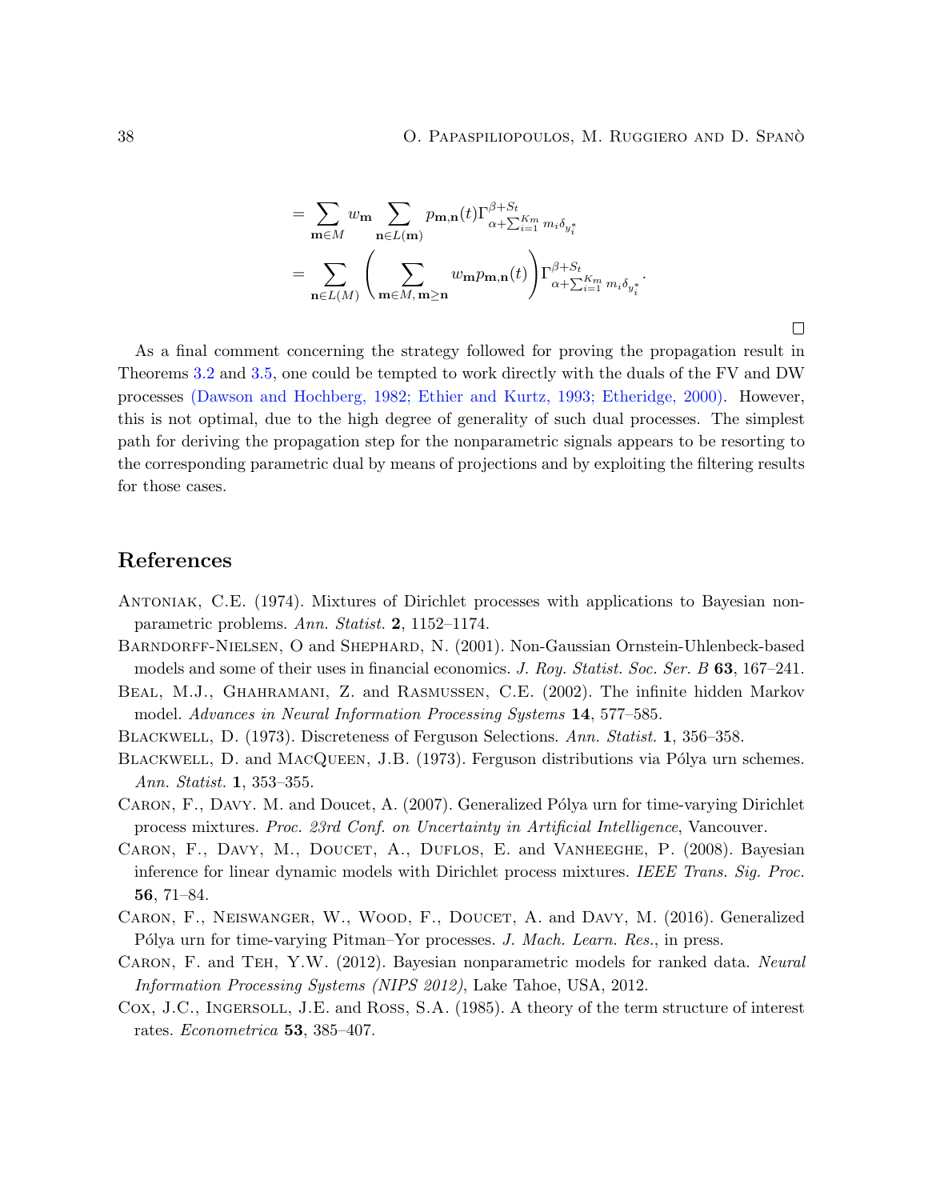$$= \sum_{\mathbf{m}\in M} w_{\mathbf{m}} \sum_{\mathbf{n}\in L(\mathbf{m})} p_{\mathbf{m},\mathbf{n}}(t) \Gamma^{\beta+S_t}_{\alpha+\sum_{i=1}^{K_m} m_i \delta_{y_i^*}}$$

$$= \sum_{\mathbf{n}\in L(M)} \left( \sum_{\mathbf{m}\in M,\, \mathbf{m}\geq \mathbf{n}} w_{\mathbf{m}} p_{\mathbf{m},\mathbf{n}}(t) \right) \Gamma^{\beta+S_t}_{\alpha+\sum_{i=1}^{K_m} m_i \delta_{y_i^*}}.$$

□

As a final comment concerning the strategy followed for proving the propagation result in Theorems 3.2 and 3.5, one could be tempted to work directly with the duals of the FV and DW processes (Dawson and Hochberg, 1982; Ethier and Kurtz, 1993; Etheridge, 2000). However, this is not optimal, due to the high degree of generality of such dual processes. The simplest path for deriving the propagation step for the nonparametric signals appears to be resorting to the corresponding parametric dual by means of projections and by exploiting the filtering results for those cases.

## References

Antoniak, C.E. (1974). Mixtures of Dirichlet processes with applications to Bayesian nonparametric problems. *Ann. Statist.* **2**, 1152–1174.

Barndorff-Nielsen, O and Shephard, N. (2001). Non-Gaussian Ornstein-Uhlenbeck-based models and some of their uses in financial economics. *J. Roy. Statist. Soc. Ser. B* **63**, 167–241.

Beal, M.J., Ghahramani, Z. and Rasmussen, C.E. (2002). The infinite hidden Markov model. *Advances in Neural Information Processing Systems* **14**, 577–585.

Blackwell, D. (1973). Discreteness of Ferguson Selections. *Ann. Statist.* **1**, 356–358.

Blackwell, D. and MacQueen, J.B. (1973). Ferguson distributions via Pólya urn schemes. *Ann. Statist.* **1**, 353–355.

Caron, F., Davy. M. and Doucet, A. (2007). Generalized Pólya urn for time-varying Dirichlet process mixtures. *Proc. 23rd Conf. on Uncertainty in Artificial Intelligence*, Vancouver.

Caron, F., Davy, M., Doucet, A., Duflos, E. and Vanheeghe, P. (2008). Bayesian inference for linear dynamic models with Dirichlet process mixtures. *IEEE Trans. Sig. Proc.* **56**, 71–84.

Caron, F., Neiswanger, W., Wood, F., Doucet, A. and Davy, M. (2016). Generalized Pólya urn for time-varying Pitman–Yor processes. *J. Mach. Learn. Res.*, in press.

Caron, F. and Teh, Y.W. (2012). Bayesian nonparametric models for ranked data. *Neural Information Processing Systems (NIPS 2012)*, Lake Tahoe, USA, 2012.

Cox, J.C., Ingersoll, J.E. and Ross, S.A. (1985). A theory of the term structure of interest rates. *Econometrica* **53**, 385–407.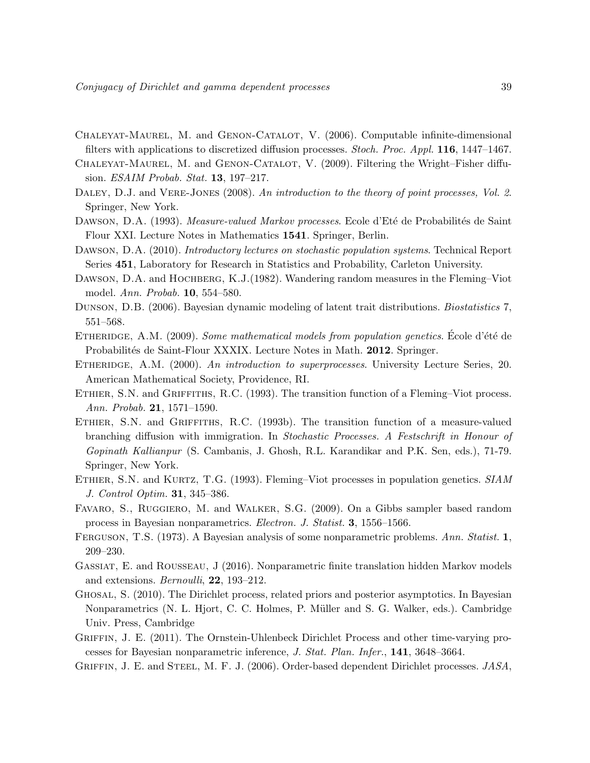Chaleyat-Maurel, M. and Genon-Catalot, V. (2006). Computable infinite-dimensional filters with applications to discretized diffusion processes. *Stoch. Proc. Appl.* **116**, 1447–1467.

Chaleyat-Maurel, M. and Genon-Catalot, V. (2009). Filtering the Wright–Fisher diffusion. *ESAIM Probab. Stat.* **13**, 197–217.

Daley, D.J. and Vere-Jones (2008). *An introduction to the theory of point processes, Vol. 2*. Springer, New York.

Dawson, D.A. (1993). *Measure-valued Markov processes*. Ecole d'Eté de Probabilités de Saint Flour XXI. Lecture Notes in Mathematics **1541**. Springer, Berlin.

Dawson, D.A. (2010). *Introductory lectures on stochastic population systems*. Technical Report Series **451**, Laboratory for Research in Statistics and Probability, Carleton University.

Dawson, D.A. and Hochberg, K.J.(1982). Wandering random measures in the Fleming–Viot model. *Ann. Probab.* **10**, 554–580.

Dunson, D.B. (2006). Bayesian dynamic modeling of latent trait distributions. *Biostatistics* 7, 551–568.

Etheridge, A.M. (2009). *Some mathematical models from population genetics*. École d'été de Probabilités de Saint-Flour XXXIX. Lecture Notes in Math. **2012**. Springer.

Etheridge, A.M. (2000). *An introduction to superprocesses*. University Lecture Series, 20. American Mathematical Society, Providence, RI.

Ethier, S.N. and Griffiths, R.C. (1993). The transition function of a Fleming–Viot process. *Ann. Probab.* **21**, 1571–1590.

Ethier, S.N. and Griffiths, R.C. (1993b). The transition function of a measure-valued branching diffusion with immigration. In *Stochastic Processes. A Festschrift in Honour of Gopinath Kallianpur* (S. Cambanis, J. Ghosh, R.L. Karandikar and P.K. Sen, eds.), 71-79. Springer, New York.

Ethier, S.N. and Kurtz, T.G. (1993). Fleming–Viot processes in population genetics. *SIAM J. Control Optim.* **31**, 345–386.

Favaro, S., Ruggiero, M. and Walker, S.G. (2009). On a Gibbs sampler based random process in Bayesian nonparametrics. *Electron. J. Statist.* **3**, 1556–1566.

Ferguson, T.S. (1973). A Bayesian analysis of some nonparametric problems. *Ann. Statist.* **1**, 209–230.

Gassiat, E. and Rousseau, J (2016). Nonparametric finite translation hidden Markov models and extensions. *Bernoulli*, **22**, 193–212.

Ghosal, S. (2010). The Dirichlet process, related priors and posterior asymptotics. In Bayesian Nonparametrics (N. L. Hjort, C. C. Holmes, P. Müller and S. G. Walker, eds.). Cambridge Univ. Press, Cambridge

Griffin, J. E. (2011). The Ornstein-Uhlenbeck Dirichlet Process and other time-varying processes for Bayesian nonparametric inference, *J. Stat. Plan. Infer.*, **141**, 3648–3664.

Griffin, J. E. and Steel, M. F. J. (2006). Order-based dependent Dirichlet processes. *JASA*,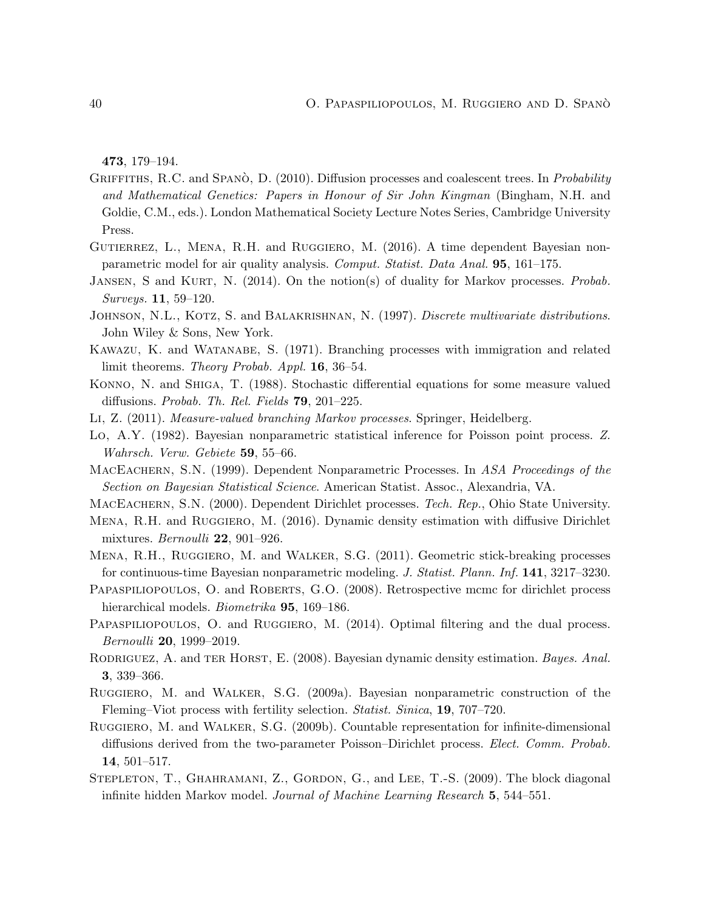**473**, 179–194.

Griffiths, R.C. and Spanò, D. (2010). Diffusion processes and coalescent trees. In *Probability and Mathematical Genetics: Papers in Honour of Sir John Kingman* (Bingham, N.H. and Goldie, C.M., eds.). London Mathematical Society Lecture Notes Series, Cambridge University Press.

Gutierrez, L., Mena, R.H. and Ruggiero, M. (2016). A time dependent Bayesian nonparametric model for air quality analysis. *Comput. Statist. Data Anal.* **95**, 161–175.

Jansen, S and Kurt, N. (2014). On the notion(s) of duality for Markov processes. *Probab. Surveys.* **11**, 59–120.

Johnson, N.L., Kotz, S. and Balakrishnan, N. (1997). *Discrete multivariate distributions*. John Wiley & Sons, New York.

Kawazu, K. and Watanabe, S. (1971). Branching processes with immigration and related limit theorems. *Theory Probab. Appl.* **16**, 36–54.

Konno, N. and Shiga, T. (1988). Stochastic differential equations for some measure valued diffusions. *Probab. Th. Rel. Fields* **79**, 201–225.

Li, Z. (2011). *Measure-valued branching Markov processes*. Springer, Heidelberg.

Lo, A.Y. (1982). Bayesian nonparametric statistical inference for Poisson point process. *Z. Wahrsch. Verw. Gebiete* **59**, 55–66.

MacEachern, S.N. (1999). Dependent Nonparametric Processes. In *ASA Proceedings of the Section on Bayesian Statistical Science*. American Statist. Assoc., Alexandria, VA.

MacEachern, S.N. (2000). Dependent Dirichlet processes. *Tech. Rep.*, Ohio State University.

Mena, R.H. and Ruggiero, M. (2016). Dynamic density estimation with diffusive Dirichlet mixtures. *Bernoulli* **22**, 901–926.

Mena, R.H., Ruggiero, M. and Walker, S.G. (2011). Geometric stick-breaking processes for continuous-time Bayesian nonparametric modeling. *J. Statist. Plann. Inf.* **141**, 3217–3230.

Papaspiliopoulos, O. and Roberts, G.O. (2008). Retrospective mcmc for dirichlet process hierarchical models. *Biometrika* **95**, 169–186.

Papaspiliopoulos, O. and Ruggiero, M. (2014). Optimal filtering and the dual process. *Bernoulli* **20**, 1999–2019.

Rodriguez, A. and ter Horst, E. (2008). Bayesian dynamic density estimation. *Bayes. Anal.* **3**, 339–366.

Ruggiero, M. and Walker, S.G. (2009a). Bayesian nonparametric construction of the Fleming–Viot process with fertility selection. *Statist. Sinica*, **19**, 707–720.

Ruggiero, M. and Walker, S.G. (2009b). Countable representation for infinite-dimensional diffusions derived from the two-parameter Poisson–Dirichlet process. *Elect. Comm. Probab.* **14**, 501–517.

Stepleton, T., Ghahramani, Z., Gordon, G., and Lee, T.-S. (2009). The block diagonal infinite hidden Markov model. *Journal of Machine Learning Research* **5**, 544–551.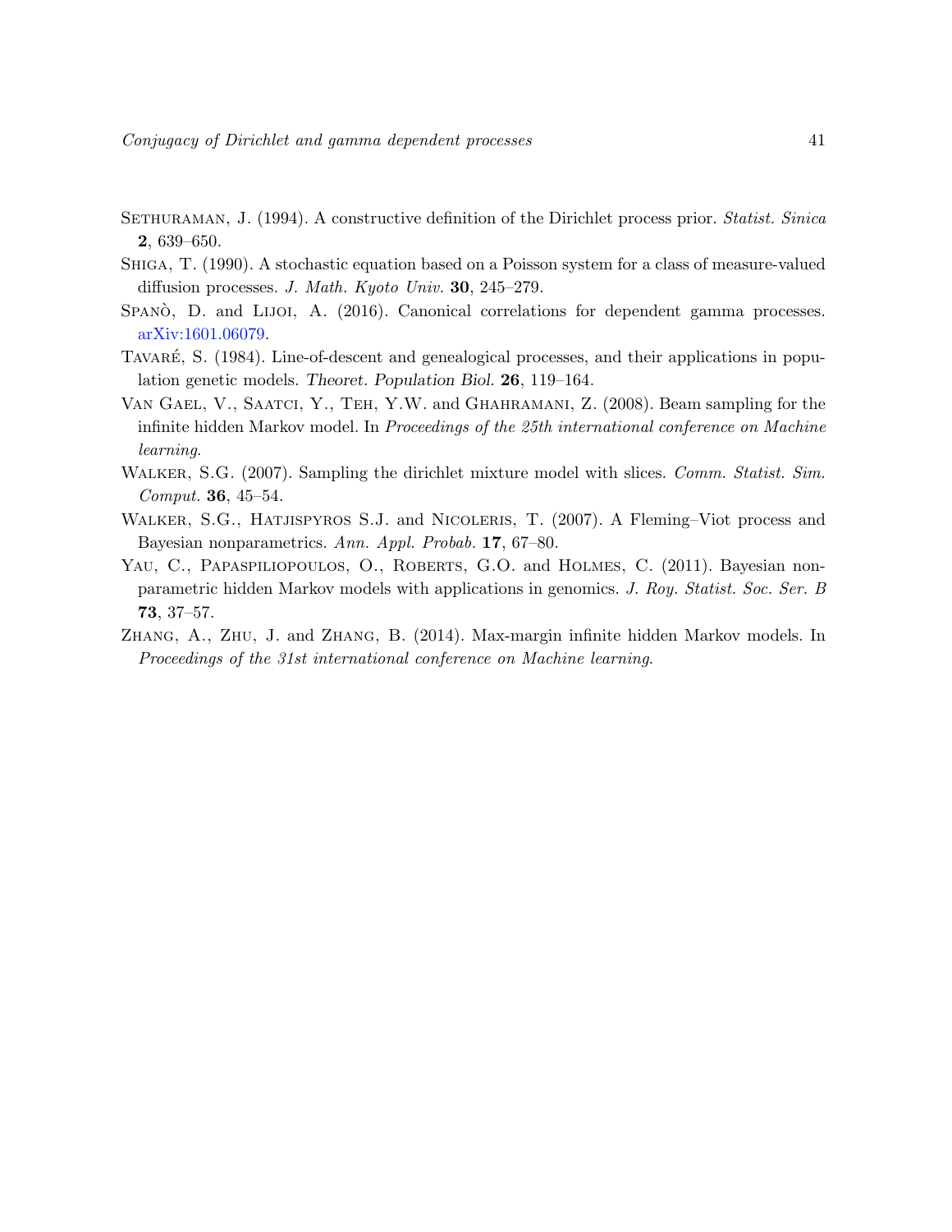Sethuraman, J. (1994). A constructive definition of the Dirichlet process prior. *Statist. Sinica* **2**, 639–650.

Shiga, T. (1990). A stochastic equation based on a Poisson system for a class of measure-valued diffusion processes. *J. Math. Kyoto Univ.* **30**, 245–279.

Spanò, D. and Lijoi, A. (2016). Canonical correlations for dependent gamma processes. arXiv:1601.06079.

Tavaré, S. (1984). Line-of-descent and genealogical processes, and their applications in population genetic models. *Theoret. Population Biol.* **26**, 119–164.

Van Gael, V., Saatci, Y., Teh, Y.W. and Ghahramani, Z. (2008). Beam sampling for the infinite hidden Markov model. In *Proceedings of the 25th international conference on Machine learning*.

Walker, S.G. (2007). Sampling the dirichlet mixture model with slices. *Comm. Statist. Sim. Comput.* **36**, 45–54.

Walker, S.G., Hatjispyros S.J. and Nicoleris, T. (2007). A Fleming–Viot process and Bayesian nonparametrics. *Ann. Appl. Probab.* **17**, 67–80.

Yau, C., Papaspiliopoulos, O., Roberts, G.O. and Holmes, C. (2011). Bayesian nonparametric hidden Markov models with applications in genomics. *J. Roy. Statist. Soc. Ser. B* **73**, 37–57.

Zhang, A., Zhu, J. and Zhang, B. (2014). Max-margin infinite hidden Markov models. In *Proceedings of the 31st international conference on Machine learning*.